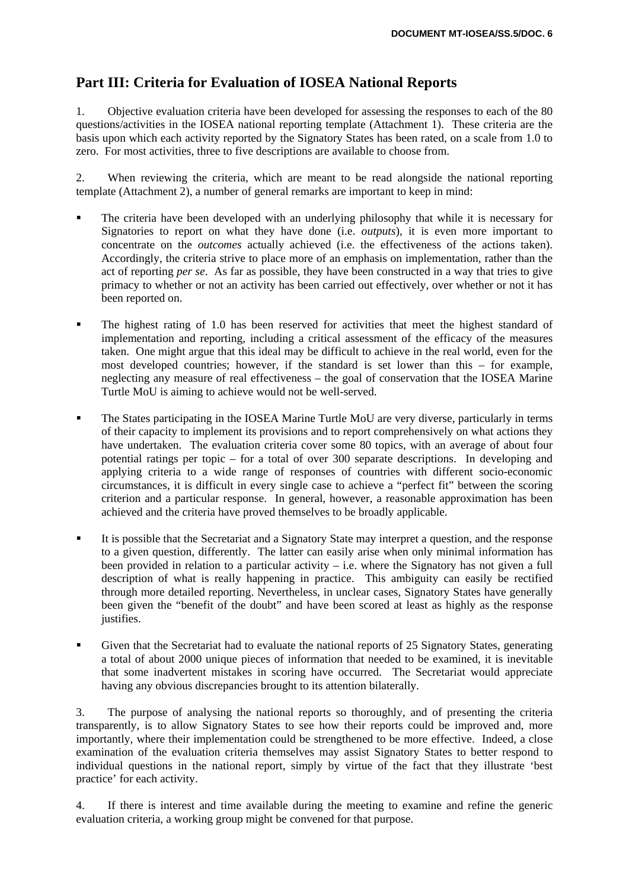# Part III: Criteria for Evaluation of IOSEA National Reports

1. Objective evaluation criteria have been developed for assessing the responses to each of the 80 questions/activities in the IOSEA national reporting template (Attachment 1). These criteria are the basis upon which each activity reported by the Signatory States has been rated, on a scale from 1.0 to zero. For most activities, three to five descriptions are available to choose from.

2. When reviewing the criteria, which are meant to be read alongside the national reporting template (Attachment 2), a number of general remarks are important to keep in mind:

- The criteria have been developed with an underlying philosophy that while it is necessary for Signatories to report on what they have done (i.e. *outputs*), it is even more important to concentrate on the *outcomes* actually achieved (i.e. the effectiveness of the actions taken). Accordingly, the criteria strive to place more of an emphasis on implementation, rather than the act of reporting *per se*. As far as possible, they have been constructed in a way that tries to give primacy to whether or not an activity has been carried out effectively, over whether or not it has been reported on.

- The highest rating of 1.0 has been reserved for activities that meet the highest standard of implementation and reporting, including a critical assessment of the efficacy of the measures taken. One might argue that this ideal may be difficult to achieve in the real world, even for the most developed countries; however, if the standard is set lower than this – for example, neglecting any measure of real effectiveness – the goal of conservation that the IOSEA Marine Turtle MoU is aiming to achieve would not be well-served.

- The States participating in the IOSEA Marine Turtle MoU are very diverse, particularly in terms of their capacity to implement its provisions and to report comprehensively on what actions they have undertaken. The evaluation criteria cover some 80 topics, with an average of about four potential ratings per topic – for a total of over 300 separate descriptions. In developing and applying criteria to a wide range of responses of countries with different socio-economic circumstances, it is difficult in every single case to achieve a "perfect fit" between the scoring criterion and a particular response. In general, however, a reasonable approximation has been achieved and the criteria have proved themselves to be broadly applicable.

- It is possible that the Secretariat and a Signatory State may interpret a question, and the response to a given question, differently. The latter can easily arise when only minimal information has been provided in relation to a particular activity – i.e. where the Signatory has not given a full description of what is really happening in practice. This ambiguity can easily be rectified through more detailed reporting. Nevertheless, in unclear cases, Signatory States have generally been given the "benefit of the doubt" and have been scored at least as highly as the response justifies.

- Given that the Secretariat had to evaluate the national reports of 25 Signatory States, generating a total of about 2000 unique pieces of information that needed to be examined, it is inevitable that some inadvertent mistakes in scoring have occurred. The Secretariat would appreciate having any obvious discrepancies brought to its attention bilaterally.

3. The purpose of analysing the national reports so thoroughly, and of presenting the criteria transparently, is to allow Signatory States to see how their reports could be improved and, more importantly, where their implementation could be strengthened to be more effective. Indeed, a close examination of the evaluation criteria themselves may assist Signatory States to better respond to individual questions in the national report, simply by virtue of the fact that they illustrate 'best practice' for each activity.

4. If there is interest and time available during the meeting to examine and refine the generic evaluation criteria, a working group might be convened for that purpose.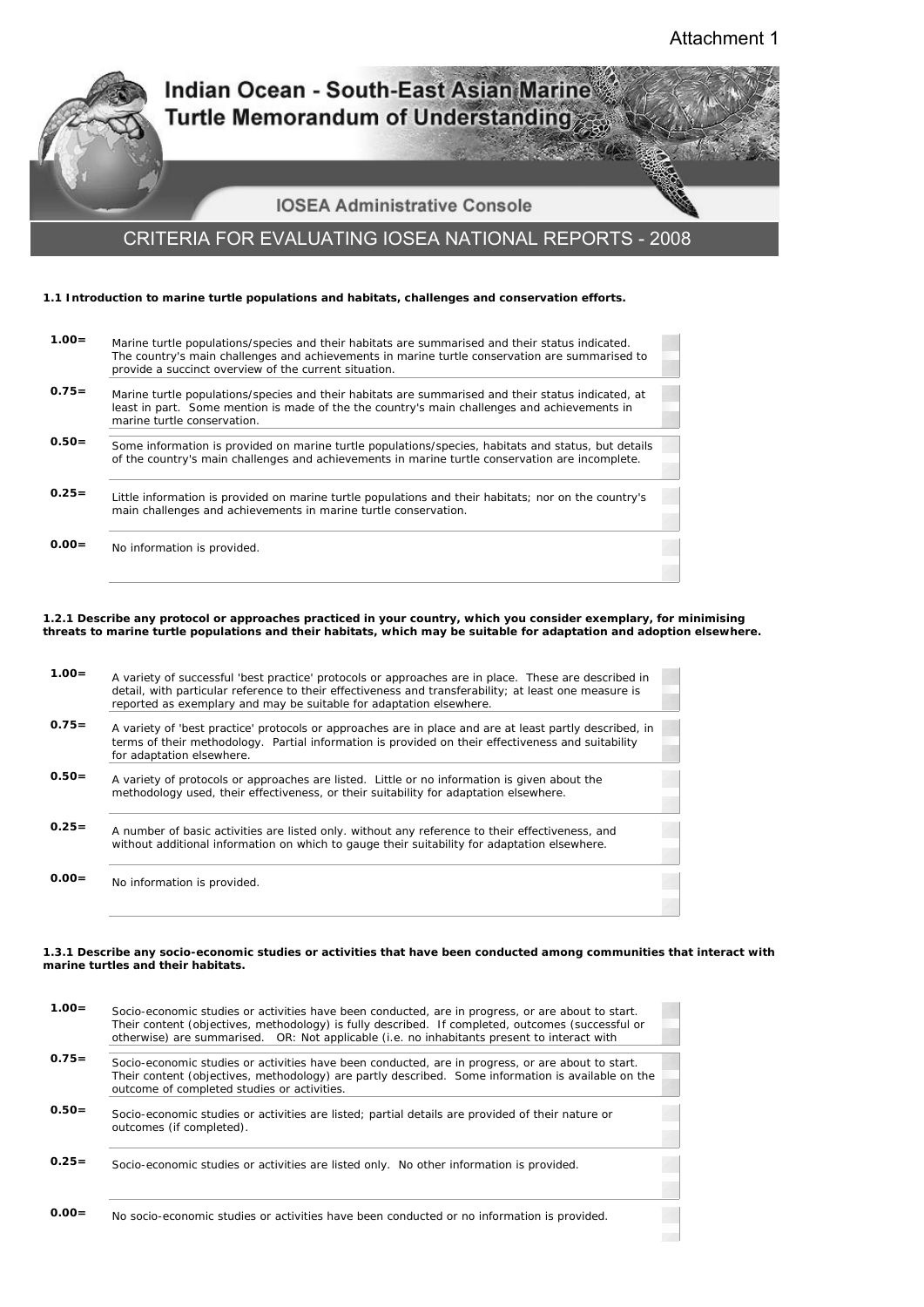Attachment 1

# Indian Ocean - South-East Asian Marine Turtle Memorandum of Understanding

## IOSEA Administrative Console

## CRITERIA FOR EVALUATING IOSEA NATIONAL REPORTS - 2008

**1.1 Introduction to marine turtle populations and habitats, challenges and conservation efforts.**

| Score | Criteria |
|---|---|
| 1.00= | Marine turtle populations/species and their habitats are summarised and their status indicated. The country's main challenges and achievements in marine turtle conservation are summarised to provide a succinct overview of the current situation. |
| 0.75= | Marine turtle populations/species and their habitats are summarised and their status indicated, at least in part. Some mention is made of the the country's main challenges and achievements in marine turtle conservation. |
| 0.50= | Some information is provided on marine turtle populations/species, habitats and status, but details of the country's main challenges and achievements in marine turtle conservation are incomplete. |
| 0.25= | Little information is provided on marine turtle populations and their habitats; nor on the country's main challenges and achievements in marine turtle conservation. |
| 0.00= | No information is provided. |

**1.2.1 Describe any protocol or approaches practiced in your country, which you consider exemplary, for minimising threats to marine turtle populations and their habitats, which may be suitable for adaptation and adoption elsewhere.**

| Score | Criteria |
|---|---|
| 1.00= | A variety of successful 'best practice' protocols or approaches are in place. These are described in detail, with particular reference to their effectiveness and transferability; at least one measure is reported as exemplary and may be suitable for adaptation elsewhere. |
| 0.75= | A variety of 'best practice' protocols or approaches are in place and are at least partly described, in terms of their methodology. Partial information is provided on their effectiveness and suitability for adaptation elsewhere. |
| 0.50= | A variety of protocols or approaches are listed. Little or no information is given about the methodology used, their effectiveness, or their suitability for adaptation elsewhere. |
| 0.25= | A number of basic activities are listed only. without any reference to their effectiveness, and without additional information on which to gauge their suitability for adaptation elsewhere. |
| 0.00= | No information is provided. |

**1.3.1 Describe any socio-economic studies or activities that have been conducted among communities that interact with marine turtles and their habitats.**

| Score | Criteria |
|---|---|
| 1.00= | Socio-economic studies or activities have been conducted, are in progress, or are about to start. Their content (objectives, methodology) is fully described. If completed, outcomes (successful or otherwise) are summarised. OR: Not applicable (i.e. no inhabitants present to interact with |
| 0.75= | Socio-economic studies or activities have been conducted, are in progress, or are about to start. Their content (objectives, methodology) are partly described. Some information is available on the outcome of completed studies or activities. |
| 0.50= | Socio-economic studies or activities are listed; partial details are provided of their nature or outcomes (if completed). |
| 0.25= | Socio-economic studies or activities are listed only. No other information is provided. |
| 0.00= | No socio-economic studies or activities have been conducted or no information is provided. |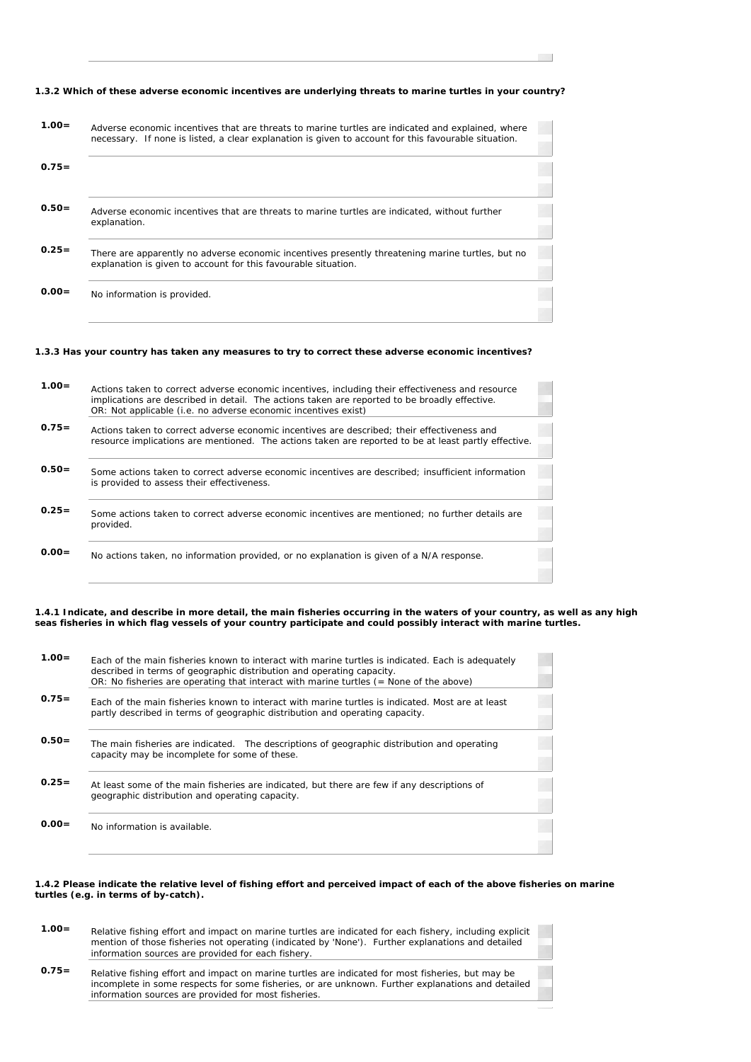**1.3.2 Which of these adverse economic incentives are underlying threats to marine turtles in your country?**

| Score | Criteria |
|---|---|
| **1.00=** | Adverse economic incentives that are threats to marine turtles are indicated and explained, where necessary. If none is listed, a clear explanation is given to account for this favourable situation. |
| **0.75=** | |
| **0.50=** | Adverse economic incentives that are threats to marine turtles are indicated, without further explanation. |
| **0.25=** | There are apparently no adverse economic incentives presently threatening marine turtles, but no explanation is given to account for this favourable situation. |
| **0.00=** | No information is provided. |

**1.3.3 Has your country has taken any measures to try to correct these adverse economic incentives?**

| Score | Criteria |
|---|---|
| **1.00=** | Actions taken to correct adverse economic incentives, including their effectiveness and resource implications are described in detail. The actions taken are reported to be broadly effective. OR: Not applicable (i.e. no adverse economic incentives exist) |
| **0.75=** | Actions taken to correct adverse economic incentives are described; their effectiveness and resource implications are mentioned. The actions taken are reported to be at least partly effective. |
| **0.50=** | Some actions taken to correct adverse economic incentives are described; insufficient information is provided to assess their effectiveness. |
| **0.25=** | Some actions taken to correct adverse economic incentives are mentioned; no further details are provided. |
| **0.00=** | No actions taken, no information provided, or no explanation is given of a N/A response. |

**1.4.1 Indicate, and describe in more detail, the main fisheries occurring in the waters of your country, as well as any high seas fisheries in which flag vessels of your country participate and could possibly interact with marine turtles.**

| Score | Criteria |
|---|---|
| **1.00=** | Each of the main fisheries known to interact with marine turtles is indicated. Each is adequately described in terms of geographic distribution and operating capacity. OR: No fisheries are operating that interact with marine turtles (= None of the above) |
| **0.75=** | Each of the main fisheries known to interact with marine turtles is indicated. Most are at least partly described in terms of geographic distribution and operating capacity. |
| **0.50=** | The main fisheries are indicated. The descriptions of geographic distribution and operating capacity may be incomplete for some of these. |
| **0.25=** | At least some of the main fisheries are indicated, but there are few if any descriptions of geographic distribution and operating capacity. |
| **0.00=** | No information is available. |

**1.4.2 Please indicate the relative level of fishing effort and perceived impact of each of the above fisheries on marine turtles (e.g. in terms of by-catch).**

| Score | Criteria |
|---|---|
| **1.00=** | Relative fishing effort and impact on marine turtles are indicated for each fishery, including explicit mention of those fisheries not operating (indicated by 'None'). Further explanations and detailed information sources are provided for each fishery. |
| **0.75=** | Relative fishing effort and impact on marine turtles are indicated for most fisheries, but may be incomplete in some respects for some fisheries, or are unknown. Further explanations and detailed information sources are provided for most fisheries. |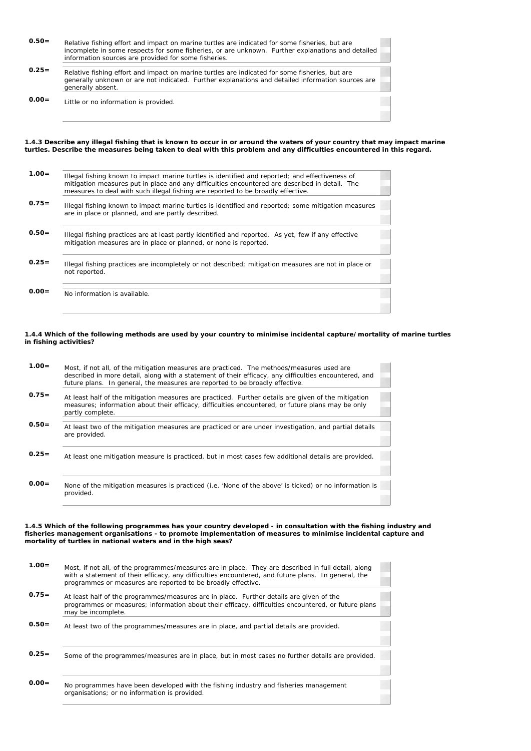| | |
|---|---|
| **0.50=** | Relative fishing effort and impact on marine turtles are indicated for some fisheries, but are incomplete in some respects for some fisheries, or are unknown. Further explanations and detailed information sources are provided for some fisheries. |
| **0.25=** | Relative fishing effort and impact on marine turtles are indicated for some fisheries, but are generally unknown or are not indicated. Further explanations and detailed information sources are generally absent. |
| **0.00=** | Little or no information is provided. |

**1.4.3 Describe any illegal fishing that is known to occur in or around the waters of your country that may impact marine turtles. Describe the measures being taken to deal with this problem and any difficulties encountered in this regard.**

| | |
|---|---|
| **1.00=** | Illegal fishing known to impact marine turtles is identified and reported; and effectiveness of mitigation measures put in place and any difficulties encountered are described in detail. The measures to deal with such illegal fishing are reported to be broadly effective. |
| **0.75=** | Illegal fishing known to impact marine turtles is identified and reported; some mitigation measures are in place or planned, and are partly described. |
| **0.50=** | Illegal fishing practices are at least partly identified and reported. As yet, few if any effective mitigation measures are in place or planned, or none is reported. |
| **0.25=** | Illegal fishing practices are incompletely or not described; mitigation measures are not in place or not reported. |
| **0.00=** | No information is available. |

**1.4.4 Which of the following methods are used by your country to minimise incidental capture/mortality of marine turtles in fishing activities?**

| | |
|---|---|
| **1.00=** | Most, if not all, of the mitigation measures are practiced. The methods/measures used are described in more detail, along with a statement of their efficacy, any difficulties encountered, and future plans. In general, the measures are reported to be broadly effective. |
| **0.75=** | At least half of the mitigation measures are practiced. Further details are given of the mitigation measures; information about their efficacy, difficulties encountered, or future plans may be only partly complete. |
| **0.50=** | At least two of the mitigation measures are practiced or are under investigation, and partial details are provided. |
| **0.25=** | At least one mitigation measure is practiced, but in most cases few additional details are provided. |
| **0.00=** | None of the mitigation measures is practiced (i.e. 'None of the above' is ticked) or no information is provided. |

**1.4.5 Which of the following programmes has your country developed - in consultation with the fishing industry and fisheries management organisations - to promote implementation of measures to minimise incidental capture and mortality of turtles in national waters and in the high seas?**

| | |
|---|---|
| **1.00=** | Most, if not all, of the programmes/measures are in place. They are described in full detail, along with a statement of their efficacy, any difficulties encountered, and future plans. In general, the programmes or measures are reported to be broadly effective. |
| **0.75=** | At least half of the programmes/measures are in place. Further details are given of the programmes or measures; information about their efficacy, difficulties encountered, or future plans may be incomplete. |
| **0.50=** | At least two of the programmes/measures are in place, and partial details are provided. |
| **0.25=** | Some of the programmes/measures are in place, but in most cases no further details are provided. |
| **0.00=** | No programmes have been developed with the fishing industry and fisheries management organisations; or no information is provided. |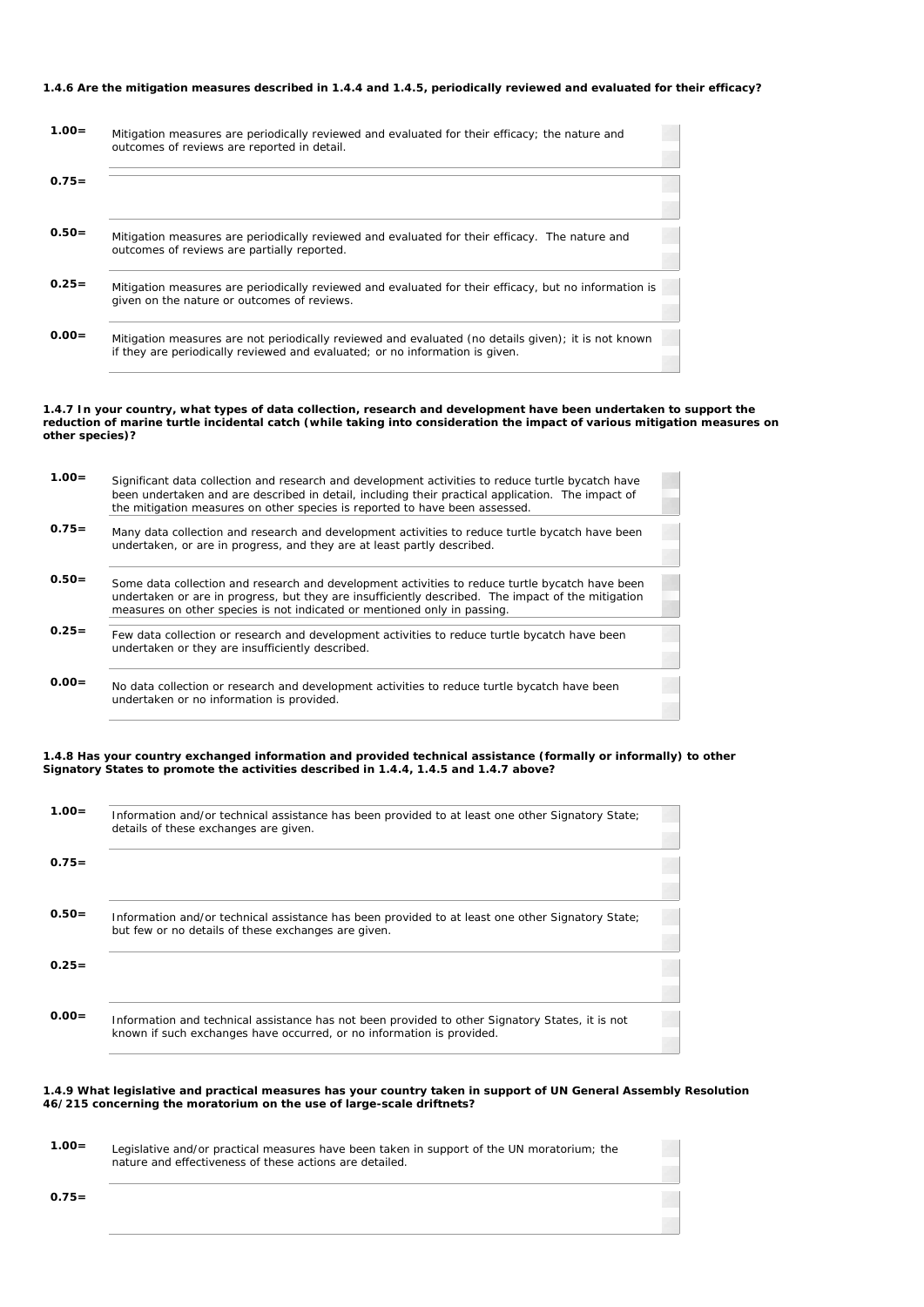**1.4.6 Are the mitigation measures described in 1.4.4 and 1.4.5, periodically reviewed and evaluated for their efficacy?**

| Score | Description |
|---|---|
| **1.00=** | Mitigation measures are periodically reviewed and evaluated for their efficacy; the nature and outcomes of reviews are reported in detail. |
| **0.75=** | |
| **0.50=** | Mitigation measures are periodically reviewed and evaluated for their efficacy. The nature and outcomes of reviews are partially reported. |
| **0.25=** | Mitigation measures are periodically reviewed and evaluated for their efficacy, but no information is given on the nature or outcomes of reviews. |
| **0.00=** | Mitigation measures are not periodically reviewed and evaluated (no details given); it is not known if they are periodically reviewed and evaluated; or no information is given. |

**1.4.7 In your country, what types of data collection, research and development have been undertaken to support the reduction of marine turtle incidental catch (while taking into consideration the impact of various mitigation measures on other species)?**

| Score | Description |
|---|---|
| **1.00=** | Significant data collection and research and development activities to reduce turtle bycatch have been undertaken and are described in detail, including their practical application. The impact of the mitigation measures on other species is reported to have been assessed. |
| **0.75=** | Many data collection and research and development activities to reduce turtle bycatch have been undertaken, or are in progress, and they are at least partly described. |
| **0.50=** | Some data collection and research and development activities to reduce turtle bycatch have been undertaken or are in progress, but they are insufficiently described. The impact of the mitigation measures on other species is not indicated or mentioned only in passing. |
| **0.25=** | Few data collection or research and development activities to reduce turtle bycatch have been undertaken or they are insufficiently described. |
| **0.00=** | No data collection or research and development activities to reduce turtle bycatch have been undertaken or no information is provided. |

**1.4.8 Has your country exchanged information and provided technical assistance (formally or informally) to other Signatory States to promote the activities described in 1.4.4, 1.4.5 and 1.4.7 above?**

| Score | Description |
|---|---|
| **1.00=** | Information and/or technical assistance has been provided to at least one other Signatory State; details of these exchanges are given. |
| **0.75=** | |
| **0.50=** | Information and/or technical assistance has been provided to at least one other Signatory State; but few or no details of these exchanges are given. |
| **0.25=** | |
| **0.00=** | Information and technical assistance has not been provided to other Signatory States, it is not known if such exchanges have occurred, or no information is provided. |

**1.4.9 What legislative and practical measures has your country taken in support of UN General Assembly Resolution 46/215 concerning the moratorium on the use of large-scale driftnets?**

| Score | Description |
|---|---|
| **1.00=** | Legislative and/or practical measures have been taken in support of the UN moratorium; the nature and effectiveness of these actions are detailed. |
| **0.75=** | |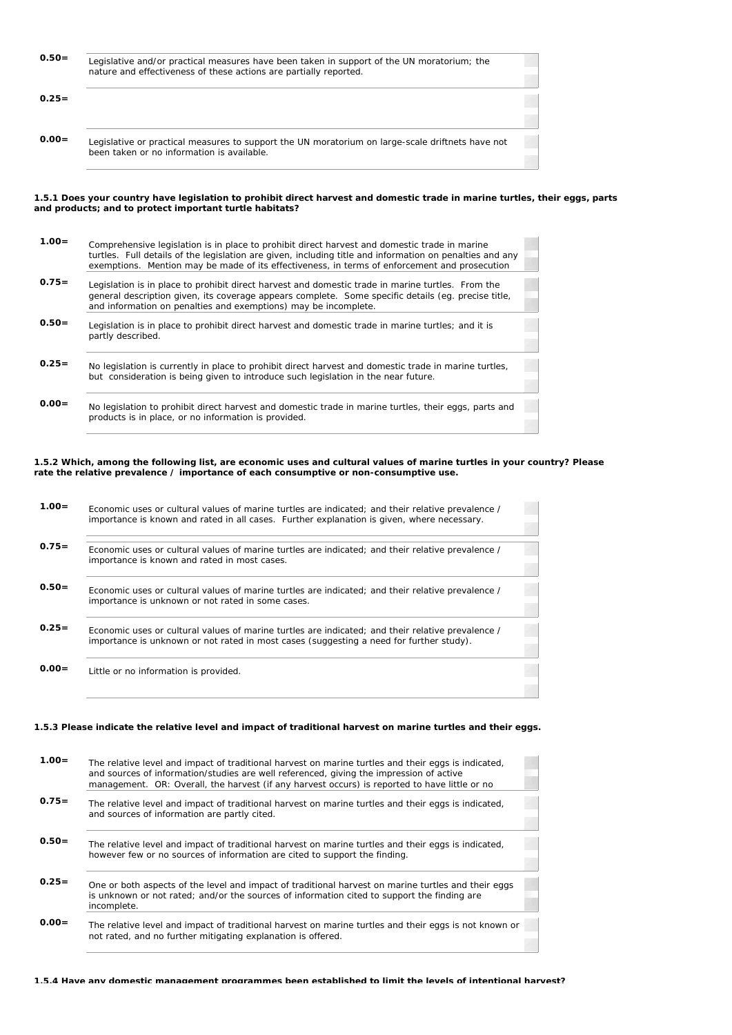| | |
|---|---|
| **0.50=** | Legislative and/or practical measures have been taken in support of the UN moratorium; the nature and effectiveness of these actions are partially reported. |
| **0.25=** | |
| **0.00=** | Legislative or practical measures to support the UN moratorium on large-scale driftnets have not been taken or no information is available. |

**1.5.1 Does your country have legislation to prohibit direct harvest and domestic trade in marine turtles, their eggs, parts and products; and to protect important turtle habitats?**

| | |
|---|---|
| **1.00=** | Comprehensive legislation is in place to prohibit direct harvest and domestic trade in marine turtles. Full details of the legislation are given, including title and information on penalties and any exemptions. Mention may be made of its effectiveness, in terms of enforcement and prosecution |
| **0.75=** | Legislation is in place to prohibit direct harvest and domestic trade in marine turtles. From the general description given, its coverage appears complete. Some specific details (eg. precise title, and information on penalties and exemptions) may be incomplete. |
| **0.50=** | Legislation is in place to prohibit direct harvest and domestic trade in marine turtles; and it is partly described. |
| **0.25=** | No legislation is currently in place to prohibit direct harvest and domestic trade in marine turtles, but consideration is being given to introduce such legislation in the near future. |
| **0.00=** | No legislation to prohibit direct harvest and domestic trade in marine turtles, their eggs, parts and products is in place, or no information is provided. |

**1.5.2 Which, among the following list, are economic uses and cultural values of marine turtles in your country? Please rate the relative prevalence / importance of each consumptive or non-consumptive use.**

| | |
|---|---|
| **1.00=** | Economic uses or cultural values of marine turtles are indicated; and their relative prevalence / importance is known and rated in all cases. Further explanation is given, where necessary. |
| **0.75=** | Economic uses or cultural values of marine turtles are indicated; and their relative prevalence / importance is known and rated in most cases. |
| **0.50=** | Economic uses or cultural values of marine turtles are indicated; and their relative prevalence / importance is unknown or not rated in some cases. |
| **0.25=** | Economic uses or cultural values of marine turtles are indicated; and their relative prevalence / importance is unknown or not rated in most cases (suggesting a need for further study). |
| **0.00=** | Little or no information is provided. |

**1.5.3 Please indicate the relative level and impact of traditional harvest on marine turtles and their eggs.**

| | |
|---|---|
| **1.00=** | The relative level and impact of traditional harvest on marine turtles and their eggs is indicated, and sources of information/studies are well referenced, giving the impression of active management. OR: Overall, the harvest (if any harvest occurs) is reported to have little or no |
| **0.75=** | The relative level and impact of traditional harvest on marine turtles and their eggs is indicated, and sources of information are partly cited. |
| **0.50=** | The relative level and impact of traditional harvest on marine turtles and their eggs is indicated, however few or no sources of information are cited to support the finding. |
| **0.25=** | One or both aspects of the level and impact of traditional harvest on marine turtles and their eggs is unknown or not rated; and/or the sources of information cited to support the finding are incomplete. |
| **0.00=** | The relative level and impact of traditional harvest on marine turtles and their eggs is not known or not rated, and no further mitigating explanation is offered. |

**1.5.4 Have any domestic management programmes been established to limit the levels of intentional harvest?**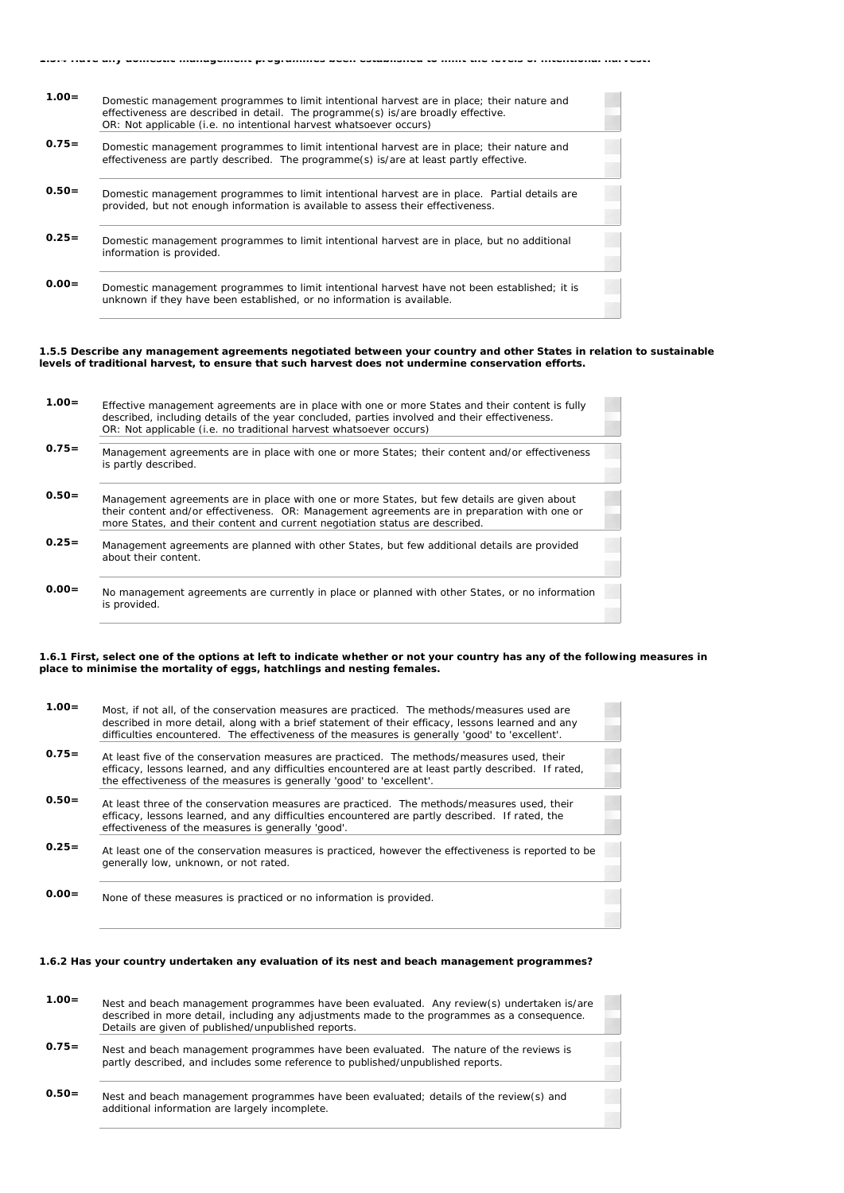**1.5.4 Have any domestic management programmes been established to limit the levels of intentional harvest?**

| Score | Description |
|---|---|
| **1.00=** | Domestic management programmes to limit intentional harvest are in place; their nature and effectiveness are described in detail. The programme(s) is/are broadly effective. OR: Not applicable (i.e. no intentional harvest whatsoever occurs) |
| **0.75=** | Domestic management programmes to limit intentional harvest are in place; their nature and effectiveness are partly described. The programme(s) is/are at least partly effective. |
| **0.50=** | Domestic management programmes to limit intentional harvest are in place. Partial details are provided, but not enough information is available to assess their effectiveness. |
| **0.25=** | Domestic management programmes to limit intentional harvest are in place, but no additional information is provided. |
| **0.00=** | Domestic management programmes to limit intentional harvest have not been established; it is unknown if they have been established, or no information is available. |

**1.5.5 Describe any management agreements negotiated between your country and other States in relation to sustainable levels of traditional harvest, to ensure that such harvest does not undermine conservation efforts.**

| Score | Description |
|---|---|
| **1.00=** | Effective management agreements are in place with one or more States and their content is fully described, including details of the year concluded, parties involved and their effectiveness. OR: Not applicable (i.e. no traditional harvest whatsoever occurs) |
| **0.75=** | Management agreements are in place with one or more States; their content and/or effectiveness is partly described. |
| **0.50=** | Management agreements are in place with one or more States, but few details are given about their content and/or effectiveness. OR: Management agreements are in preparation with one or more States, and their content and current negotiation status are described. |
| **0.25=** | Management agreements are planned with other States, but few additional details are provided about their content. |
| **0.00=** | No management agreements are currently in place or planned with other States, or no information is provided. |

**1.6.1 First, select one of the options at left to indicate whether or not your country has any of the following measures in place to minimise the mortality of eggs, hatchlings and nesting females.**

| Score | Description |
|---|---|
| **1.00=** | Most, if not all, of the conservation measures are practiced. The methods/measures used are described in more detail, along with a brief statement of their efficacy, lessons learned and any difficulties encountered. The effectiveness of the measures is generally 'good' to 'excellent'. |
| **0.75=** | At least five of the conservation measures are practiced. The methods/measures used, their efficacy, lessons learned, and any difficulties encountered are at least partly described. If rated, the effectiveness of the measures is generally 'good' to 'excellent'. |
| **0.50=** | At least three of the conservation measures are practiced. The methods/measures used, their efficacy, lessons learned, and any difficulties encountered are partly described. If rated, the effectiveness of the measures is generally 'good'. |
| **0.25=** | At least one of the conservation measures is practiced, however the effectiveness is reported to be generally low, unknown, or not rated. |
| **0.00=** | None of these measures is practiced or no information is provided. |

**1.6.2 Has your country undertaken any evaluation of its nest and beach management programmes?**

| Score | Description |
|---|---|
| **1.00=** | Nest and beach management programmes have been evaluated. Any review(s) undertaken is/are described in more detail, including any adjustments made to the programmes as a consequence. Details are given of published/unpublished reports. |
| **0.75=** | Nest and beach management programmes have been evaluated. The nature of the reviews is partly described, and includes some reference to published/unpublished reports. |
| **0.50=** | Nest and beach management programmes have been evaluated; details of the review(s) and additional information are largely incomplete. |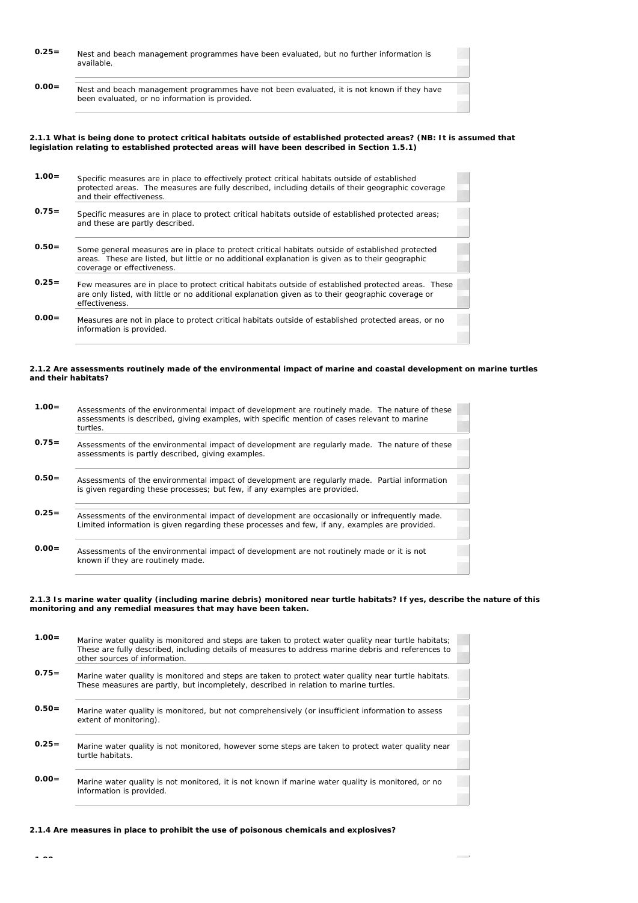**0.25=** Nest and beach management programmes have been evaluated, but no further information is available.

**0.00=** Nest and beach management programmes have not been evaluated, it is not known if they have been evaluated, or no information is provided.

**2.1.1 What is being done to protect critical habitats outside of established protected areas? (NB: It is assumed that legislation relating to established protected areas will have been described in Section 1.5.1)**

**1.00=** Specific measures are in place to effectively protect critical habitats outside of established protected areas. The measures are fully described, including details of their geographic coverage and their effectiveness.

**0.75=** Specific measures are in place to protect critical habitats outside of established protected areas; and these are partly described.

**0.50=** Some general measures are in place to protect critical habitats outside of established protected areas. These are listed, but little or no additional explanation is given as to their geographic coverage or effectiveness.

**0.25=** Few measures are in place to protect critical habitats outside of established protected areas. These are only listed, with little or no additional explanation given as to their geographic coverage or effectiveness.

**0.00=** Measures are not in place to protect critical habitats outside of established protected areas, or no information is provided.

**2.1.2 Are assessments routinely made of the environmental impact of marine and coastal development on marine turtles and their habitats?**

**1.00=** Assessments of the environmental impact of development are routinely made. The nature of these assessments is described, giving examples, with specific mention of cases relevant to marine turtles.

**0.75=** Assessments of the environmental impact of development are regularly made. The nature of these assessments is partly described, giving examples.

**0.50=** Assessments of the environmental impact of development are regularly made. Partial information is given regarding these processes; but few, if any examples are provided.

**0.25=** Assessments of the environmental impact of development are occasionally or infrequently made. Limited information is given regarding these processes and few, if any, examples are provided.

**0.00=** Assessments of the environmental impact of development are not routinely made or it is not known if they are routinely made.

**2.1.3 Is marine water quality (including marine debris) monitored near turtle habitats? If yes, describe the nature of this monitoring and any remedial measures that may have been taken.**

**1.00=** Marine water quality is monitored and steps are taken to protect water quality near turtle habitats; These are fully described, including details of measures to address marine debris and references to other sources of information.

**0.75=** Marine water quality is monitored and steps are taken to protect water quality near turtle habitats. These measures are partly, but incompletely, described in relation to marine turtles.

**0.50=** Marine water quality is monitored, but not comprehensively (or insufficient information to assess extent of monitoring).

**0.25=** Marine water quality is not monitored, however some steps are taken to protect water quality near turtle habitats.

**0.00=** Marine water quality is not monitored, it is not known if marine water quality is monitored, or no information is provided.

**2.1.4 Are measures in place to prohibit the use of poisonous chemicals and explosives?**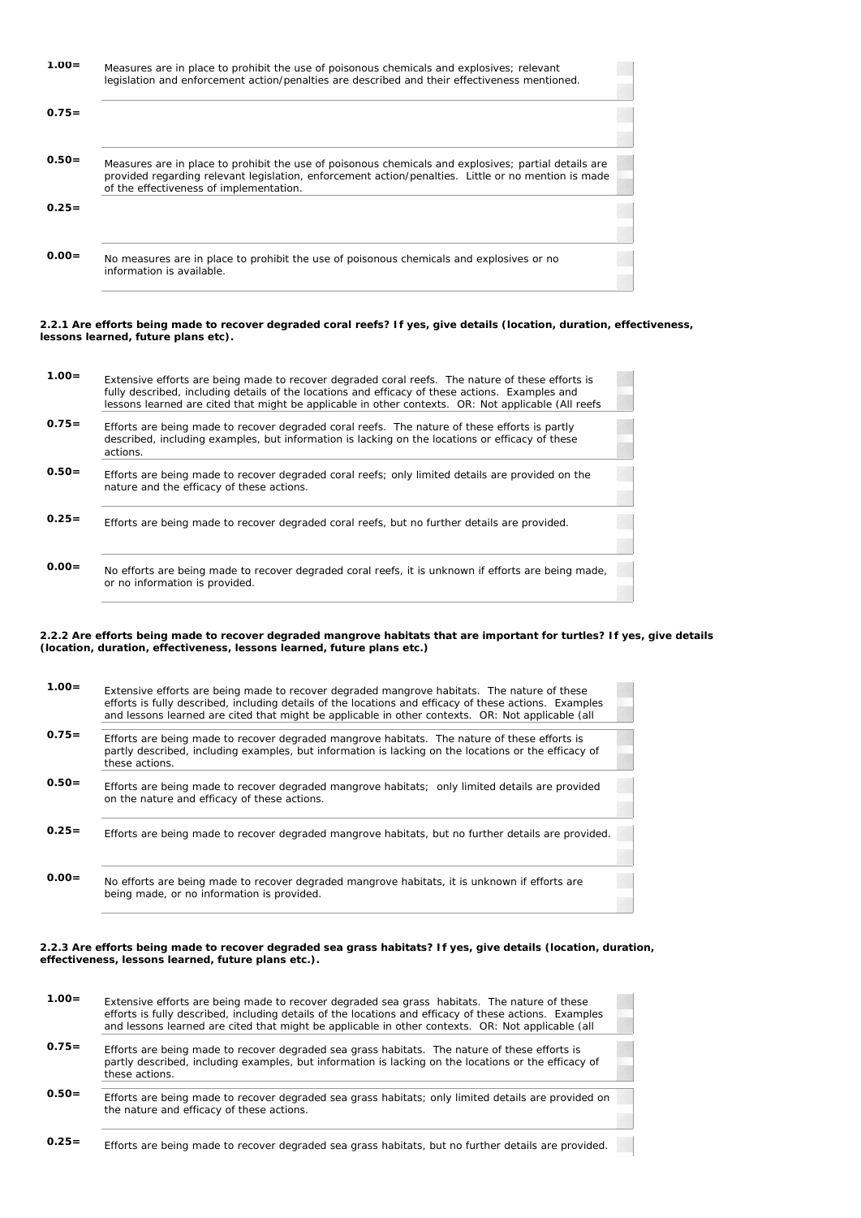| Score | Description |
|---|---|
| 1.00= | Measures are in place to prohibit the use of poisonous chemicals and explosives; relevant legislation and enforcement action/penalties are described and their effectiveness mentioned. |
| 0.75= | |
| 0.50= | Measures are in place to prohibit the use of poisonous chemicals and explosives; partial details are provided regarding relevant legislation, enforcement action/penalties. Little or no mention is made of the effectiveness of implementation. |
| 0.25= | |
| 0.00= | No measures are in place to prohibit the use of poisonous chemicals and explosives or no information is available. |

**2.2.1 Are efforts being made to recover degraded coral reefs? If yes, give details (location, duration, effectiveness, lessons learned, future plans etc).**

| Score | Description |
|---|---|
| 1.00= | Extensive efforts are being made to recover degraded coral reefs. The nature of these efforts is fully described, including details of the locations and efficacy of these actions. Examples and lessons learned are cited that might be applicable in other contexts. OR: Not applicable (All reefs |
| 0.75= | Efforts are being made to recover degraded coral reefs. The nature of these efforts is partly described, including examples, but information is lacking on the locations or efficacy of these actions. |
| 0.50= | Efforts are being made to recover degraded coral reefs; only limited details are provided on the nature and the efficacy of these actions. |
| 0.25= | Efforts are being made to recover degraded coral reefs, but no further details are provided. |
| 0.00= | No efforts are being made to recover degraded coral reefs, it is unknown if efforts are being made, or no information is provided. |

**2.2.2 Are efforts being made to recover degraded mangrove habitats that are important for turtles? If yes, give details (location, duration, effectiveness, lessons learned, future plans etc.)**

| Score | Description |
|---|---|
| 1.00= | Extensive efforts are being made to recover degraded mangrove habitats. The nature of these efforts is fully described, including details of the locations and efficacy of these actions. Examples and lessons learned are cited that might be applicable in other contexts. OR: Not applicable (all |
| 0.75= | Efforts are being made to recover degraded mangrove habitats. The nature of these efforts is partly described, including examples, but information is lacking on the locations or the efficacy of these actions. |
| 0.50= | Efforts are being made to recover degraded mangrove habitats; only limited details are provided on the nature and efficacy of these actions. |
| 0.25= | Efforts are being made to recover degraded mangrove habitats, but no further details are provided. |
| 0.00= | No efforts are being made to recover degraded mangrove habitats, it is unknown if efforts are being made, or no information is provided. |

**2.2.3 Are efforts being made to recover degraded sea grass habitats? If yes, give details (location, duration, effectiveness, lessons learned, future plans etc.).**

| Score | Description |
|---|---|
| 1.00= | Extensive efforts are being made to recover degraded sea grass habitats. The nature of these efforts is fully described, including details of the locations and efficacy of these actions. Examples and lessons learned are cited that might be applicable in other contexts. OR: Not applicable (all |
| 0.75= | Efforts are being made to recover degraded sea grass habitats. The nature of these efforts is partly described, including examples, but information is lacking on the locations or the efficacy of these actions. |
| 0.50= | Efforts are being made to recover degraded sea grass habitats; only limited details are provided on the nature and efficacy of these actions. |
| 0.25= | Efforts are being made to recover degraded sea grass habitats, but no further details are provided. |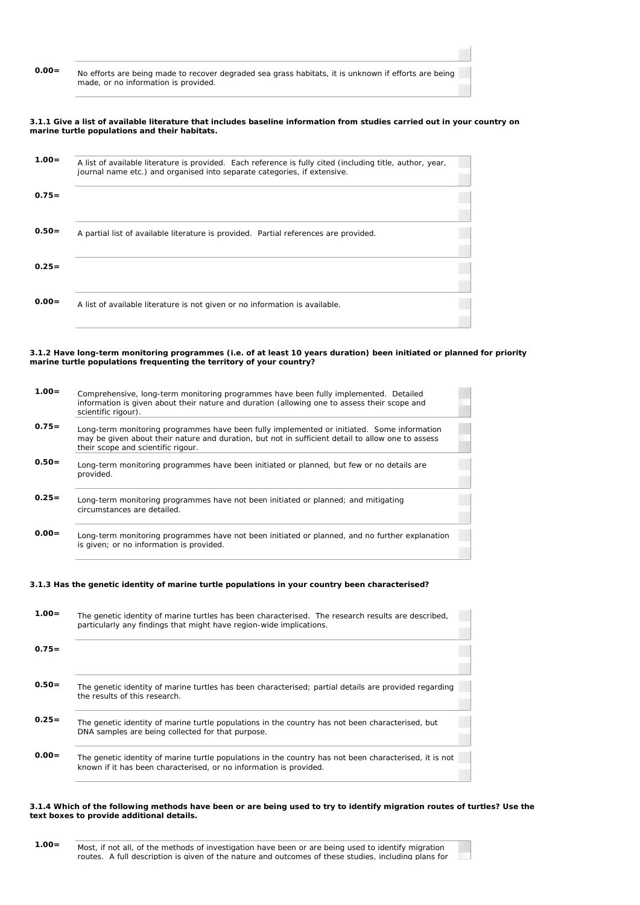**0.00=** No efforts are being made to recover degraded sea grass habitats, it is unknown if efforts are being made, or no information is provided.

**3.1.1 Give a list of available literature that includes baseline information from studies carried out in your country on marine turtle populations and their habitats.**

| Score | Description |
|---|---|
| **1.00=** | A list of available literature is provided. Each reference is fully cited (including title, author, year, journal name etc.) and organised into separate categories, if extensive. |
| **0.75=** | |
| **0.50=** | A partial list of available literature is provided. Partial references are provided. |
| **0.25=** | |
| **0.00=** | A list of available literature is not given or no information is available. |

**3.1.2 Have long-term monitoring programmes (i.e. of at least 10 years duration) been initiated or planned for priority marine turtle populations frequenting the territory of your country?**

| Score | Description |
|---|---|
| **1.00=** | Comprehensive, long-term monitoring programmes have been fully implemented. Detailed information is given about their nature and duration (allowing one to assess their scope and scientific rigour). |
| **0.75=** | Long-term monitoring programmes have been fully implemented or initiated. Some information may be given about their nature and duration, but not in sufficient detail to allow one to assess their scope and scientific rigour. |
| **0.50=** | Long-term monitoring programmes have been initiated or planned, but few or no details are provided. |
| **0.25=** | Long-term monitoring programmes have not been initiated or planned; and mitigating circumstances are detailed. |
| **0.00=** | Long-term monitoring programmes have not been initiated or planned, and no further explanation is given; or no information is provided. |

**3.1.3 Has the genetic identity of marine turtle populations in your country been characterised?**

| Score | Description |
|---|---|
| **1.00=** | The genetic identity of marine turtles has been characterised. The research results are described, particularly any findings that might have region-wide implications. |
| **0.75=** | |
| **0.50=** | The genetic identity of marine turtles has been characterised; partial details are provided regarding the results of this research. |
| **0.25=** | The genetic identity of marine turtle populations in the country has not been characterised, but DNA samples are being collected for that purpose. |
| **0.00=** | The genetic identity of marine turtle populations in the country has not been characterised, it is not known if it has been characterised, or no information is provided. |

**3.1.4 Which of the following methods have been or are being used to try to identify migration routes of turtles? Use the text boxes to provide additional details.**

**1.00=** Most, if not all, of the methods of investigation have been or are being used to identify migration routes. A full description is given of the nature and outcomes of these studies, including plans for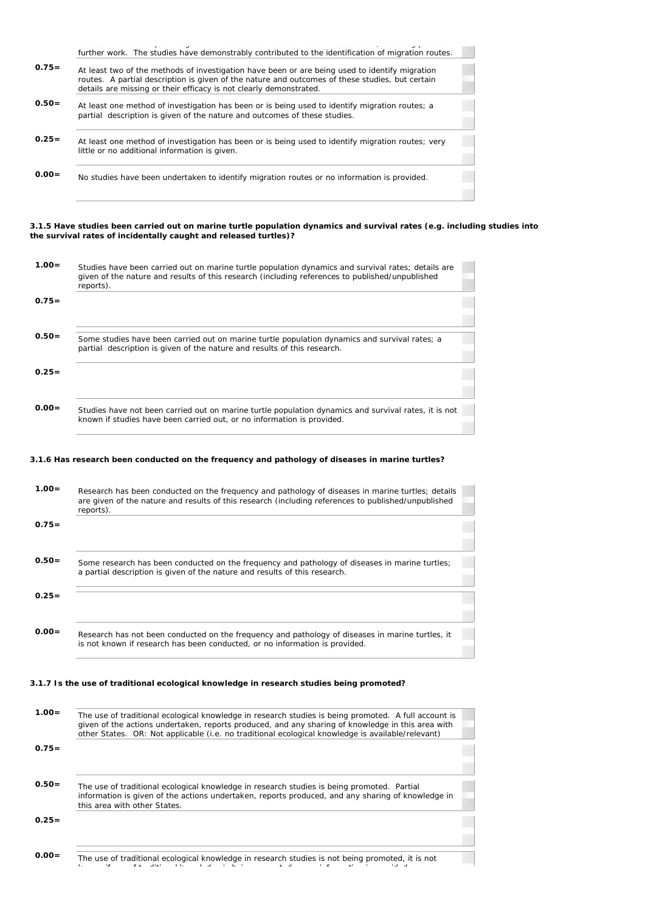further work. The studies have demonstrably contributed to the identification of migration routes.

| Score | Description |
|---|---|
| 0.75= | At least two of the methods of investigation have been or are being used to identify migration routes. A partial description is given of the nature and outcomes of these studies, but certain details are missing or their efficacy is not clearly demonstrated. |
| 0.50= | At least one method of investigation has been or is being used to identify migration routes; a partial description is given of the nature and outcomes of these studies. |
| 0.25= | At least one method of investigation has been or is being used to identify migration routes; very little or no additional information is given. |
| 0.00= | No studies have been undertaken to identify migration routes or no information is provided. |

**3.1.5 Have studies been carried out on marine turtle population dynamics and survival rates (e.g. including studies into the survival rates of incidentally caught and released turtles)?**

| Score | Description |
|---|---|
| 1.00= | Studies have been carried out on marine turtle population dynamics and survival rates; details are given of the nature and results of this research (including references to published/unpublished reports). |
| 0.75= | |
| 0.50= | Some studies have been carried out on marine turtle population dynamics and survival rates; a partial description is given of the nature and results of this research. |
| 0.25= | |
| 0.00= | Studies have not been carried out on marine turtle population dynamics and survival rates, it is not known if studies have been carried out, or no information is provided. |

**3.1.6 Has research been conducted on the frequency and pathology of diseases in marine turtles?**

| Score | Description |
|---|---|
| 1.00= | Research has been conducted on the frequency and pathology of diseases in marine turtles; details are given of the nature and results of this research (including references to published/unpublished reports). |
| 0.75= | |
| 0.50= | Some research has been conducted on the frequency and pathology of diseases in marine turtles; a partial description is given of the nature and results of this research. |
| 0.25= | |
| 0.00= | Research has not been conducted on the frequency and pathology of diseases in marine turtles, it is not known if research has been conducted, or no information is provided. |

**3.1.7 Is the use of traditional ecological knowledge in research studies being promoted?**

| Score | Description |
|---|---|
| 1.00= | The use of traditional ecological knowledge in research studies is being promoted. A full account is given of the actions undertaken, reports produced, and any sharing of knowledge in this area with other States. OR: Not applicable (i.e. no traditional ecological knowledge is available/relevant) |
| 0.75= | |
| 0.50= | The use of traditional ecological knowledge in research studies is being promoted. Partial information is given of the actions undertaken, reports produced, and any sharing of knowledge in this area with other States. |
| 0.25= | |
| 0.00= | The use of traditional ecological knowledge in research studies is not being promoted, it is not |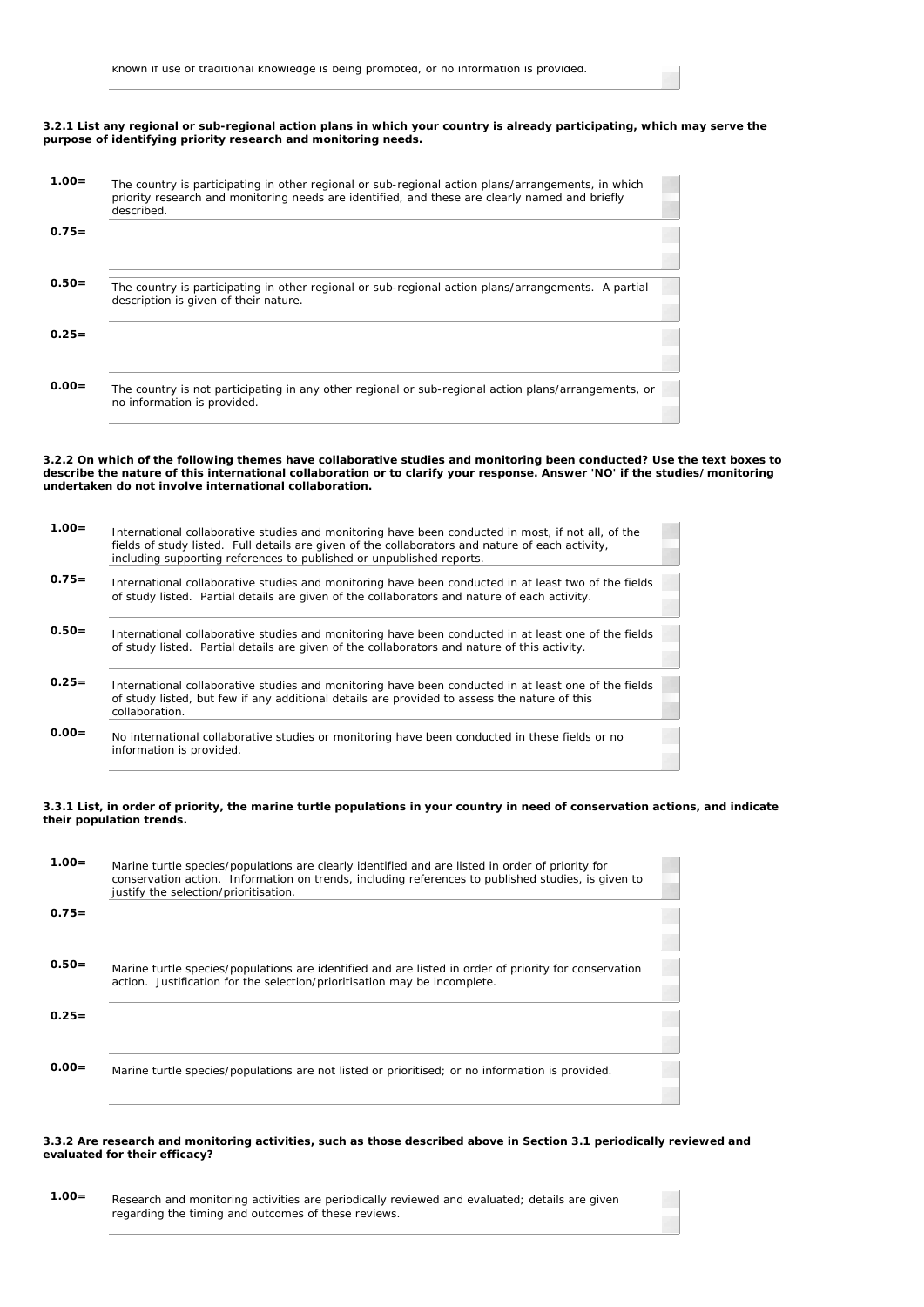known if use of traditional knowledge is being promoted, or no information is provided.

**3.2.1 List any regional or sub-regional action plans in which your country is already participating, which may serve the purpose of identifying priority research and monitoring needs.**

| Score | Description |
|---|---|
| **1.00=** | The country is participating in other regional or sub-regional action plans/arrangements, in which priority research and monitoring needs are identified, and these are clearly named and briefly described. |
| **0.75=** | |
| **0.50=** | The country is participating in other regional or sub-regional action plans/arrangements. A partial description is given of their nature. |
| **0.25=** | |
| **0.00=** | The country is not participating in any other regional or sub-regional action plans/arrangements, or no information is provided. |

**3.2.2 On which of the following themes have collaborative studies and monitoring been conducted? Use the text boxes to describe the nature of this international collaboration or to clarify your response. Answer 'NO' if the studies/monitoring undertaken do not involve international collaboration.**

| Score | Description |
|---|---|
| **1.00=** | International collaborative studies and monitoring have been conducted in most, if not all, of the fields of study listed. Full details are given of the collaborators and nature of each activity, including supporting references to published or unpublished reports. |
| **0.75=** | International collaborative studies and monitoring have been conducted in at least two of the fields of study listed. Partial details are given of the collaborators and nature of each activity. |
| **0.50=** | International collaborative studies and monitoring have been conducted in at least one of the fields of study listed. Partial details are given of the collaborators and nature of this activity. |
| **0.25=** | International collaborative studies and monitoring have been conducted in at least one of the fields of study listed, but few if any additional details are provided to assess the nature of this collaboration. |
| **0.00=** | No international collaborative studies or monitoring have been conducted in these fields or no information is provided. |

**3.3.1 List, in order of priority, the marine turtle populations in your country in need of conservation actions, and indicate their population trends.**

| Score | Description |
|---|---|
| **1.00=** | Marine turtle species/populations are clearly identified and are listed in order of priority for conservation action. Information on trends, including references to published studies, is given to justify the selection/prioritisation. |
| **0.75=** | |
| **0.50=** | Marine turtle species/populations are identified and are listed in order of priority for conservation action. Justification for the selection/prioritisation may be incomplete. |
| **0.25=** | |
| **0.00=** | Marine turtle species/populations are not listed or prioritised; or no information is provided. |

**3.3.2 Are research and monitoring activities, such as those described above in Section 3.1 periodically reviewed and evaluated for their efficacy?**

| Score | Description |
|---|---|
| **1.00=** | Research and monitoring activities are periodically reviewed and evaluated; details are given regarding the timing and outcomes of these reviews. |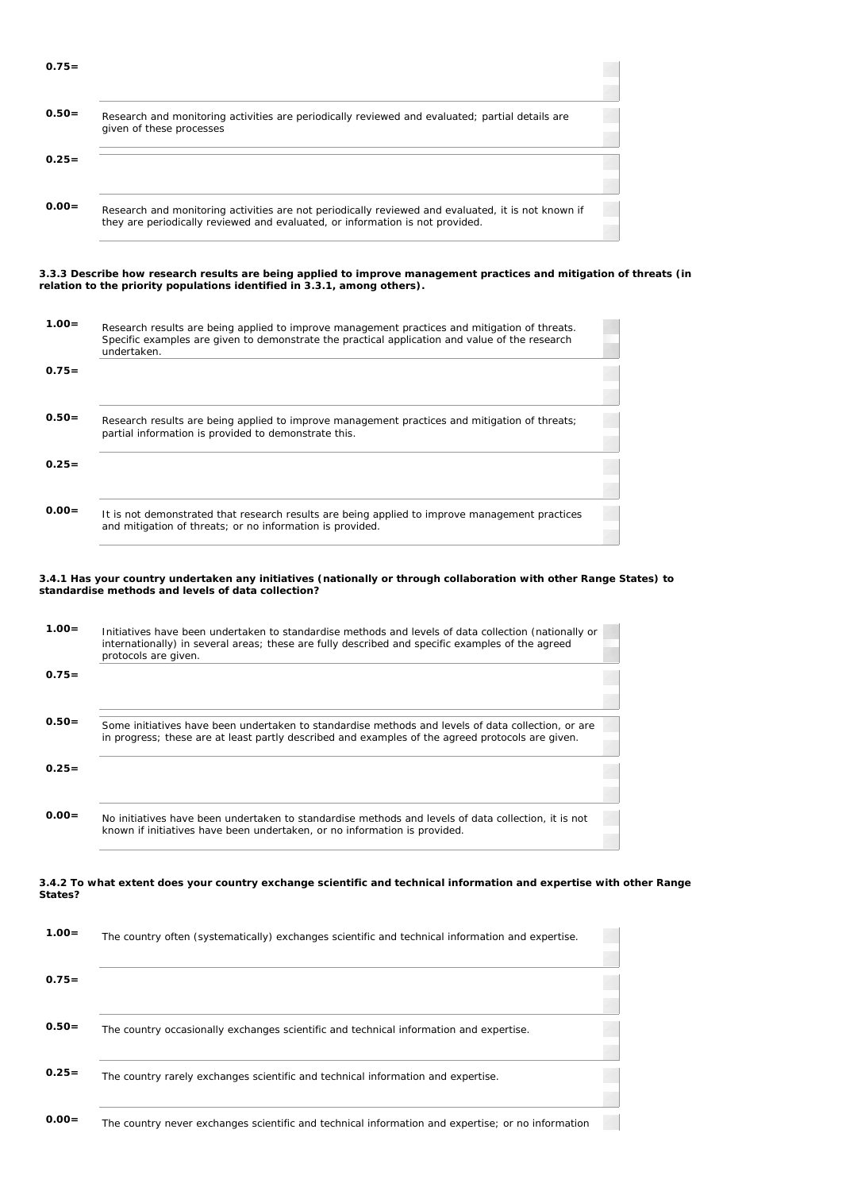| | |
|---|---|
| **0.75=** | |
| **0.50=** | Research and monitoring activities are periodically reviewed and evaluated; partial details are given of these processes |
| **0.25=** | |
| **0.00=** | Research and monitoring activities are not periodically reviewed and evaluated, it is not known if they are periodically reviewed and evaluated, or information is not provided. |

**3.3.3 Describe how research results are being applied to improve management practices and mitigation of threats (in relation to the priority populations identified in 3.3.1, among others).**

| | |
|---|---|
| **1.00=** | Research results are being applied to improve management practices and mitigation of threats. Specific examples are given to demonstrate the practical application and value of the research undertaken. |
| **0.75=** | |
| **0.50=** | Research results are being applied to improve management practices and mitigation of threats; partial information is provided to demonstrate this. |
| **0.25=** | |
| **0.00=** | It is not demonstrated that research results are being applied to improve management practices and mitigation of threats; or no information is provided. |

**3.4.1 Has your country undertaken any initiatives (nationally or through collaboration with other Range States) to standardise methods and levels of data collection?**

| | |
|---|---|
| **1.00=** | Initiatives have been undertaken to standardise methods and levels of data collection (nationally or internationally) in several areas; these are fully described and specific examples of the agreed protocols are given. |
| **0.75=** | |
| **0.50=** | Some initiatives have been undertaken to standardise methods and levels of data collection, or are in progress; these are at least partly described and examples of the agreed protocols are given. |
| **0.25=** | |
| **0.00=** | No initiatives have been undertaken to standardise methods and levels of data collection, it is not known if initiatives have been undertaken, or no information is provided. |

**3.4.2 To what extent does your country exchange scientific and technical information and expertise with other Range States?**

| | |
|---|---|
| **1.00=** | The country often (systematically) exchanges scientific and technical information and expertise. |
| **0.75=** | |
| **0.50=** | The country occasionally exchanges scientific and technical information and expertise. |
| **0.25=** | The country rarely exchanges scientific and technical information and expertise. |
| **0.00=** | The country never exchanges scientific and technical information and expertise; or no information |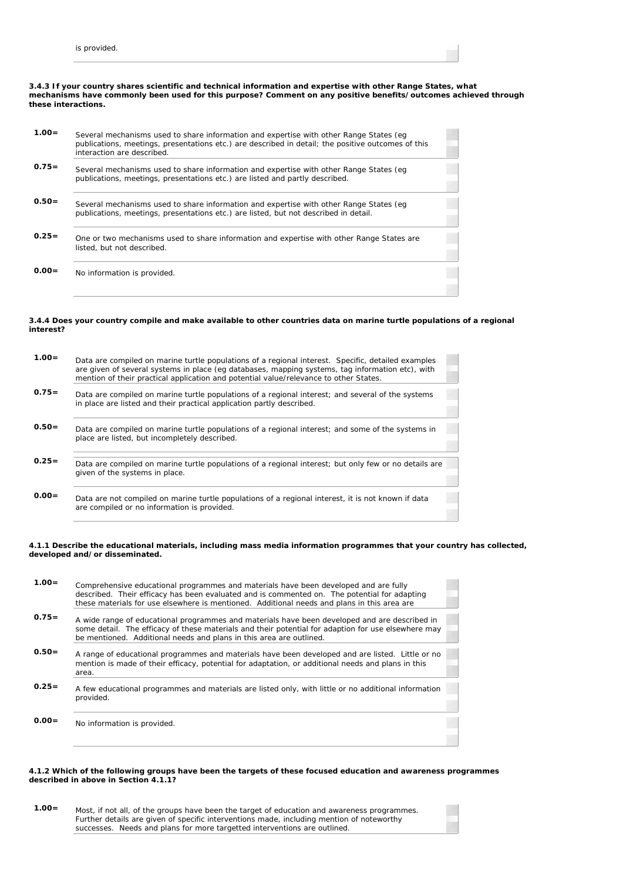is provided.

**3.4.3 If your country shares scientific and technical information and expertise with other Range States, what mechanisms have commonly been used for this purpose? Comment on any positive benefits/outcomes achieved through these interactions.**

| Score | Description |
|---|---|
| **1.00=** | Several mechanisms used to share information and expertise with other Range States (eg publications, meetings, presentations etc.) are described in detail; the positive outcomes of this interaction are described. |
| **0.75=** | Several mechanisms used to share information and expertise with other Range States (eg publications, meetings, presentations etc.) are listed and partly described. |
| **0.50=** | Several mechanisms used to share information and expertise with other Range States (eg publications, meetings, presentations etc.) are listed, but not described in detail. |
| **0.25=** | One or two mechanisms used to share information and expertise with other Range States are listed, but not described. |
| **0.00=** | No information is provided. |

**3.4.4 Does your country compile and make available to other countries data on marine turtle populations of a regional interest?**

| Score | Description |
|---|---|
| **1.00=** | Data are compiled on marine turtle populations of a regional interest. Specific, detailed examples are given of several systems in place (eg databases, mapping systems, tag information etc), with mention of their practical application and potential value/relevance to other States. |
| **0.75=** | Data are compiled on marine turtle populations of a regional interest; and several of the systems in place are listed and their practical application partly described. |
| **0.50=** | Data are compiled on marine turtle populations of a regional interest; and some of the systems in place are listed, but incompletely described. |
| **0.25=** | Data are compiled on marine turtle populations of a regional interest; but only few or no details are given of the systems in place. |
| **0.00=** | Data are not compiled on marine turtle populations of a regional interest, it is not known if data are compiled or no information is provided. |

**4.1.1 Describe the educational materials, including mass media information programmes that your country has collected, developed and/or disseminated.**

| Score | Description |
|---|---|
| **1.00=** | Comprehensive educational programmes and materials have been developed and are fully described. Their efficacy has been evaluated and is commented on. The potential for adapting these materials for use elsewhere is mentioned. Additional needs and plans in this area are |
| **0.75=** | A wide range of educational programmes and materials have been developed and are described in some detail. The efficacy of these materials and their potential for adaption for use elsewhere may be mentioned. Additional needs and plans in this area are outlined. |
| **0.50=** | A range of educational programmes and materials have been developed and are listed. Little or no mention is made of their efficacy, potential for adaptation, or additional needs and plans in this area. |
| **0.25=** | A few educational programmes and materials are listed only, with little or no additional information provided. |
| **0.00=** | No information is provided. |

**4.1.2 Which of the following groups have been the targets of these focused education and awareness programmes described in above in Section 4.1.1?**

| Score | Description |
|---|---|
| **1.00=** | Most, if not all, of the groups have been the target of education and awareness programmes. Further details are given of specific interventions made, including mention of noteworthy successes. Needs and plans for more targetted interventions are outlined. |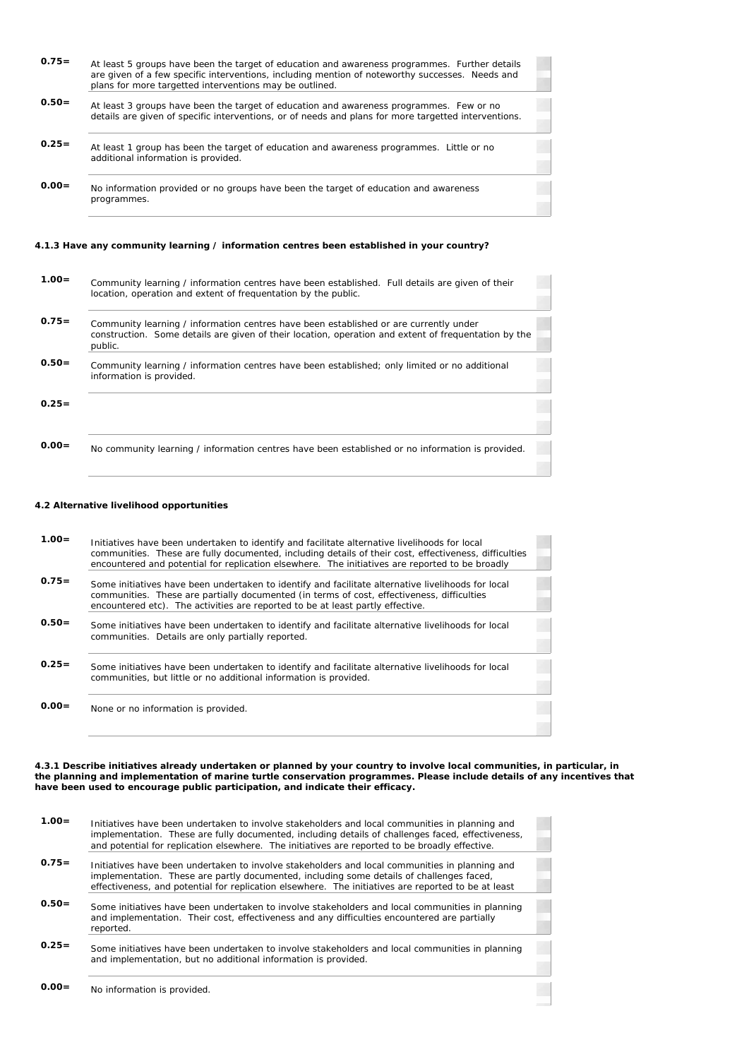| | |
|---|---|
| **0.75=** | At least 5 groups have been the target of education and awareness programmes. Further details are given of a few specific interventions, including mention of noteworthy successes. Needs and plans for more targetted interventions may be outlined. |
| **0.50=** | At least 3 groups have been the target of education and awareness programmes. Few or no details are given of specific interventions, or of needs and plans for more targetted interventions. |
| **0.25=** | At least 1 group has been the target of education and awareness programmes. Little or no additional information is provided. |
| **0.00=** | No information provided or no groups have been the target of education and awareness programmes. |

**4.1.3 Have any community learning / information centres been established in your country?**

| | |
|---|---|
| **1.00=** | Community learning / information centres have been established. Full details are given of their location, operation and extent of frequentation by the public. |
| **0.75=** | Community learning / information centres have been established or are currently under construction. Some details are given of their location, operation and extent of frequentation by the public. |
| **0.50=** | Community learning / information centres have been established; only limited or no additional information is provided. |
| **0.25=** | |
| **0.00=** | No community learning / information centres have been established or no information is provided. |

**4.2 Alternative livelihood opportunities**

| | |
|---|---|
| **1.00=** | Initiatives have been undertaken to identify and facilitate alternative livelihoods for local communities. These are fully documented, including details of their cost, effectiveness, difficulties encountered and potential for replication elsewhere. The initiatives are reported to be broadly |
| **0.75=** | Some initiatives have been undertaken to identify and facilitate alternative livelihoods for local communities. These are partially documented (in terms of cost, effectiveness, difficulties encountered etc). The activities are reported to be at least partly effective. |
| **0.50=** | Some initiatives have been undertaken to identify and facilitate alternative livelihoods for local communities. Details are only partially reported. |
| **0.25=** | Some initiatives have been undertaken to identify and facilitate alternative livelihoods for local communities, but little or no additional information is provided. |
| **0.00=** | None or no information is provided. |

**4.3.1 Describe initiatives already undertaken or planned by your country to involve local communities, in particular, in the planning and implementation of marine turtle conservation programmes. Please include details of any incentives that have been used to encourage public participation, and indicate their efficacy.**

| | |
|---|---|
| **1.00=** | Initiatives have been undertaken to involve stakeholders and local communities in planning and implementation. These are fully documented, including details of challenges faced, effectiveness, and potential for replication elsewhere. The initiatives are reported to be broadly effective. |
| **0.75=** | Initiatives have been undertaken to involve stakeholders and local communities in planning and implementation. These are partly documented, including some details of challenges faced, effectiveness, and potential for replication elsewhere. The initiatives are reported to be at least |
| **0.50=** | Some initiatives have been undertaken to involve stakeholders and local communities in planning and implementation. Their cost, effectiveness and any difficulties encountered are partially reported. |
| **0.25=** | Some initiatives have been undertaken to involve stakeholders and local communities in planning and implementation, but no additional information is provided. |
| **0.00=** | No information is provided. |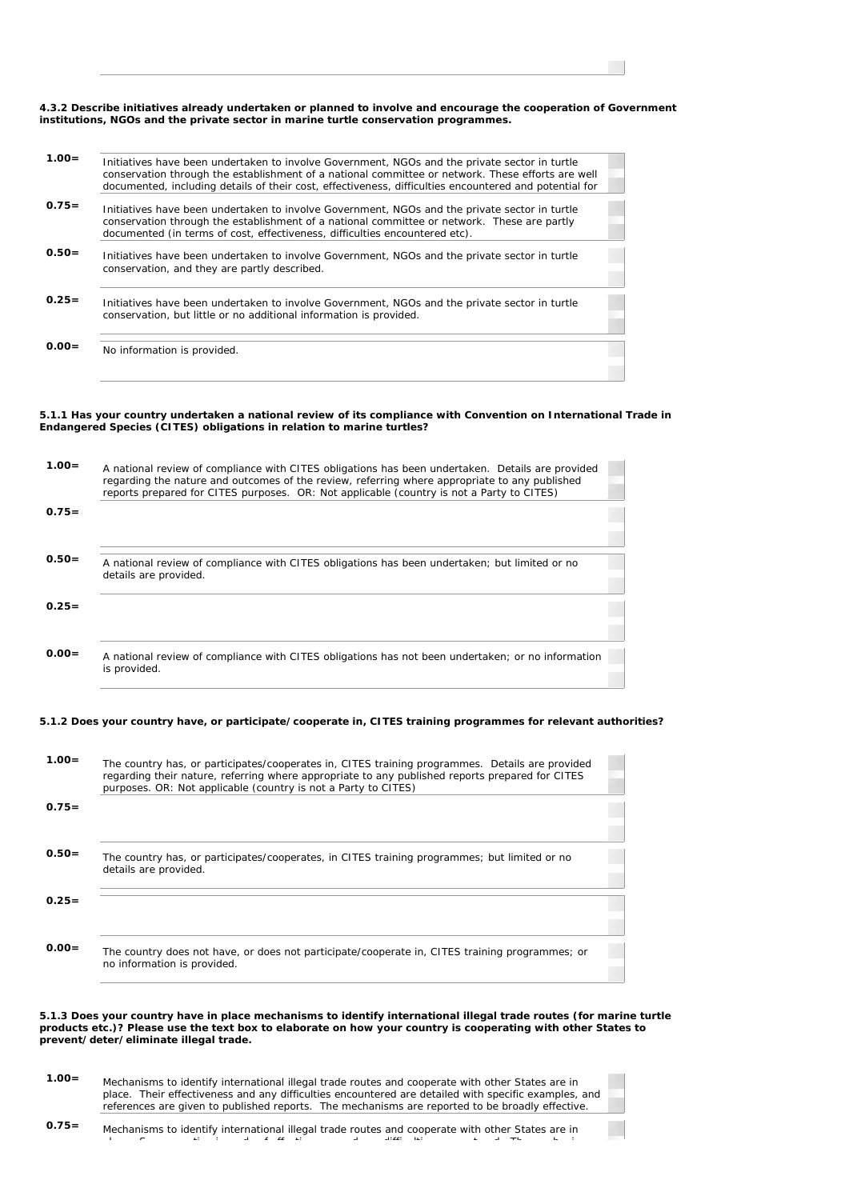**4.3.2 Describe initiatives already undertaken or planned to involve and encourage the cooperation of Government institutions, NGOs and the private sector in marine turtle conservation programmes.**

| Score | Description |
|---|---|
| 1.00= | Initiatives have been undertaken to involve Government, NGOs and the private sector in turtle conservation through the establishment of a national committee or network. These efforts are well documented, including details of their cost, effectiveness, difficulties encountered and potential for |
| 0.75= | Initiatives have been undertaken to involve Government, NGOs and the private sector in turtle conservation through the establishment of a national committee or network. These are partly documented (in terms of cost, effectiveness, difficulties encountered etc). |
| 0.50= | Initiatives have been undertaken to involve Government, NGOs and the private sector in turtle conservation, and they are partly described. |
| 0.25= | Initiatives have been undertaken to involve Government, NGOs and the private sector in turtle conservation, but little or no additional information is provided. |
| 0.00= | No information is provided. |

**5.1.1 Has your country undertaken a national review of its compliance with Convention on International Trade in Endangered Species (CITES) obligations in relation to marine turtles?**

| Score | Description |
|---|---|
| 1.00= | A national review of compliance with CITES obligations has been undertaken. Details are provided regarding the nature and outcomes of the review, referring where appropriate to any published reports prepared for CITES purposes. OR: Not applicable (country is not a Party to CITES) |
| 0.75= | |
| 0.50= | A national review of compliance with CITES obligations has been undertaken; but limited or no details are provided. |
| 0.25= | |
| 0.00= | A national review of compliance with CITES obligations has not been undertaken; or no information is provided. |

**5.1.2 Does your country have, or participate/cooperate in, CITES training programmes for relevant authorities?**

| Score | Description |
|---|---|
| 1.00= | The country has, or participates/cooperates in, CITES training programmes. Details are provided regarding their nature, referring where appropriate to any published reports prepared for CITES purposes. OR: Not applicable (country is not a Party to CITES) |
| 0.75= | |
| 0.50= | The country has, or participates/cooperates, in CITES training programmes; but limited or no details are provided. |
| 0.25= | |
| 0.00= | The country does not have, or does not participate/cooperate in, CITES training programmes; or no information is provided. |

**5.1.3 Does your country have in place mechanisms to identify international illegal trade routes (for marine turtle products etc.)? Please use the text box to elaborate on how your country is cooperating with other States to prevent/deter/eliminate illegal trade.**

| Score | Description |
|---|---|
| 1.00= | Mechanisms to identify international illegal trade routes and cooperate with other States are in place. Their effectiveness and any difficulties encountered are detailed with specific examples, and references are given to published reports. The mechanisms are reported to be broadly effective. |
| 0.75= | Mechanisms to identify international illegal trade routes and cooperate with other States are in |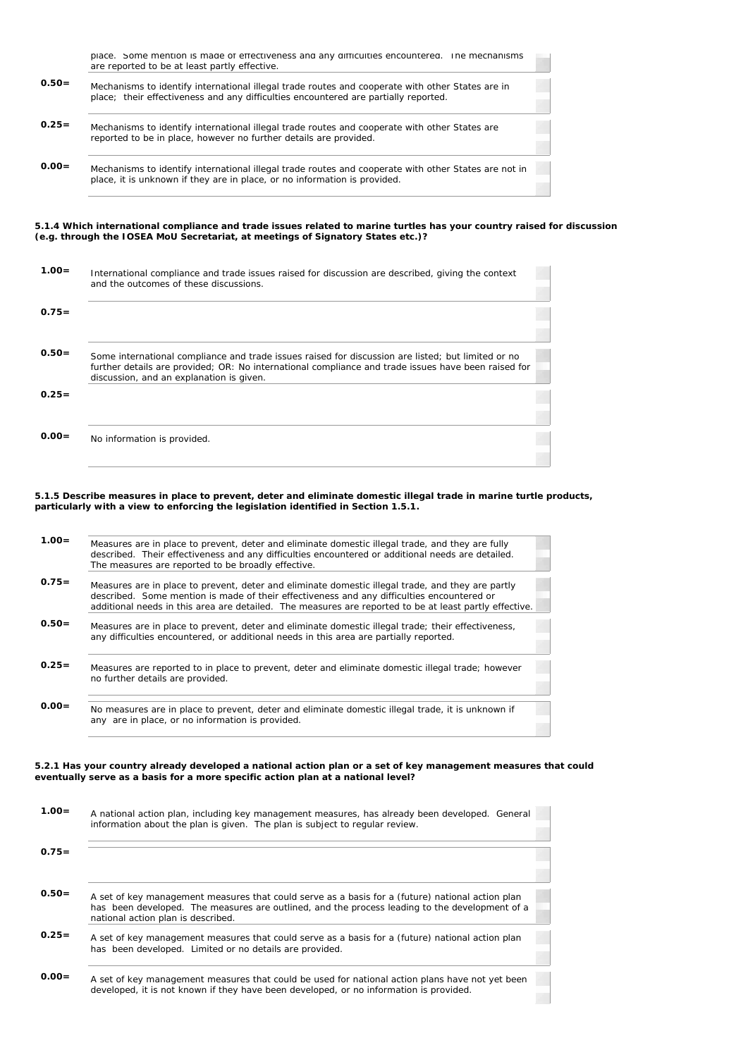| | |
|---|---|
| | place. Some mention is made of effectiveness and any difficulties encountered. The mechanisms are reported to be at least partly effective. |
| **0.50=** | Mechanisms to identify international illegal trade routes and cooperate with other States are in place; their effectiveness and any difficulties encountered are partially reported. |
| **0.25=** | Mechanisms to identify international illegal trade routes and cooperate with other States are reported to be in place, however no further details are provided. |
| **0.00=** | Mechanisms to identify international illegal trade routes and cooperate with other States are not in place, it is unknown if they are in place, or no information is provided. |

**5.1.4 Which international compliance and trade issues related to marine turtles has your country raised for discussion (e.g. through the IOSEA MoU Secretariat, at meetings of Signatory States etc.)?**

| | |
|---|---|
| **1.00=** | International compliance and trade issues raised for discussion are described, giving the context and the outcomes of these discussions. |
| **0.75=** | |
| **0.50=** | Some international compliance and trade issues raised for discussion are listed; but limited or no further details are provided; OR: No international compliance and trade issues have been raised for discussion, and an explanation is given. |
| **0.25=** | |
| **0.00=** | No information is provided. |

**5.1.5 Describe measures in place to prevent, deter and eliminate domestic illegal trade in marine turtle products, particularly with a view to enforcing the legislation identified in Section 1.5.1.**

| | |
|---|---|
| **1.00=** | Measures are in place to prevent, deter and eliminate domestic illegal trade, and they are fully described. Their effectiveness and any difficulties encountered or additional needs are detailed. The measures are reported to be broadly effective. |
| **0.75=** | Measures are in place to prevent, deter and eliminate domestic illegal trade, and they are partly described. Some mention is made of their effectiveness and any difficulties encountered or additional needs in this area are detailed. The measures are reported to be at least partly effective. |
| **0.50=** | Measures are in place to prevent, deter and eliminate domestic illegal trade; their effectiveness, any difficulties encountered, or additional needs in this area are partially reported. |
| **0.25=** | Measures are reported to in place to prevent, deter and eliminate domestic illegal trade; however no further details are provided. |
| **0.00=** | No measures are in place to prevent, deter and eliminate domestic illegal trade, it is unknown if any are in place, or no information is provided. |

**5.2.1 Has your country already developed a national action plan or a set of key management measures that could eventually serve as a basis for a more specific action plan at a national level?**

| | |
|---|---|
| **1.00=** | A national action plan, including key management measures, has already been developed. General information about the plan is given. The plan is subject to regular review. |
| **0.75=** | |
| **0.50=** | A set of key management measures that could serve as a basis for a (future) national action plan has been developed. The measures are outlined, and the process leading to the development of a national action plan is described. |
| **0.25=** | A set of key management measures that could serve as a basis for a (future) national action plan has been developed. Limited or no details are provided. |
| **0.00=** | A set of key management measures that could be used for national action plans have not yet been developed, it is not known if they have been developed, or no information is provided. |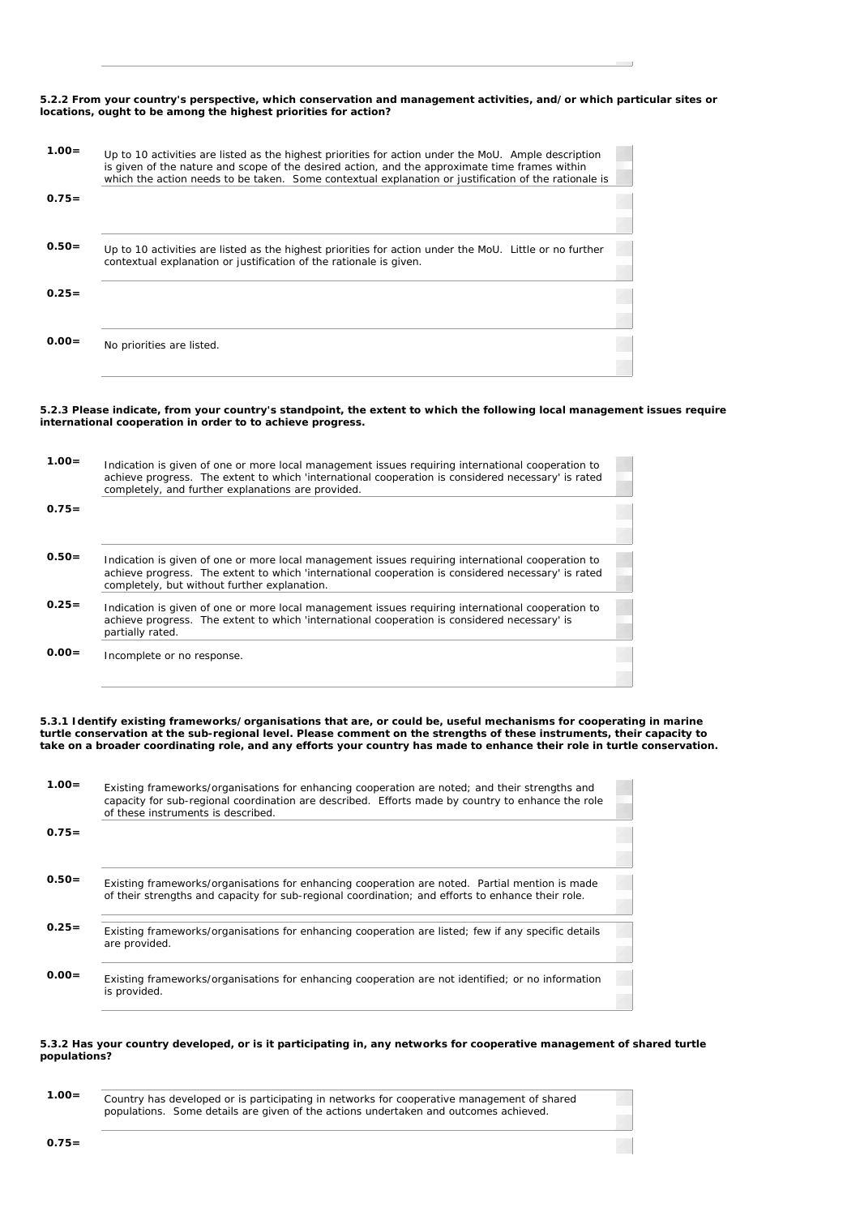**5.2.2 From your country's perspective, which conservation and management activities, and/or which particular sites or locations, ought to be among the highest priorities for action?**

| Score | Description |
|---|---|
| 1.00= | Up to 10 activities are listed as the highest priorities for action under the MoU. Ample description is given of the nature and scope of the desired action, and the approximate time frames within which the action needs to be taken. Some contextual explanation or justification of the rationale is |
| 0.75= | |
| 0.50= | Up to 10 activities are listed as the highest priorities for action under the MoU. Little or no further contextual explanation or justification of the rationale is given. |
| 0.25= | |
| 0.00= | No priorities are listed. |

**5.2.3 Please indicate, from your country's standpoint, the extent to which the following local management issues require international cooperation in order to to achieve progress.**

| Score | Description |
|---|---|
| 1.00= | Indication is given of one or more local management issues requiring international cooperation to achieve progress. The extent to which 'international cooperation is considered necessary' is rated completely, and further explanations are provided. |
| 0.75= | |
| 0.50= | Indication is given of one or more local management issues requiring international cooperation to achieve progress. The extent to which 'international cooperation is considered necessary' is rated completely, but without further explanation. |
| 0.25= | Indication is given of one or more local management issues requiring international cooperation to achieve progress. The extent to which 'international cooperation is considered necessary' is partially rated. |
| 0.00= | Incomplete or no response. |

**5.3.1 Identify existing frameworks/organisations that are, or could be, useful mechanisms for cooperating in marine turtle conservation at the sub-regional level. Please comment on the strengths of these instruments, their capacity to take on a broader coordinating role, and any efforts your country has made to enhance their role in turtle conservation.**

| Score | Description |
|---|---|
| 1.00= | Existing frameworks/organisations for enhancing cooperation are noted; and their strengths and capacity for sub-regional coordination are described. Efforts made by country to enhance the role of these instruments is described. |
| 0.75= | |
| 0.50= | Existing frameworks/organisations for enhancing cooperation are noted. Partial mention is made of their strengths and capacity for sub-regional coordination; and efforts to enhance their role. |
| 0.25= | Existing frameworks/organisations for enhancing cooperation are listed; few if any specific details are provided. |
| 0.00= | Existing frameworks/organisations for enhancing cooperation are not identified; or no information is provided. |

**5.3.2 Has your country developed, or is it participating in, any networks for cooperative management of shared turtle populations?**

| Score | Description |
|---|---|
| 1.00= | Country has developed or is participating in networks for cooperative management of shared populations. Some details are given of the actions undertaken and outcomes achieved. |
| 0.75= | |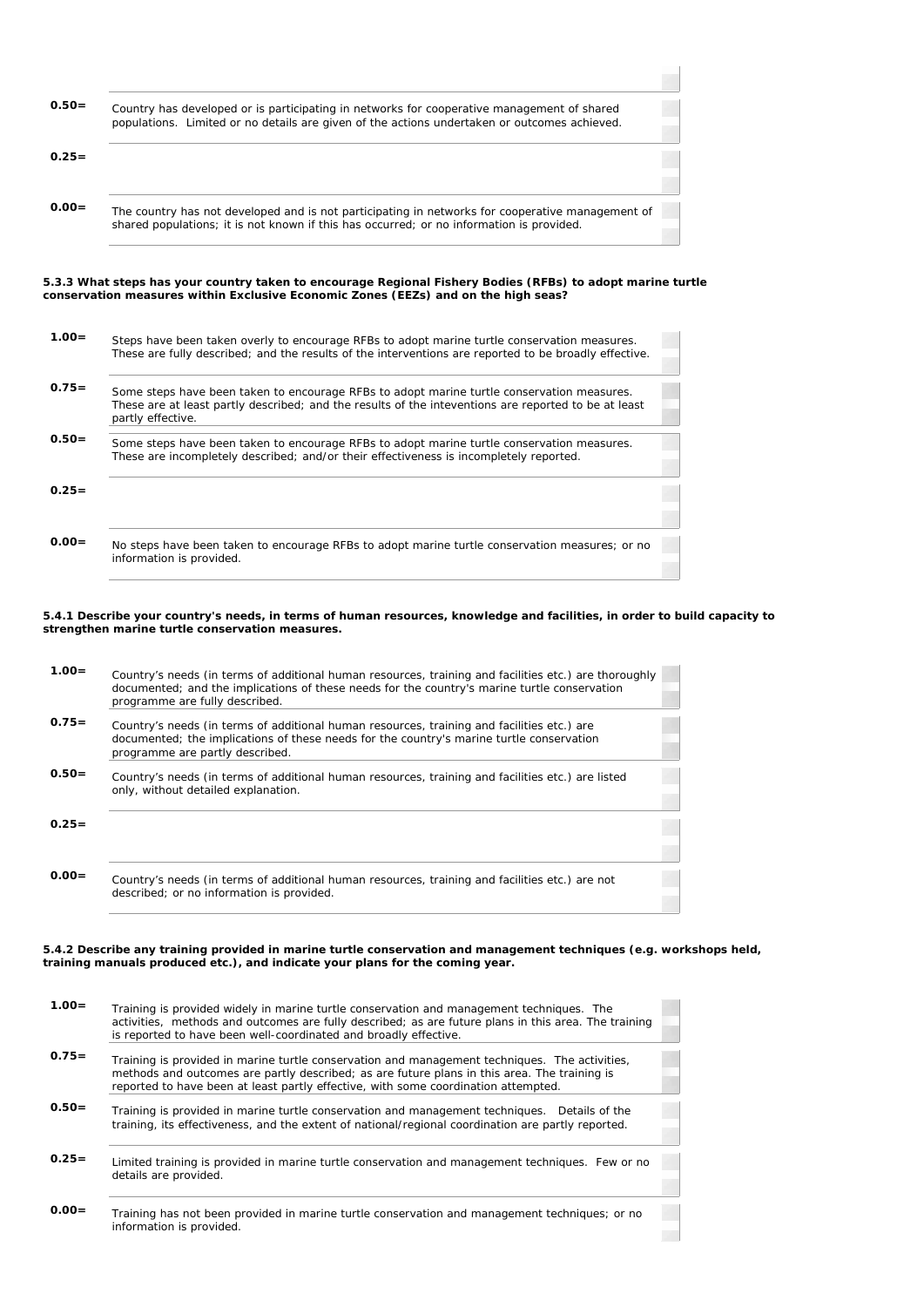| | |
|---|---|
| **0.50=** | Country has developed or is participating in networks for cooperative management of shared populations. Limited or no details are given of the actions undertaken or outcomes achieved. |
| **0.25=** | |
| **0.00=** | The country has not developed and is not participating in networks for cooperative management of shared populations; it is not known if this has occurred; or no information is provided. |

**5.3.3 What steps has your country taken to encourage Regional Fishery Bodies (RFBs) to adopt marine turtle conservation measures within Exclusive Economic Zones (EEZs) and on the high seas?**

| | |
|---|---|
| **1.00=** | Steps have been taken overly to encourage RFBs to adopt marine turtle conservation measures. These are fully described; and the results of the interventions are reported to be broadly effective. |
| **0.75=** | Some steps have been taken to encourage RFBs to adopt marine turtle conservation measures. These are at least partly described; and the results of the inteventions are reported to be at least partly effective. |
| **0.50=** | Some steps have been taken to encourage RFBs to adopt marine turtle conservation measures. These are incompletely described; and/or their effectiveness is incompletely reported. |
| **0.25=** | |
| **0.00=** | No steps have been taken to encourage RFBs to adopt marine turtle conservation measures; or no information is provided. |

**5.4.1 Describe your country's needs, in terms of human resources, knowledge and facilities, in order to build capacity to strengthen marine turtle conservation measures.**

| | |
|---|---|
| **1.00=** | Country's needs (in terms of additional human resources, training and facilities etc.) are thoroughly documented; and the implications of these needs for the country's marine turtle conservation programme are fully described. |
| **0.75=** | Country's needs (in terms of additional human resources, training and facilities etc.) are documented; the implications of these needs for the country's marine turtle conservation programme are partly described. |
| **0.50=** | Country's needs (in terms of additional human resources, training and facilities etc.) are listed only, without detailed explanation. |
| **0.25=** | |
| **0.00=** | Country's needs (in terms of additional human resources, training and facilities etc.) are not described; or no information is provided. |

**5.4.2 Describe any training provided in marine turtle conservation and management techniques (e.g. workshops held, training manuals produced etc.), and indicate your plans for the coming year.**

| | |
|---|---|
| **1.00=** | Training is provided widely in marine turtle conservation and management techniques. The activities, methods and outcomes are fully described; as are future plans in this area. The training is reported to have been well-coordinated and broadly effective. |
| **0.75=** | Training is provided in marine turtle conservation and management techniques. The activities, methods and outcomes are partly described; as are future plans in this area. The training is reported to have been at least partly effective, with some coordination attempted. |
| **0.50=** | Training is provided in marine turtle conservation and management techniques. Details of the training, its effectiveness, and the extent of national/regional coordination are partly reported. |
| **0.25=** | Limited training is provided in marine turtle conservation and management techniques. Few or no details are provided. |
| **0.00=** | Training has not been provided in marine turtle conservation and management techniques; or no information is provided. |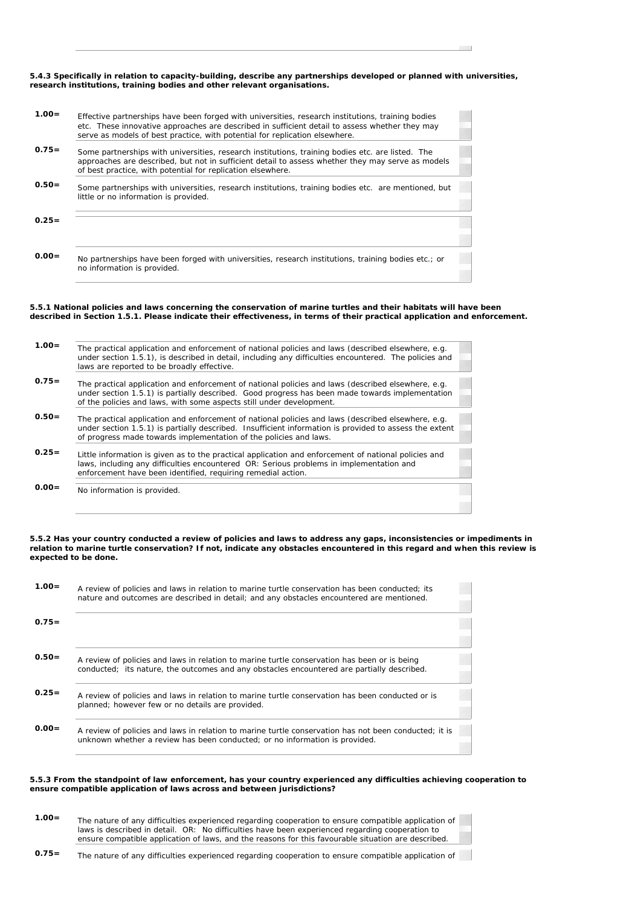**5.4.3 Specifically in relation to capacity-building, describe any partnerships developed or planned with universities, research institutions, training bodies and other relevant organisations.**

| Score | Description |
|---|---|
| **1.00=** | Effective partnerships have been forged with universities, research institutions, training bodies etc. These innovative approaches are described in sufficient detail to assess whether they may serve as models of best practice, with potential for replication elsewhere. |
| **0.75=** | Some partnerships with universities, research institutions, training bodies etc. are listed. The approaches are described, but not in sufficient detail to assess whether they may serve as models of best practice, with potential for replication elsewhere. |
| **0.50=** | Some partnerships with universities, research institutions, training bodies etc. are mentioned, but little or no information is provided. |
| **0.25=** | |
| **0.00=** | No partnerships have been forged with universities, research institutions, training bodies etc.; or no information is provided. |

**5.5.1 National policies and laws concerning the conservation of marine turtles and their habitats will have been described in Section 1.5.1. Please indicate their effectiveness, in terms of their practical application and enforcement.**

| Score | Description |
|---|---|
| **1.00=** | The practical application and enforcement of national policies and laws (described elsewhere, e.g. under section 1.5.1), is described in detail, including any difficulties encountered. The policies and laws are reported to be broadly effective. |
| **0.75=** | The practical application and enforcement of national policies and laws (described elsewhere, e.g. under section 1.5.1) is partially described. Good progress has been made towards implementation of the policies and laws, with some aspects still under development. |
| **0.50=** | The practical application and enforcement of national policies and laws (described elsewhere, e.g. under section 1.5.1) is partially described. Insufficient information is provided to assess the extent of progress made towards implementation of the policies and laws. |
| **0.25=** | Little information is given as to the practical application and enforcement of national policies and laws, including any difficulties encountered OR: Serious problems in implementation and enforcement have been identified, requiring remedial action. |
| **0.00=** | No information is provided. |

**5.5.2 Has your country conducted a review of policies and laws to address any gaps, inconsistencies or impediments in relation to marine turtle conservation? If not, indicate any obstacles encountered in this regard and when this review is expected to be done.**

| Score | Description |
|---|---|
| **1.00=** | A review of policies and laws in relation to marine turtle conservation has been conducted; its nature and outcomes are described in detail; and any obstacles encountered are mentioned. |
| **0.75=** | |
| **0.50=** | A review of policies and laws in relation to marine turtle conservation has been or is being conducted; its nature, the outcomes and any obstacles encountered are partially described. |
| **0.25=** | A review of policies and laws in relation to marine turtle conservation has been conducted or is planned; however few or no details are provided. |
| **0.00=** | A review of policies and laws in relation to marine turtle conservation has not been conducted; it is unknown whether a review has been conducted; or no information is provided. |

**5.5.3 From the standpoint of law enforcement, has your country experienced any difficulties achieving cooperation to ensure compatible application of laws across and between jurisdictions?**

| Score | Description |
|---|---|
| **1.00=** | The nature of any difficulties experienced regarding cooperation to ensure compatible application of laws is described in detail. OR: No difficulties have been experienced regarding cooperation to ensure compatible application of laws, and the reasons for this favourable situation are described. |
| **0.75=** | The nature of any difficulties experienced regarding cooperation to ensure compatible application of |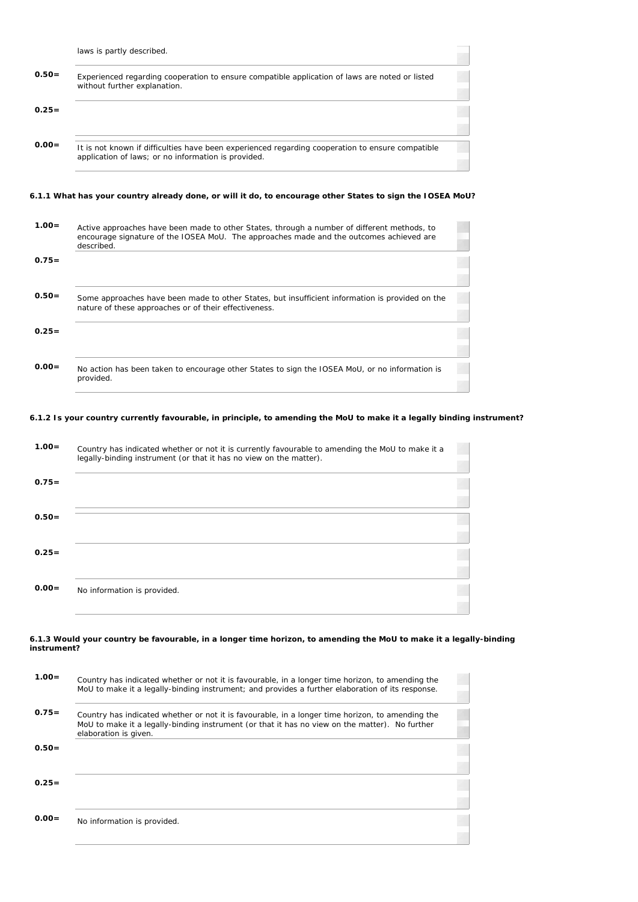| | |
|---|---|
| | laws is partly described. |
| **0.50=** | Experienced regarding cooperation to ensure compatible application of laws are noted or listed without further explanation. |
| **0.25=** | |
| **0.00=** | It is not known if difficulties have been experienced regarding cooperation to ensure compatible application of laws; or no information is provided. |

**6.1.1 What has your country already done, or will it do, to encourage other States to sign the IOSEA MoU?**

| | |
|---|---|
| **1.00=** | Active approaches have been made to other States, through a number of different methods, to encourage signature of the IOSEA MoU. The approaches made and the outcomes achieved are described. |
| **0.75=** | |
| **0.50=** | Some approaches have been made to other States, but insufficient information is provided on the nature of these approaches or of their effectiveness. |
| **0.25=** | |
| **0.00=** | No action has been taken to encourage other States to sign the IOSEA MoU, or no information is provided. |

**6.1.2 Is your country currently favourable, in principle, to amending the MoU to make it a legally binding instrument?**

| | |
|---|---|
| **1.00=** | Country has indicated whether or not it is currently favourable to amending the MoU to make it a legally-binding instrument (or that it has no view on the matter). |
| **0.75=** | |
| **0.50=** | |
| **0.25=** | |
| **0.00=** | No information is provided. |

**6.1.3 Would your country be favourable, in a longer time horizon, to amending the MoU to make it a legally-binding instrument?**

| | |
|---|---|
| **1.00=** | Country has indicated whether or not it is favourable, in a longer time horizon, to amending the MoU to make it a legally-binding instrument; and provides a further elaboration of its response. |
| **0.75=** | Country has indicated whether or not it is favourable, in a longer time horizon, to amending the MoU to make it a legally-binding instrument (or that it has no view on the matter). No further elaboration is given. |
| **0.50=** | |
| **0.25=** | |
| **0.00=** | No information is provided. |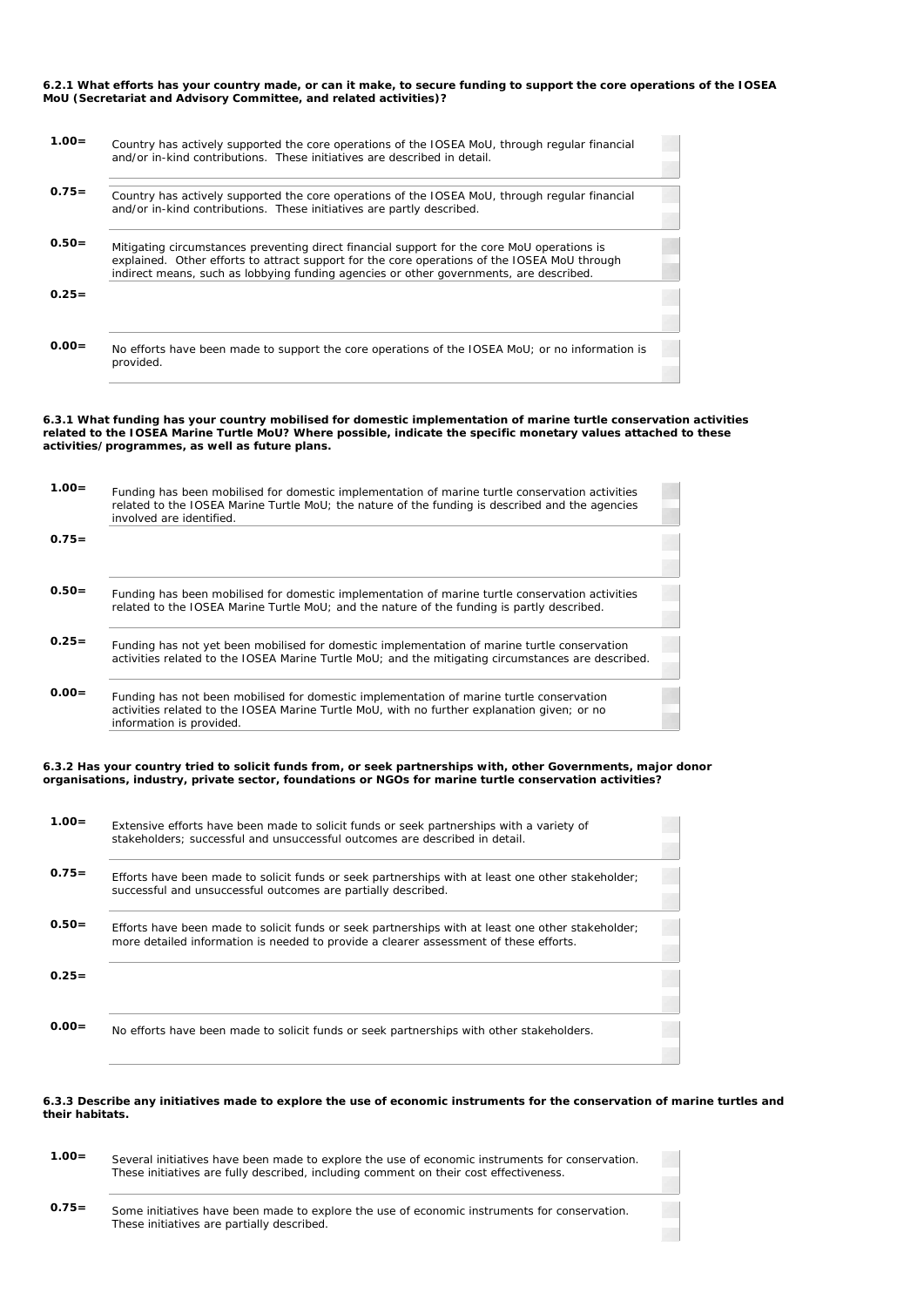**6.2.1 What efforts has your country made, or can it make, to secure funding to support the core operations of the IOSEA MoU (Secretariat and Advisory Committee, and related activities)?**

| Score | Description |
|---|---|
| **1.00=** | Country has actively supported the core operations of the IOSEA MoU, through regular financial and/or in-kind contributions. These initiatives are described in detail. |
| **0.75=** | Country has actively supported the core operations of the IOSEA MoU, through regular financial and/or in-kind contributions. These initiatives are partly described. |
| **0.50=** | Mitigating circumstances preventing direct financial support for the core MoU operations is explained. Other efforts to attract support for the core operations of the IOSEA MoU through indirect means, such as lobbying funding agencies or other governments, are described. |
| **0.25=** | |
| **0.00=** | No efforts have been made to support the core operations of the IOSEA MoU; or no information is provided. |

**6.3.1 What funding has your country mobilised for domestic implementation of marine turtle conservation activities related to the IOSEA Marine Turtle MoU? Where possible, indicate the specific monetary values attached to these activities/programmes, as well as future plans.**

| Score | Description |
|---|---|
| **1.00=** | Funding has been mobilised for domestic implementation of marine turtle conservation activities related to the IOSEA Marine Turtle MoU; the nature of the funding is described and the agencies involved are identified. |
| **0.75=** | |
| **0.50=** | Funding has been mobilised for domestic implementation of marine turtle conservation activities related to the IOSEA Marine Turtle MoU; and the nature of the funding is partly described. |
| **0.25=** | Funding has not yet been mobilised for domestic implementation of marine turtle conservation activities related to the IOSEA Marine Turtle MoU; and the mitigating circumstances are described. |
| **0.00=** | Funding has not been mobilised for domestic implementation of marine turtle conservation activities related to the IOSEA Marine Turtle MoU, with no further explanation given; or no information is provided. |

**6.3.2 Has your country tried to solicit funds from, or seek partnerships with, other Governments, major donor organisations, industry, private sector, foundations or NGOs for marine turtle conservation activities?**

| Score | Description |
|---|---|
| **1.00=** | Extensive efforts have been made to solicit funds or seek partnerships with a variety of stakeholders; successful and unsuccessful outcomes are described in detail. |
| **0.75=** | Efforts have been made to solicit funds or seek partnerships with at least one other stakeholder; successful and unsuccessful outcomes are partially described. |
| **0.50=** | Efforts have been made to solicit funds or seek partnerships with at least one other stakeholder; more detailed information is needed to provide a clearer assessment of these efforts. |
| **0.25=** | |
| **0.00=** | No efforts have been made to solicit funds or seek partnerships with other stakeholders. |

**6.3.3 Describe any initiatives made to explore the use of economic instruments for the conservation of marine turtles and their habitats.**

| Score | Description |
|---|---|
| **1.00=** | Several initiatives have been made to explore the use of economic instruments for conservation. These initiatives are fully described, including comment on their cost effectiveness. |
| **0.75=** | Some initiatives have been made to explore the use of economic instruments for conservation. These initiatives are partially described. |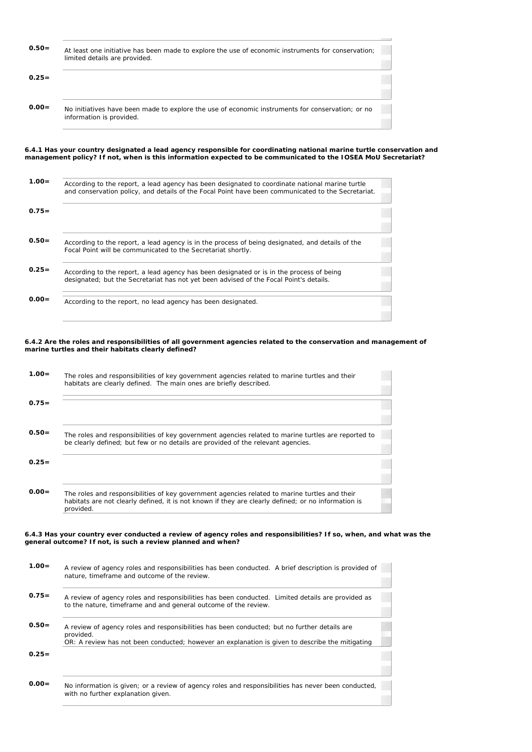| | |
|---|---|
| **0.50=** | At least one initiative has been made to explore the use of economic instruments for conservation; limited details are provided. |
| **0.25=** | |
| **0.00=** | No initiatives have been made to explore the use of economic instruments for conservation; or no information is provided. |

**6.4.1 Has your country designated a lead agency responsible for coordinating national marine turtle conservation and management policy? If not, when is this information expected to be communicated to the IOSEA MoU Secretariat?**

| | |
|---|---|
| **1.00=** | According to the report, a lead agency has been designated to coordinate national marine turtle and conservation policy, and details of the Focal Point have been communicated to the Secretariat. |
| **0.75=** | |
| **0.50=** | According to the report, a lead agency is in the process of being designated, and details of the Focal Point will be communicated to the Secretariat shortly. |
| **0.25=** | According to the report, a lead agency has been designated or is in the process of being designated; but the Secretariat has not yet been advised of the Focal Point's details. |
| **0.00=** | According to the report, no lead agency has been designated. |

**6.4.2 Are the roles and responsibilities of all government agencies related to the conservation and management of marine turtles and their habitats clearly defined?**

| | |
|---|---|
| **1.00=** | The roles and responsibilities of key government agencies related to marine turtles and their habitats are clearly defined. The main ones are briefly described. |
| **0.75=** | |
| **0.50=** | The roles and responsibilities of key government agencies related to marine turtles are reported to be clearly defined; but few or no details are provided of the relevant agencies. |
| **0.25=** | |
| **0.00=** | The roles and responsibilities of key government agencies related to marine turtles and their habitats are not clearly defined, it is not known if they are clearly defined; or no information is provided. |

**6.4.3 Has your country ever conducted a review of agency roles and responsibilities? If so, when, and what was the general outcome? If not, is such a review planned and when?**

| | |
|---|---|
| **1.00=** | A review of agency roles and responsibilities has been conducted. A brief description is provided of nature, timeframe and outcome of the review. |
| **0.75=** | A review of agency roles and responsibilities has been conducted. Limited details are provided as to the nature, timeframe and and general outcome of the review. |
| **0.50=** | A review of agency roles and responsibilities has been conducted; but no further details are provided.<br>OR: A review has not been conducted; however an explanation is given to describe the mitigating |
| **0.25=** | |
| **0.00=** | No information is given; or a review of agency roles and responsibilities has never been conducted, with no further explanation given. |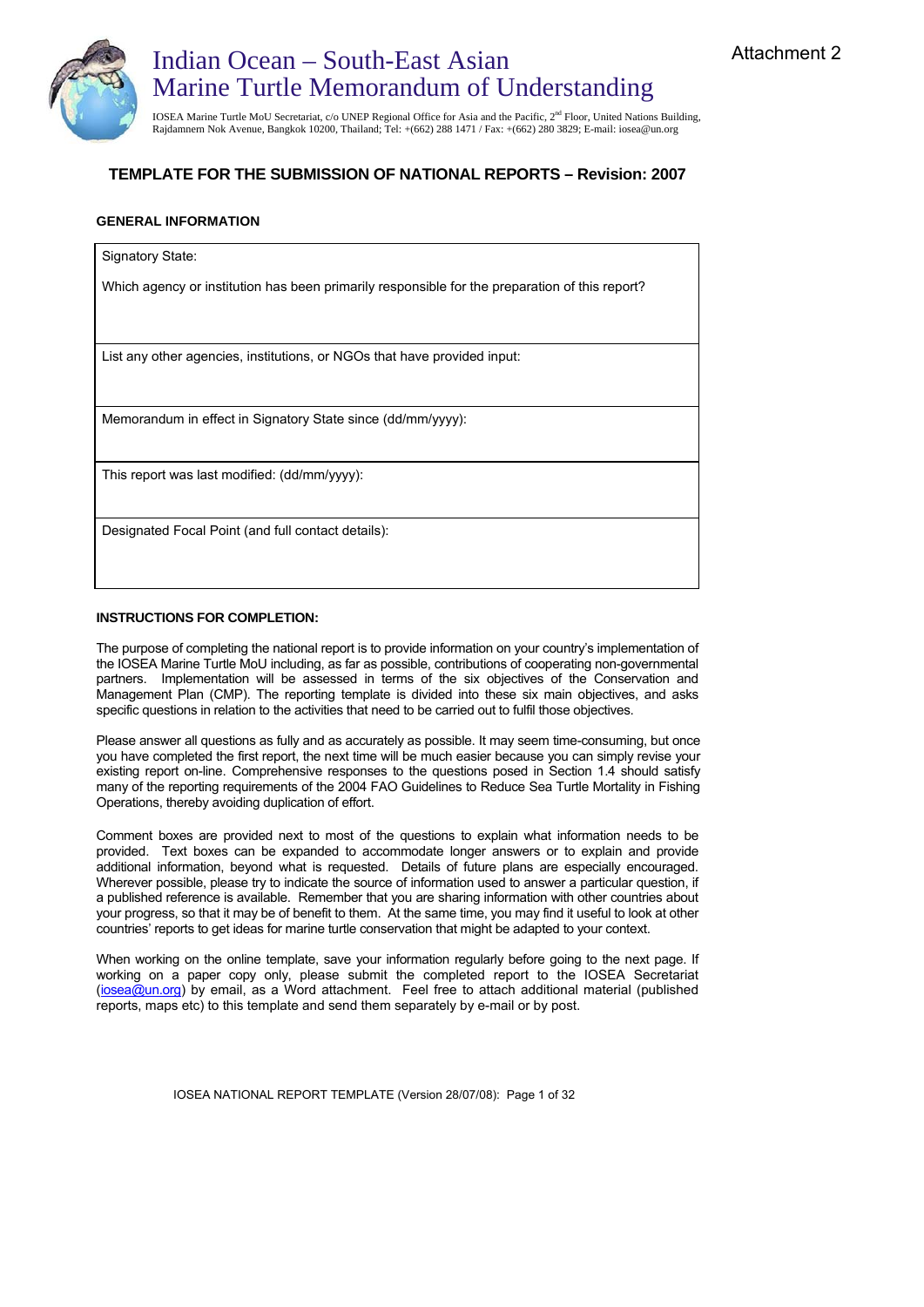Attachment 2

# Indian Ocean – South-East Asian Marine Turtle Memorandum of Understanding

IOSEA Marine Turtle MoU Secretariat, c/o UNEP Regional Office for Asia and the Pacific, 2nd Floor, United Nations Building, Rajdamnern Nok Avenue, Bangkok 10200, Thailand; Tel: +(662) 288 1471 / Fax: +(662) 280 3829; E-mail: iosea@un.org

## TEMPLATE FOR THE SUBMISSION OF NATIONAL REPORTS – Revision: 2007

### GENERAL INFORMATION

| |
|---|
| Signatory State:<br><br>Which agency or institution has been primarily responsible for the preparation of this report? |
| List any other agencies, institutions, or NGOs that have provided input: |
| Memorandum in effect in Signatory State since (dd/mm/yyyy): |
| This report was last modified: (dd/mm/yyyy): |
| Designated Focal Point (and full contact details): |

### INSTRUCTIONS FOR COMPLETION:

The purpose of completing the national report is to provide information on your country's implementation of the IOSEA Marine Turtle MoU including, as far as possible, contributions of cooperating non-governmental partners. Implementation will be assessed in terms of the six objectives of the Conservation and Management Plan (CMP). The reporting template is divided into these six main objectives, and asks specific questions in relation to the activities that need to be carried out to fulfil those objectives.

Please answer all questions as fully and as accurately as possible. It may seem time-consuming, but once you have completed the first report, the next time will be much easier because you can simply revise your existing report on-line. Comprehensive responses to the questions posed in Section 1.4 should satisfy many of the reporting requirements of the 2004 FAO Guidelines to Reduce Sea Turtle Mortality in Fishing Operations, thereby avoiding duplication of effort.

Comment boxes are provided next to most of the questions to explain what information needs to be provided. Text boxes can be expanded to accommodate longer answers or to explain and provide additional information, beyond what is requested. Details of future plans are especially encouraged. Wherever possible, please try to indicate the source of information used to answer a particular question, if a published reference is available. Remember that you are sharing information with other countries about your progress, so that it may be of benefit to them. At the same time, you may find it useful to look at other countries' reports to get ideas for marine turtle conservation that might be adapted to your context.

When working on the online template, save your information regularly before going to the next page. If working on a paper copy only, please submit the completed report to the IOSEA Secretariat (iosea@un.org) by email, as a Word attachment. Feel free to attach additional material (published reports, maps etc) to this template and send them separately by e-mail or by post.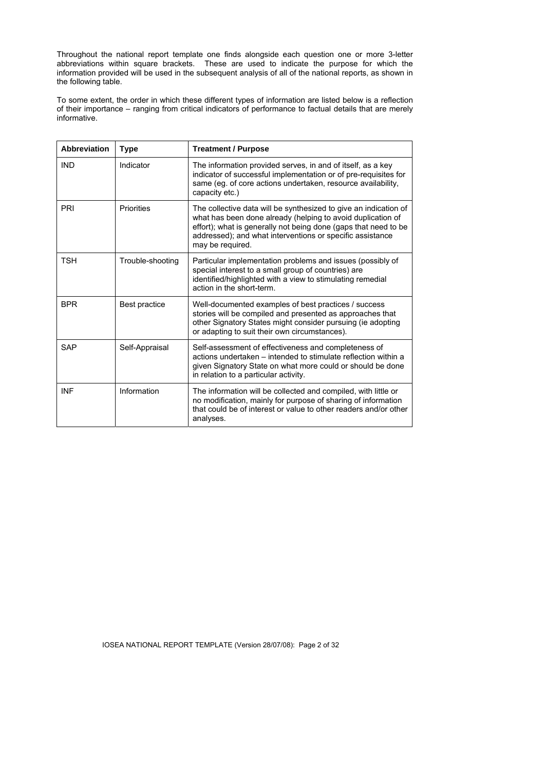Throughout the national report template one finds alongside each question one or more 3-letter abbreviations within square brackets. These are used to indicate the purpose for which the information provided will be used in the subsequent analysis of all of the national reports, as shown in the following table.

To some extent, the order in which these different types of information are listed below is a reflection of their importance – ranging from critical indicators of performance to factual details that are merely informative.

| Abbreviation | Type | Treatment / Purpose |
|---|---|---|
| IND | Indicator | The information provided serves, in and of itself, as a key indicator of successful implementation or of pre-requisites for same (eg. of core actions undertaken, resource availability, capacity etc.) |
| PRI | Priorities | The collective data will be synthesized to give an indication of what has been done already (helping to avoid duplication of effort); what is generally not being done (gaps that need to be addressed); and what interventions or specific assistance may be required. |
| TSH | Trouble-shooting | Particular implementation problems and issues (possibly of special interest to a small group of countries) are identified/highlighted with a view to stimulating remedial action in the short-term. |
| BPR | Best practice | Well-documented examples of best practices / success stories will be compiled and presented as approaches that other Signatory States might consider pursuing (ie adopting or adapting to suit their own circumstances). |
| SAP | Self-Appraisal | Self-assessment of effectiveness and completeness of actions undertaken – intended to stimulate reflection within a given Signatory State on what more could or should be done in relation to a particular activity. |
| INF | Information | The information will be collected and compiled, with little or no modification, mainly for purpose of sharing of information that could be of interest or value to other readers and/or other analyses. |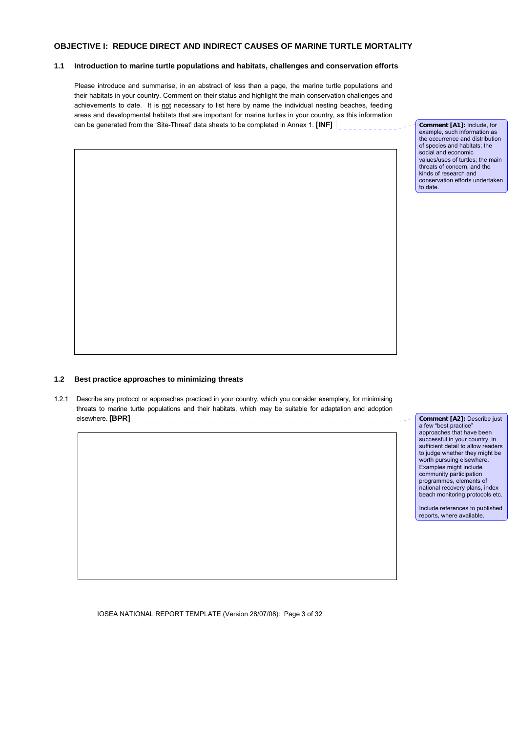## OBJECTIVE I: REDUCE DIRECT AND INDIRECT CAUSES OF MARINE TURTLE MORTALITY

### 1.1 Introduction to marine turtle populations and habitats, challenges and conservation efforts

Please introduce and summarise, in an abstract of less than a page, the marine turtle populations and their habitats in your country. Comment on their status and highlight the main conservation challenges and achievements to date. It is not necessary to list here by name the individual nesting beaches, feeding areas and developmental habitats that are important for marine turtles in your country, as this information can be generated from the 'Site-Threat' data sheets to be completed in Annex 1. **[INF]**

> **Comment [A1]:** Include, for example, such information as the occurrence and distribution of species and habitats; the social and economic values/uses of turtles; the main threats of concern, and the kinds of research and conservation efforts undertaken to date.

### 1.2 Best practice approaches to minimizing threats

1.2.1 Describe any protocol or approaches practiced in your country, which you consider exemplary, for minimising threats to marine turtle populations and their habitats, which may be suitable for adaptation and adoption elsewhere. **[BPR]**

> **Comment [A2]:** Describe just a few "best practice" approaches that have been successful in your country, in sufficient detail to allow readers to judge whether they might be worth pursuing elsewhere. Examples might include community participation programmes, elements of national recovery plans, index beach monitoring protocols etc.
>
> Include references to published reports, where available.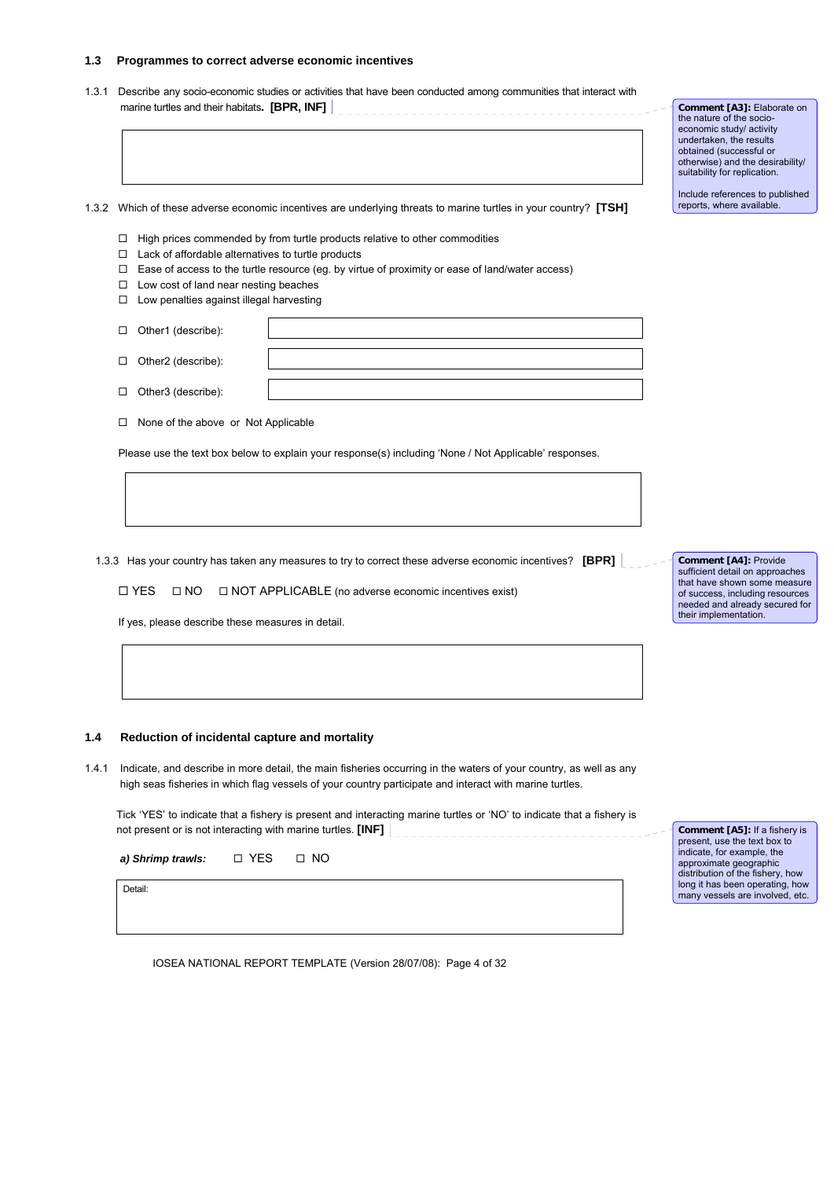## 1.3 Programmes to correct adverse economic incentives

1.3.1 Describe any socio-economic studies or activities that have been conducted among communities that interact with marine turtles and their habitats. **[BPR, INF]**

> **Comment [A3]:** Elaborate on the nature of the socio-economic study/ activity undertaken, the results obtained (successful or otherwise) and the desirability/ suitability for replication.
>
> Include references to published reports, where available.

| |
|---|
| |

1.3.2 Which of these adverse economic incentives are underlying threats to marine turtles in your country? **[TSH]**

- ☐ High prices commended by from turtle products relative to other commodities
- ☐ Lack of affordable alternatives to turtle products
- ☐ Ease of access to the turtle resource (eg. by virtue of proximity or ease of land/water access)
- ☐ Low cost of land near nesting beaches
- ☐ Low penalties against illegal harvesting
- ☐ Other1 (describe):
- ☐ Other2 (describe):
- ☐ Other3 (describe):
- ☐ None of the above or Not Applicable

Please use the text box below to explain your response(s) including 'None / Not Applicable' responses.

| |
|---|
| |

1.3.3 Has your country has taken any measures to try to correct these adverse economic incentives? **[BPR]**

> **Comment [A4]:** Provide sufficient detail on approaches that have shown some measure of success, including resources needed and already secured for their implementation.

☐ YES ☐ NO ☐ NOT APPLICABLE (no adverse economic incentives exist)

If yes, please describe these measures in detail.

| |
|---|
| |

## 1.4 Reduction of incidental capture and mortality

1.4.1 Indicate, and describe in more detail, the main fisheries occurring in the waters of your country, as well as any high seas fisheries in which flag vessels of your country participate and interact with marine turtles.

Tick 'YES' to indicate that a fishery is present and interacting marine turtles or 'NO' to indicate that a fishery is not present or is not interacting with marine turtles. **[INF]**

> **Comment [A5]:** If a fishery is present, use the text box to indicate, for example, the approximate geographic distribution of the fishery, how long it has been operating, how many vessels are involved, etc.

***a) Shrimp trawls:*** ☐ YES ☐ NO

| Detail: |
|---|
| |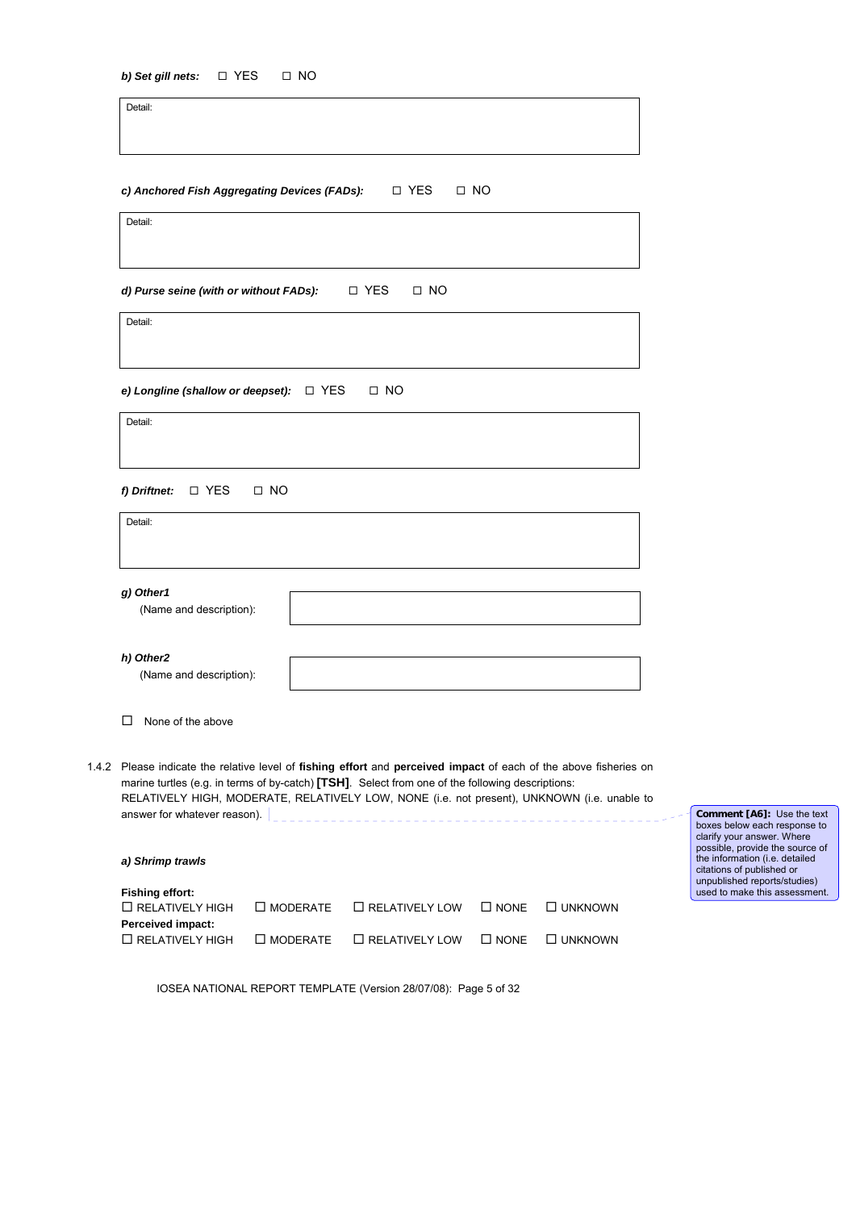***b) Set gill nets:*** ☐ YES ☐ NO

| Detail: |
|---|
| |

***c) Anchored Fish Aggregating Devices (FADs):*** ☐ YES ☐ NO

| Detail: |
|---|
| |

***d) Purse seine (with or without FADs):*** ☐ YES ☐ NO

| Detail: |
|---|
| |

***e) Longline (shallow or deepset):*** ☐ YES ☐ NO

| Detail: |
|---|
| |

***f) Driftnet:*** ☐ YES ☐ NO

| Detail: |
|---|
| |

***g) Other1***
(Name and description):

***h) Other2***
(Name and description):

☐ None of the above

1.4.2 Please indicate the relative level of **fishing effort** and **perceived impact** of each of the above fisheries on marine turtles (e.g. in terms of by-catch) **[TSH]**. Select from one of the following descriptions: RELATIVELY HIGH, MODERATE, RELATIVELY LOW, NONE (i.e. not present), UNKNOWN (i.e. unable to answer for whatever reason).

> **Comment [A6]:** Use the text boxes below each response to clarify your answer. Where possible, provide the source of the information (i.e. detailed citations of published or unpublished reports/studies) used to make this assessment.

***a) Shrimp trawls***

**Fishing effort:**
☐ RELATIVELY HIGH ☐ MODERATE ☐ RELATIVELY LOW ☐ NONE ☐ UNKNOWN
**Perceived impact:**
☐ RELATIVELY HIGH ☐ MODERATE ☐ RELATIVELY LOW ☐ NONE ☐ UNKNOWN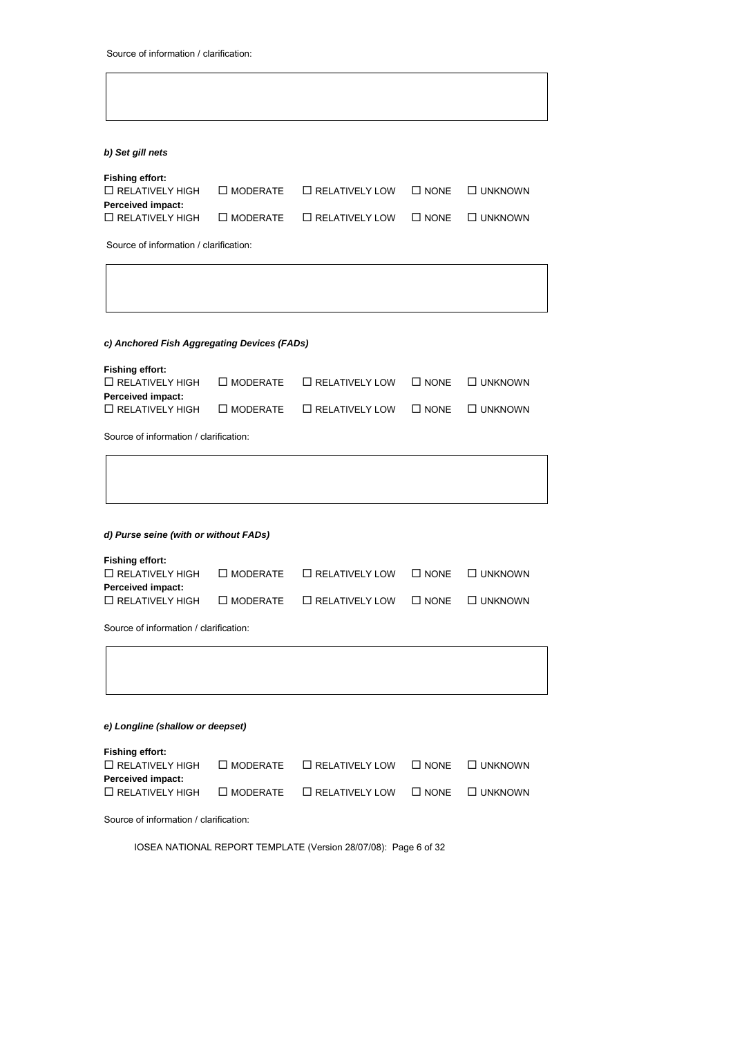Source of information / clarification:

*b) Set gill nets*

**Fishing effort:**
☐ RELATIVELY HIGH ☐ MODERATE ☐ RELATIVELY LOW ☐ NONE ☐ UNKNOWN
**Perceived impact:**
☐ RELATIVELY HIGH ☐ MODERATE ☐ RELATIVELY LOW ☐ NONE ☐ UNKNOWN

Source of information / clarification:

*c) Anchored Fish Aggregating Devices (FADs)*

**Fishing effort:**
☐ RELATIVELY HIGH ☐ MODERATE ☐ RELATIVELY LOW ☐ NONE ☐ UNKNOWN
**Perceived impact:**
☐ RELATIVELY HIGH ☐ MODERATE ☐ RELATIVELY LOW ☐ NONE ☐ UNKNOWN

Source of information / clarification:

*d) Purse seine (with or without FADs)*

**Fishing effort:**
☐ RELATIVELY HIGH ☐ MODERATE ☐ RELATIVELY LOW ☐ NONE ☐ UNKNOWN
**Perceived impact:**
☐ RELATIVELY HIGH ☐ MODERATE ☐ RELATIVELY LOW ☐ NONE ☐ UNKNOWN

Source of information / clarification:

*e) Longline (shallow or deepset)*

**Fishing effort:**
☐ RELATIVELY HIGH ☐ MODERATE ☐ RELATIVELY LOW ☐ NONE ☐ UNKNOWN
**Perceived impact:**
☐ RELATIVELY HIGH ☐ MODERATE ☐ RELATIVELY LOW ☐ NONE ☐ UNKNOWN

Source of information / clarification: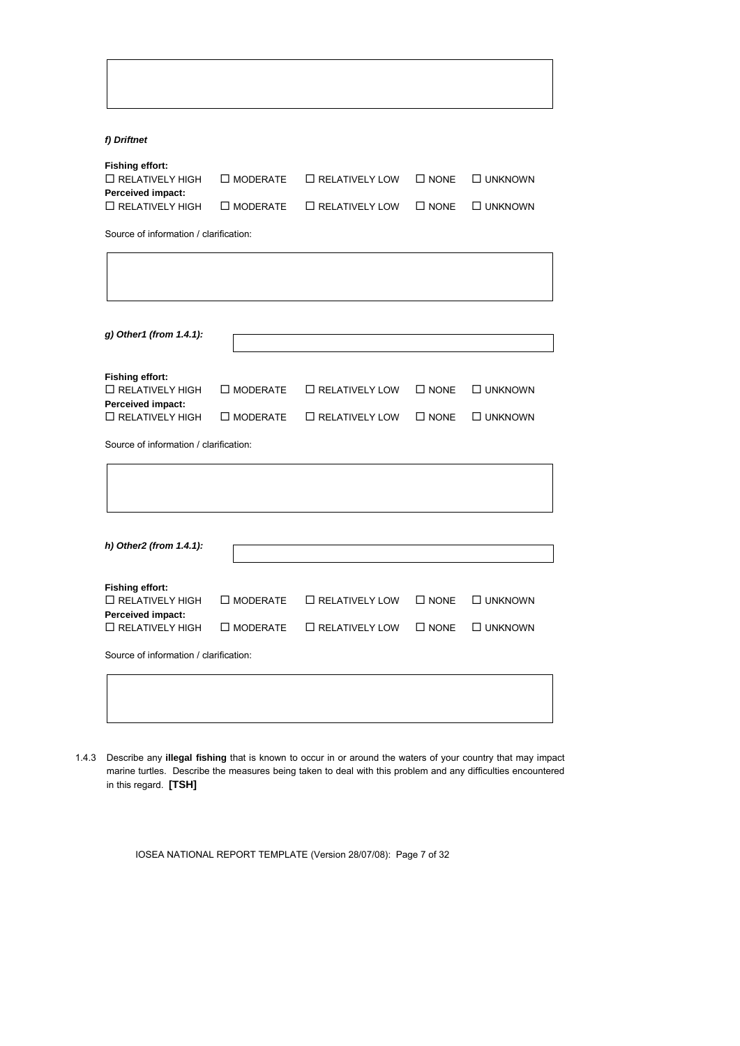***f) Driftnet***

**Fishing effort:**
☐ RELATIVELY HIGH ☐ MODERATE ☐ RELATIVELY LOW ☐ NONE ☐ UNKNOWN
**Perceived impact:**
☐ RELATIVELY HIGH ☐ MODERATE ☐ RELATIVELY LOW ☐ NONE ☐ UNKNOWN

Source of information / clarification:

***g) Other1 (from 1.4.1):***

**Fishing effort:**
☐ RELATIVELY HIGH ☐ MODERATE ☐ RELATIVELY LOW ☐ NONE ☐ UNKNOWN
**Perceived impact:**
☐ RELATIVELY HIGH ☐ MODERATE ☐ RELATIVELY LOW ☐ NONE ☐ UNKNOWN

Source of information / clarification:

***h) Other2 (from 1.4.1):***

**Fishing effort:**
☐ RELATIVELY HIGH ☐ MODERATE ☐ RELATIVELY LOW ☐ NONE ☐ UNKNOWN
**Perceived impact:**
☐ RELATIVELY HIGH ☐ MODERATE ☐ RELATIVELY LOW ☐ NONE ☐ UNKNOWN

Source of information / clarification:

1.4.3 Describe any **illegal fishing** that is known to occur in or around the waters of your country that may impact marine turtles. Describe the measures being taken to deal with this problem and any difficulties encountered in this regard. **[TSH]**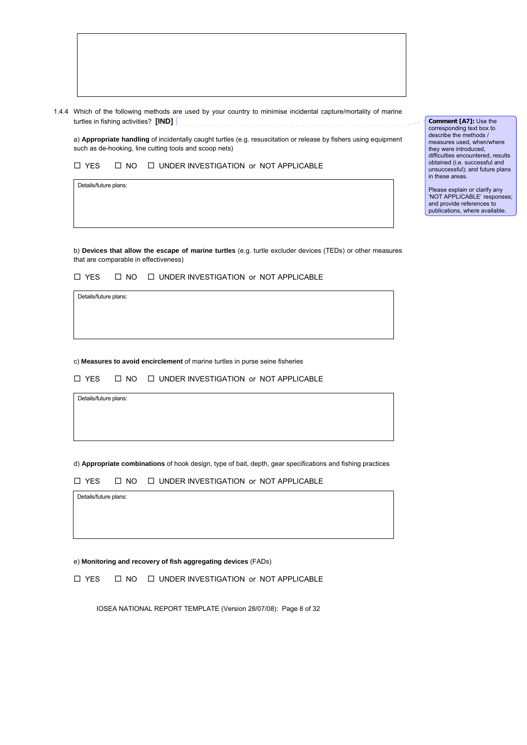1.4.4 Which of the following methods are used by your country to minimise incidental capture/mortality of marine turtles in fishing activities? **[IND]**

> **Comment [A7]:** Use the corresponding text box to describe the methods / measures used, when/where they were introduced, difficulties encountered, results obtained (i.e. successful and unsuccessful); and future plans in these areas.
>
> Please explain or clarify any 'NOT APPLICABLE' responses; and provide references to publications, where available.

a) **Appropriate handling** of incidentally caught turtles (e.g. resuscitation or release by fishers using equipment such as de-hooking, line cutting tools and scoop nets)

☐ YES ☐ NO ☐ UNDER INVESTIGATION or NOT APPLICABLE

Details/future plans:

b) **Devices that allow the escape of marine turtles** (e.g. turtle excluder devices (TEDs) or other measures that are comparable in effectiveness)

☐ YES ☐ NO ☐ UNDER INVESTIGATION or NOT APPLICABLE

Details/future plans:

c) **Measures to avoid encirclement** of marine turtles in purse seine fisheries

☐ YES ☐ NO ☐ UNDER INVESTIGATION or NOT APPLICABLE

Details/future plans:

d) **Appropriate combinations** of hook design, type of bait, depth, gear specifications and fishing practices

☐ YES ☐ NO ☐ UNDER INVESTIGATION or NOT APPLICABLE

Details/future plans:

e) **Monitoring and recovery of fish aggregating devices** (FADs)

☐ YES ☐ NO ☐ UNDER INVESTIGATION or NOT APPLICABLE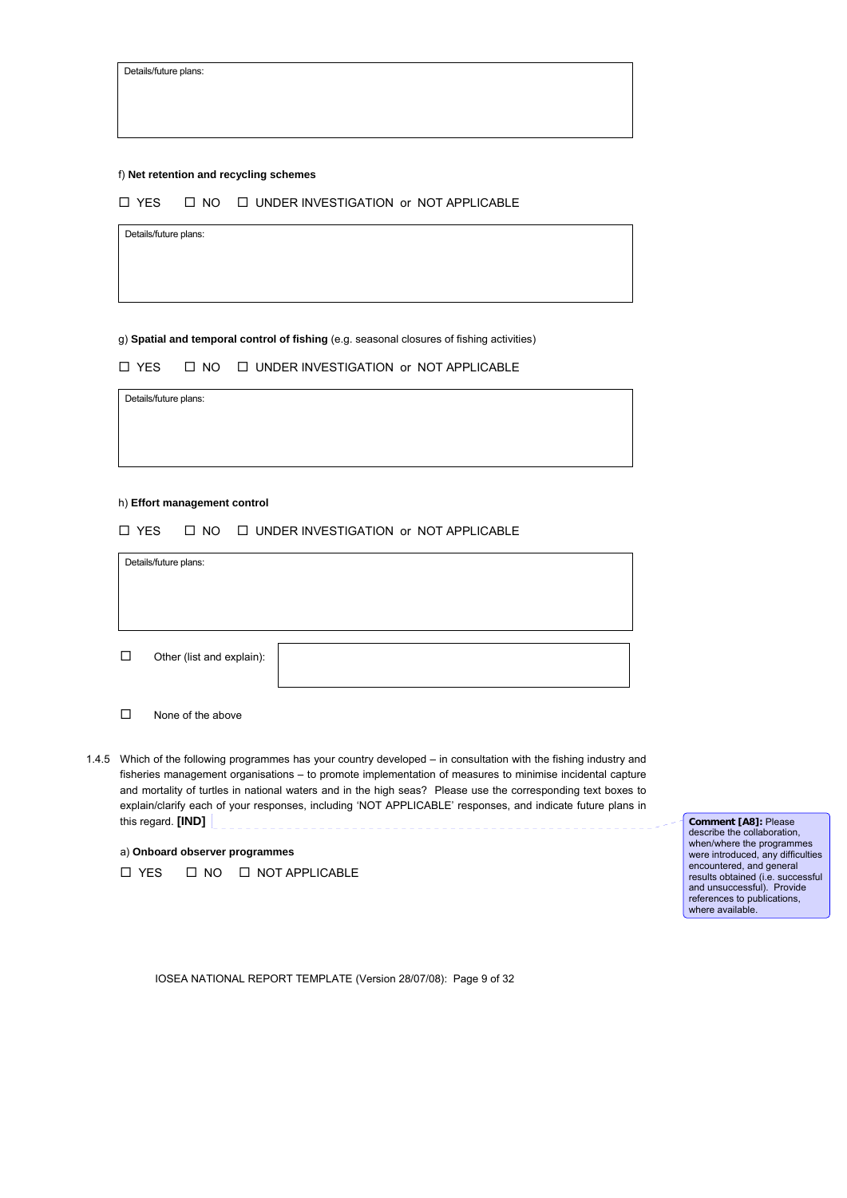Details/future plans:

f) **Net retention and recycling schemes**

☐ YES ☐ NO ☐ UNDER INVESTIGATION or NOT APPLICABLE

Details/future plans:

g) **Spatial and temporal control of fishing** (e.g. seasonal closures of fishing activities)

☐ YES ☐ NO ☐ UNDER INVESTIGATION or NOT APPLICABLE

Details/future plans:

h) **Effort management control**

☐ YES ☐ NO ☐ UNDER INVESTIGATION or NOT APPLICABLE

Details/future plans:

☐ Other (list and explain):

☐ None of the above

1.4.5 Which of the following programmes has your country developed – in consultation with the fishing industry and fisheries management organisations – to promote implementation of measures to minimise incidental capture and mortality of turtles in national waters and in the high seas? Please use the corresponding text boxes to explain/clarify each of your responses, including 'NOT APPLICABLE' responses, and indicate future plans in this regard. **[IND]**

**Comment [A8]:** Please describe the collaboration, when/where the programmes were introduced, any difficulties encountered, and general results obtained (i.e. successful and unsuccessful). Provide references to publications, where available.

a) **Onboard observer programmes**

☐ YES ☐ NO ☐ NOT APPLICABLE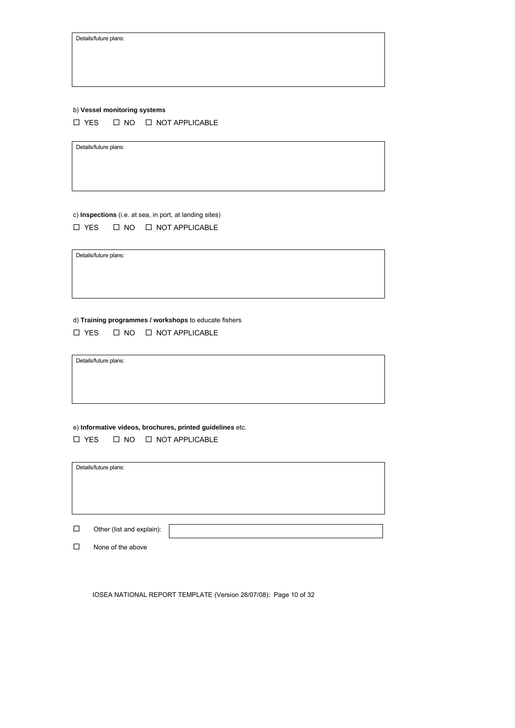Details/future plans:

b) **Vessel monitoring systems**

☐ YES ☐ NO ☐ NOT APPLICABLE

Details/future plans:

c) **Inspections** (i.e. at sea, in port, at landing sites)

☐ YES ☐ NO ☐ NOT APPLICABLE

Details/future plans:

d) **Training programmes / workshops** to educate fishers

☐ YES ☐ NO ☐ NOT APPLICABLE

Details/future plans:

e) **Informative videos, brochures, printed guidelines** etc.

☐ YES ☐ NO ☐ NOT APPLICABLE

Details/future plans:

☐ Other (list and explain):

☐ None of the above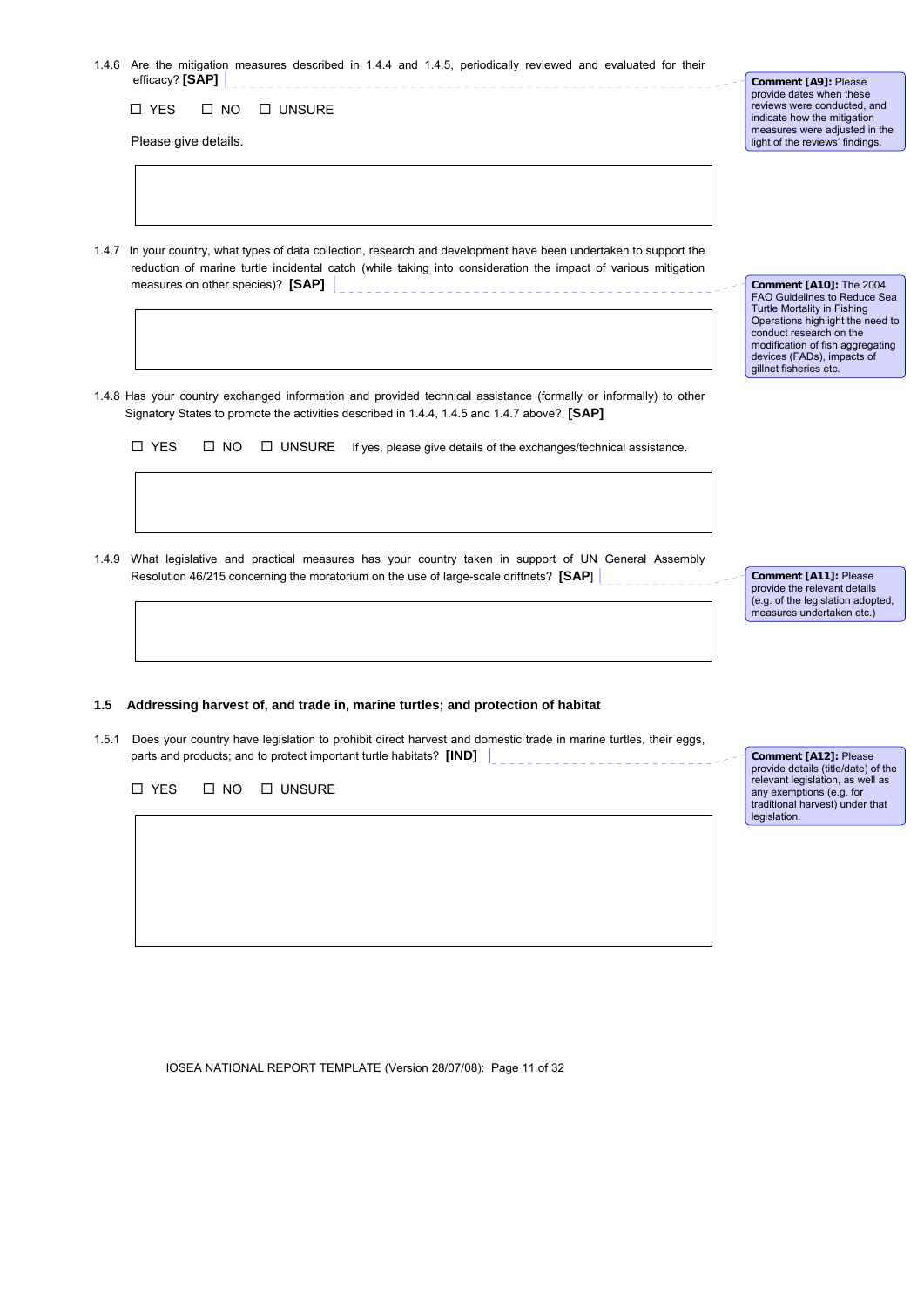1.4.6 Are the mitigation measures described in 1.4.4 and 1.4.5, periodically reviewed and evaluated for their efficacy? **[SAP]**

☐ YES ☐ NO ☐ UNSURE

Please give details.

**Comment [A9]:** Please provide dates when these reviews were conducted, and indicate how the mitigation measures were adjusted in the light of the reviews' findings.

1.4.7 In your country, what types of data collection, research and development have been undertaken to support the reduction of marine turtle incidental catch (while taking into consideration the impact of various mitigation measures on other species)? **[SAP]**

**Comment [A10]:** The 2004 FAO Guidelines to Reduce Sea Turtle Mortality in Fishing Operations highlight the need to conduct research on the modification of fish aggregating devices (FADs), impacts of gillnet fisheries etc.

1.4.8 Has your country exchanged information and provided technical assistance (formally or informally) to other Signatory States to promote the activities described in 1.4.4, 1.4.5 and 1.4.7 above? **[SAP]**

☐ YES ☐ NO ☐ UNSURE If yes, please give details of the exchanges/technical assistance.

1.4.9 What legislative and practical measures has your country taken in support of UN General Assembly Resolution 46/215 concerning the moratorium on the use of large-scale driftnets? **[SAP]**

**Comment [A11]:** Please provide the relevant details (e.g. of the legislation adopted, measures undertaken etc.)

### 1.5 Addressing harvest of, and trade in, marine turtles; and protection of habitat

1.5.1 Does your country have legislation to prohibit direct harvest and domestic trade in marine turtles, their eggs, parts and products; and to protect important turtle habitats? **[IND]**

☐ YES ☐ NO ☐ UNSURE

**Comment [A12]:** Please provide details (title/date) of the relevant legislation, as well as any exemptions (e.g. for traditional harvest) under that legislation.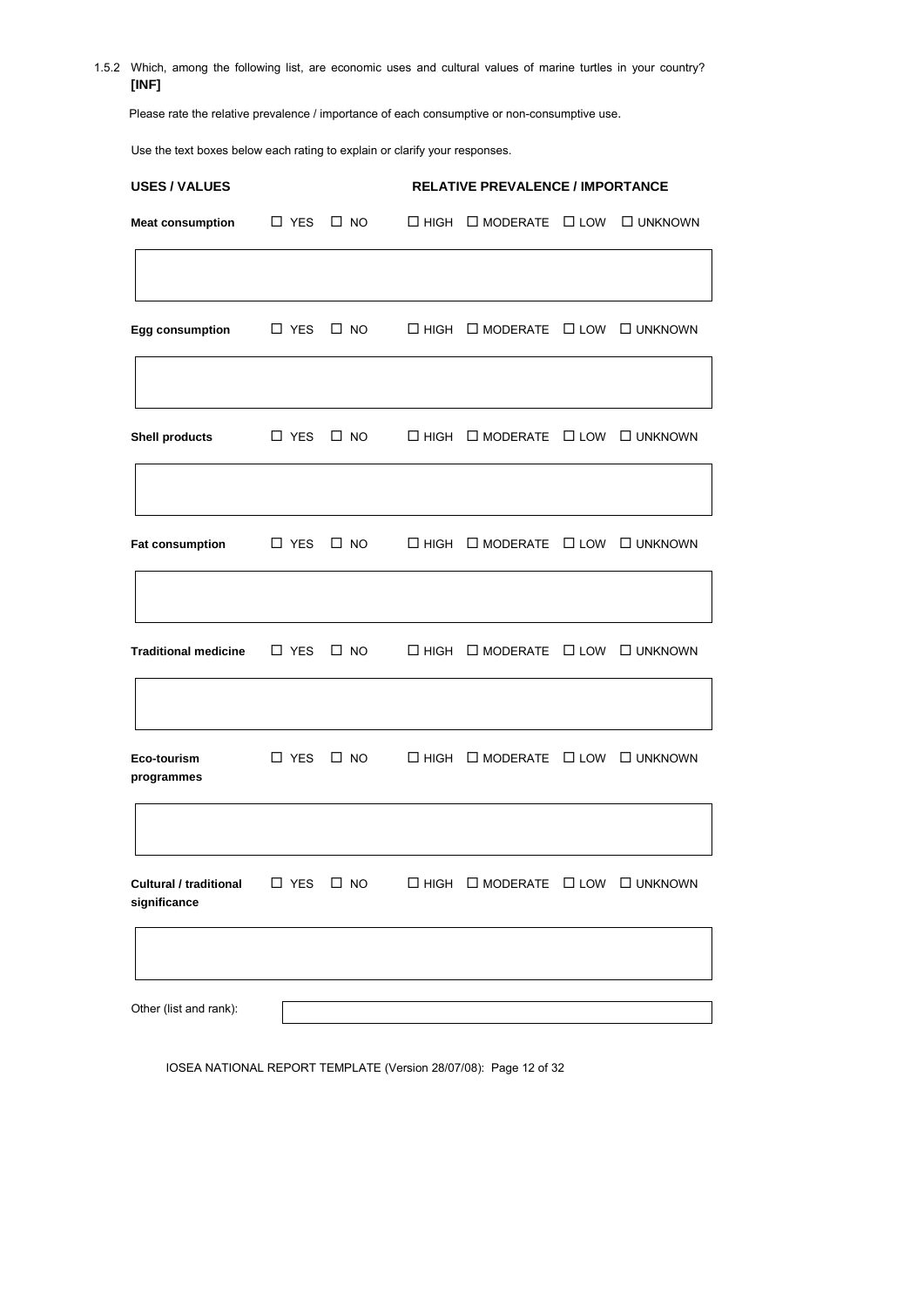1.5.2 Which, among the following list, are economic uses and cultural values of marine turtles in your country? **[INF]**

Please rate the relative prevalence / importance of each consumptive or non-consumptive use.

Use the text boxes below each rating to explain or clarify your responses.

| USES / VALUES | | | RELATIVE PREVALENCE / IMPORTANCE | | | |
|---|---|---|---|---|---|---|
| **Meat consumption** | ☐ YES | ☐ NO | ☐ HIGH | ☐ MODERATE | ☐ LOW | ☐ UNKNOWN |
| **Egg consumption** | ☐ YES | ☐ NO | ☐ HIGH | ☐ MODERATE | ☐ LOW | ☐ UNKNOWN |
| **Shell products** | ☐ YES | ☐ NO | ☐ HIGH | ☐ MODERATE | ☐ LOW | ☐ UNKNOWN |
| **Fat consumption** | ☐ YES | ☐ NO | ☐ HIGH | ☐ MODERATE | ☐ LOW | ☐ UNKNOWN |
| **Traditional medicine** | ☐ YES | ☐ NO | ☐ HIGH | ☐ MODERATE | ☐ LOW | ☐ UNKNOWN |
| **Eco-tourism programmes** | ☐ YES | ☐ NO | ☐ HIGH | ☐ MODERATE | ☐ LOW | ☐ UNKNOWN |
| **Cultural / traditional significance** | ☐ YES | ☐ NO | ☐ HIGH | ☐ MODERATE | ☐ LOW | ☐ UNKNOWN |

Other (list and rank):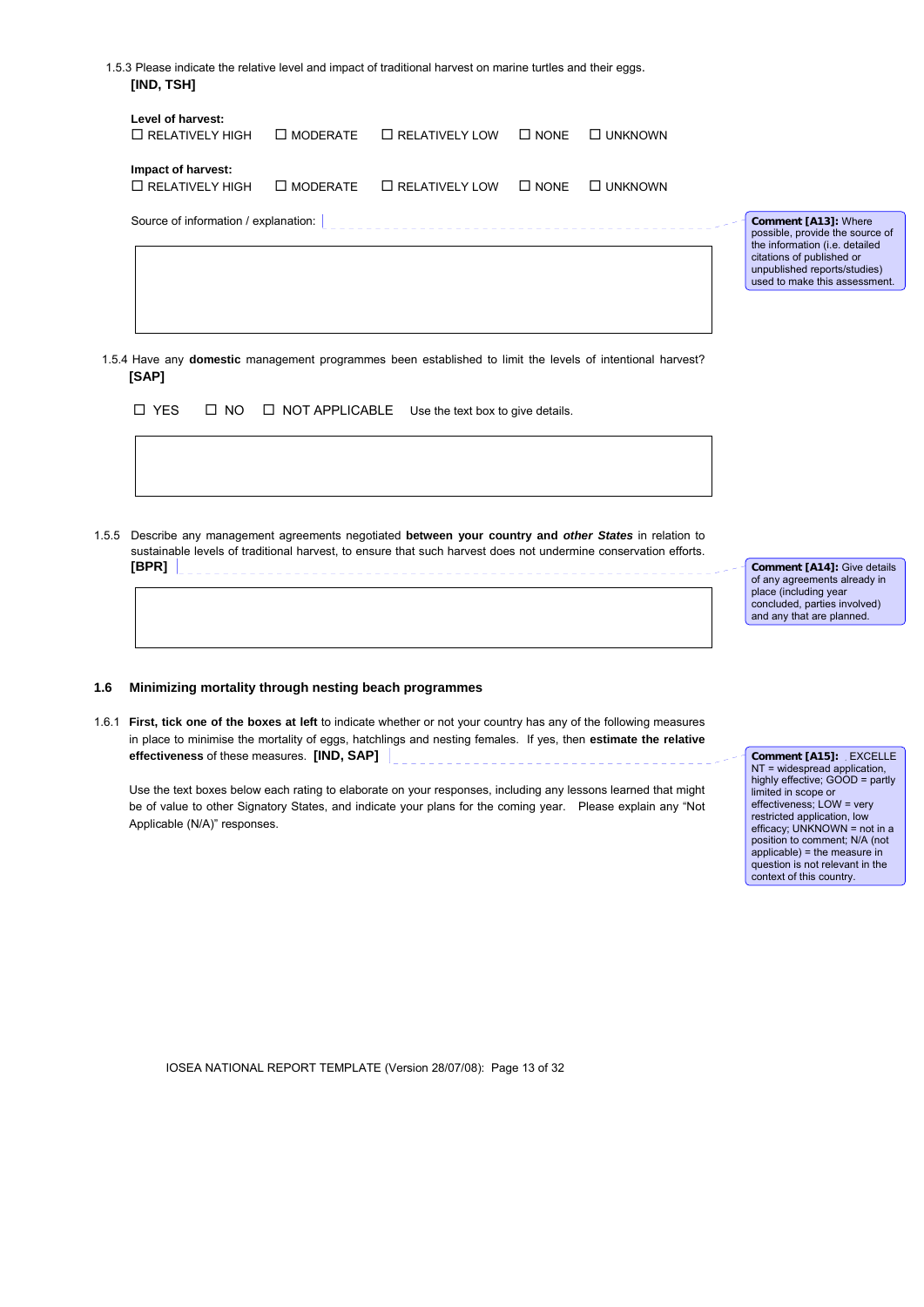1.5.3 Please indicate the relative level and impact of traditional harvest on marine turtles and their eggs. **[IND, TSH]**

**Level of harvest:**
☐ RELATIVELY HIGH ☐ MODERATE ☐ RELATIVELY LOW ☐ NONE ☐ UNKNOWN

**Impact of harvest:**
☐ RELATIVELY HIGH ☐ MODERATE ☐ RELATIVELY LOW ☐ NONE ☐ UNKNOWN

Source of information / explanation:

> **Comment [A13]:** Where possible, provide the source of the information (i.e. detailed citations of published or unpublished reports/studies) used to make this assessment.

1.5.4 Have any **domestic** management programmes been established to limit the levels of intentional harvest? **[SAP]**

☐ YES ☐ NO ☐ NOT APPLICABLE Use the text box to give details.

1.5.5 Describe any management agreements negotiated **between your country and *other States*** in relation to sustainable levels of traditional harvest, to ensure that such harvest does not undermine conservation efforts. **[BPR]**

> **Comment [A14]:** Give details of any agreements already in place (including year concluded, parties involved) and any that are planned.

### 1.6 Minimizing mortality through nesting beach programmes

1.6.1 **First, tick one of the boxes at left** to indicate whether or not your country has any of the following measures in place to minimise the mortality of eggs, hatchlings and nesting females. If yes, then **estimate the relative effectiveness** of these measures. **[IND, SAP]**

Use the text boxes below each rating to elaborate on your responses, including any lessons learned that might be of value to other Signatory States, and indicate your plans for the coming year. Please explain any "Not Applicable (N/A)" responses.

> **Comment [A15]:** EXCELLENT = widespread application, highly effective; GOOD = partly limited in scope or effectiveness; LOW = very restricted application, low efficacy; UNKNOWN = not in a position to comment; N/A (not applicable) = the measure in question is not relevant in the context of this country.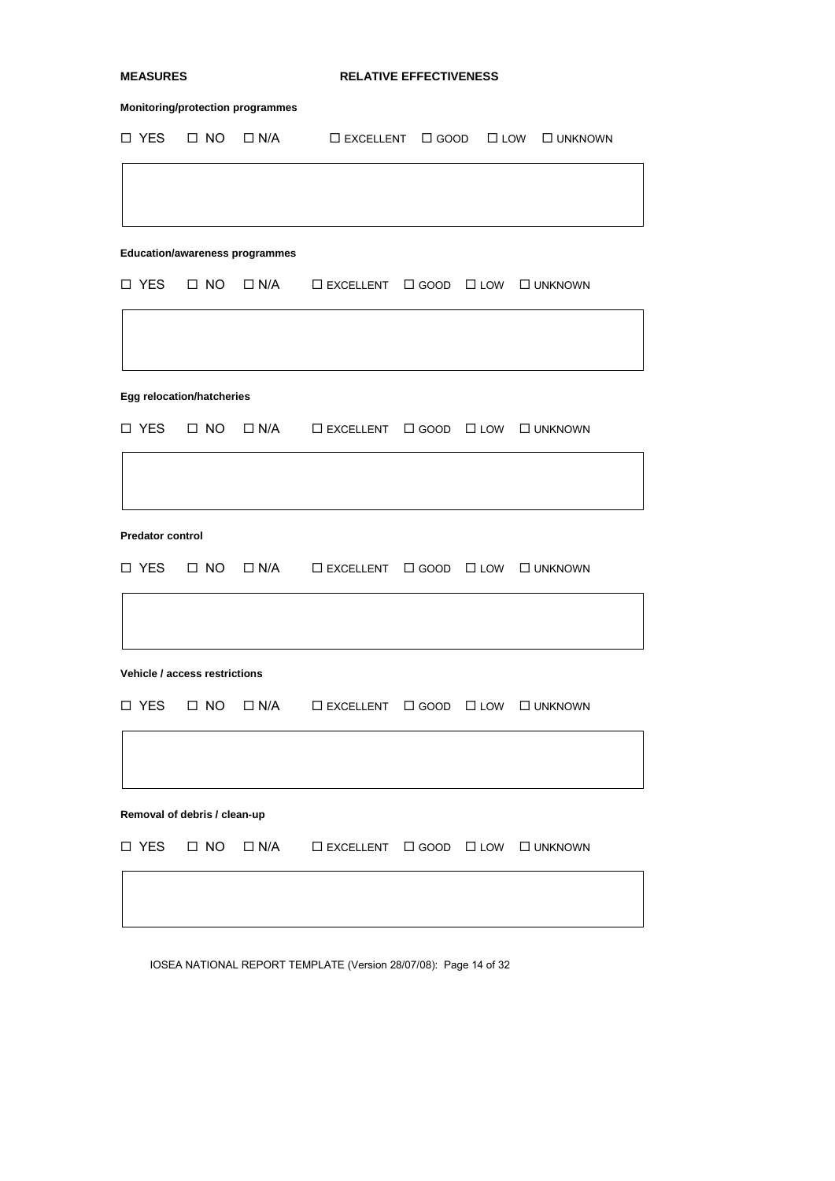**MEASURES** **RELATIVE EFFECTIVENESS**

**Monitoring/protection programmes**

☐ YES ☐ NO ☐ N/A ☐ EXCELLENT ☐ GOOD ☐ LOW ☐ UNKNOWN

| |
|---|
| |

**Education/awareness programmes**

☐ YES ☐ NO ☐ N/A ☐ EXCELLENT ☐ GOOD ☐ LOW ☐ UNKNOWN

| |
|---|
| |

**Egg relocation/hatcheries**

☐ YES ☐ NO ☐ N/A ☐ EXCELLENT ☐ GOOD ☐ LOW ☐ UNKNOWN

| |
|---|
| |

**Predator control**

☐ YES ☐ NO ☐ N/A ☐ EXCELLENT ☐ GOOD ☐ LOW ☐ UNKNOWN

| |
|---|
| |

**Vehicle / access restrictions**

☐ YES ☐ NO ☐ N/A ☐ EXCELLENT ☐ GOOD ☐ LOW ☐ UNKNOWN

| |
|---|
| |

**Removal of debris / clean-up**

☐ YES ☐ NO ☐ N/A ☐ EXCELLENT ☐ GOOD ☐ LOW ☐ UNKNOWN

| |
|---|
| |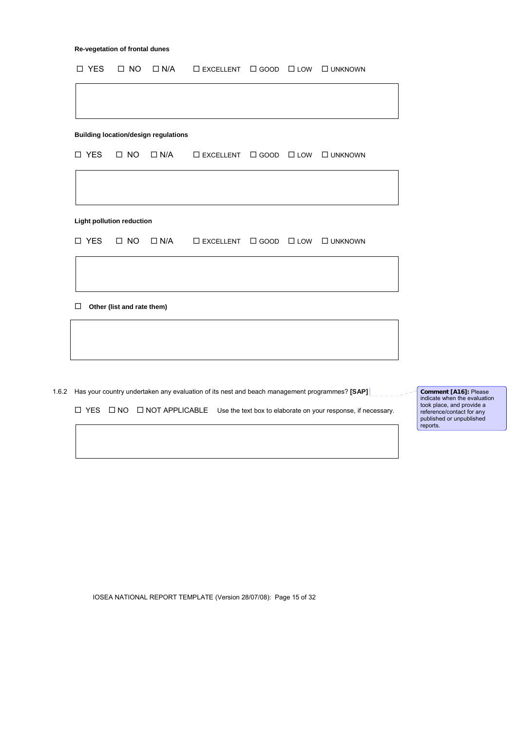**Re-vegetation of frontal dunes**

☐ YES ☐ NO ☐ N/A ☐ EXCELLENT ☐ GOOD ☐ LOW ☐ UNKNOWN

**Building location/design regulations**

☐ YES ☐ NO ☐ N/A ☐ EXCELLENT ☐ GOOD ☐ LOW ☐ UNKNOWN

**Light pollution reduction**

☐ YES ☐ NO ☐ N/A ☐ EXCELLENT ☐ GOOD ☐ LOW ☐ UNKNOWN

☐ **Other (list and rate them)**

1.6.2 Has your country undertaken any evaluation of its nest and beach management programmes? **[SAP]**

☐ YES ☐ NO ☐ NOT APPLICABLE Use the text box to elaborate on your response, if necessary.

**Comment [A16]:** Please indicate when the evaluation took place, and provide a reference/contact for any published or unpublished reports.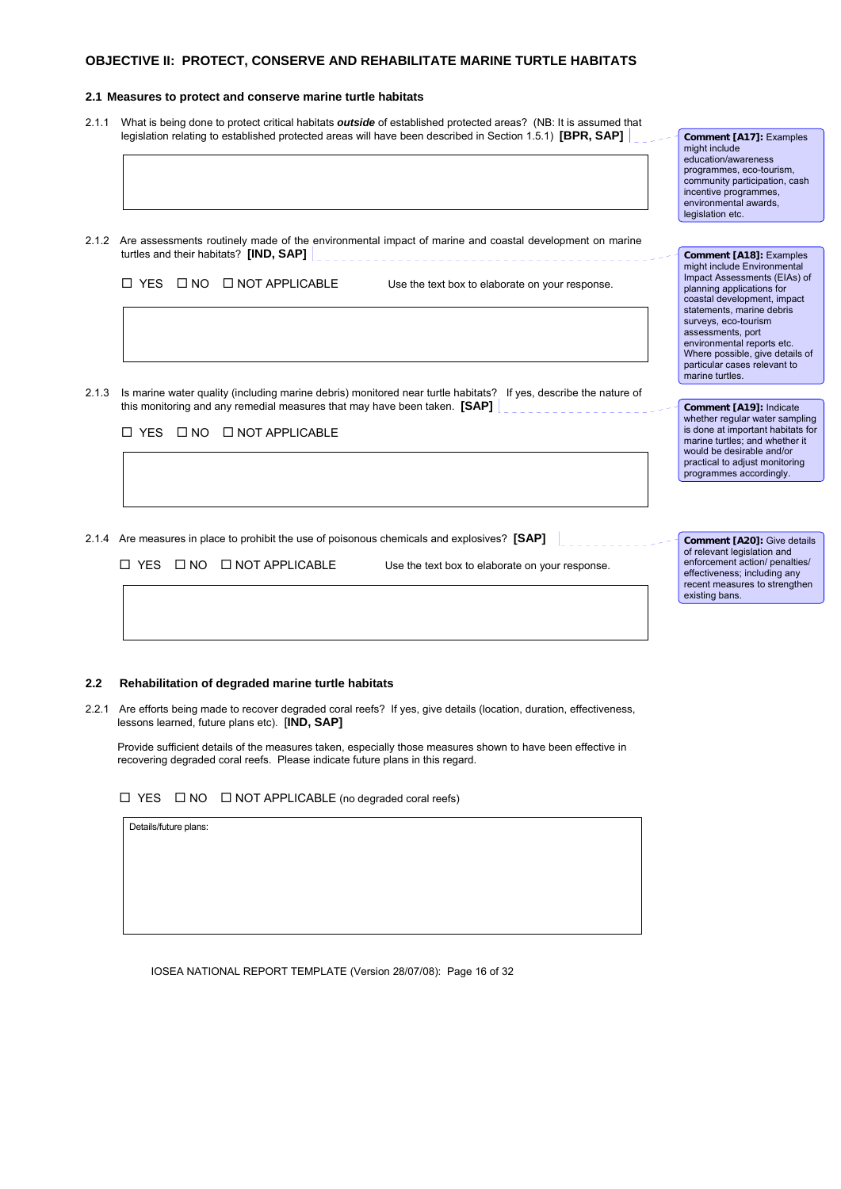## OBJECTIVE II: PROTECT, CONSERVE AND REHABILITATE MARINE TURTLE HABITATS

### 2.1 Measures to protect and conserve marine turtle habitats

2.1.1 What is being done to protect critical habitats ***outside*** of established protected areas? (NB: It is assumed that legislation relating to established protected areas will have been described in Section 1.5.1) **[BPR, SAP]**

**Comment [A17]:** Examples might include education/awareness programmes, eco-tourism, community participation, cash incentive programmes, environmental awards, legislation etc.

2.1.2 Are assessments routinely made of the environmental impact of marine and coastal development on marine turtles and their habitats? **[IND, SAP]**

☐ YES ☐ NO ☐ NOT APPLICABLE    Use the text box to elaborate on your response.

**Comment [A18]:** Examples might include Environmental Impact Assessments (EIAs) of planning applications for coastal development, impact statements, marine debris surveys, eco-tourism assessments, port environmental reports etc. Where possible, give details of particular cases relevant to marine turtles.

2.1.3 Is marine water quality (including marine debris) monitored near turtle habitats? If yes, describe the nature of this monitoring and any remedial measures that may have been taken. **[SAP]**

☐ YES ☐ NO ☐ NOT APPLICABLE

**Comment [A19]:** Indicate whether regular water sampling is done at important habitats for marine turtles; and whether it would be desirable and/or practical to adjust monitoring programmes accordingly.

2.1.4 Are measures in place to prohibit the use of poisonous chemicals and explosives? **[SAP]**

☐ YES ☐ NO ☐ NOT APPLICABLE    Use the text box to elaborate on your response.

**Comment [A20]:** Give details of relevant legislation and enforcement action/ penalties/ effectiveness; including any recent measures to strengthen existing bans.

### 2.2 Rehabilitation of degraded marine turtle habitats

2.2.1 Are efforts being made to recover degraded coral reefs? If yes, give details (location, duration, effectiveness, lessons learned, future plans etc). **[IND, SAP]**

Provide sufficient details of the measures taken, especially those measures shown to have been effective in recovering degraded coral reefs. Please indicate future plans in this regard.

☐ YES ☐ NO ☐ NOT APPLICABLE (no degraded coral reefs)

Details/future plans: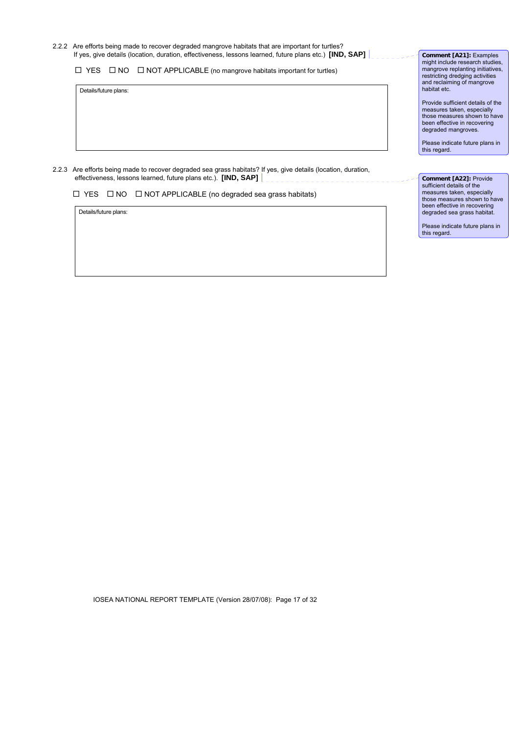2.2.2 Are efforts being made to recover degraded mangrove habitats that are important for turtles? If yes, give details (location, duration, effectiveness, lessons learned, future plans etc.) **[IND, SAP]**

☐ YES ☐ NO ☐ NOT APPLICABLE (no mangrove habitats important for turtles)

| Details/future plans: |
| --- |
| |

**Comment [A21]:** Examples might include research studies, mangrove replanting initiatives, restricting dredging activities and reclaiming of mangrove habitat etc.

Provide sufficient details of the measures taken, especially those measures shown to have been effective in recovering degraded mangroves.

Please indicate future plans in this regard.

2.2.3 Are efforts being made to recover degraded sea grass habitats? If yes, give details (location, duration, effectiveness, lessons learned, future plans etc.). **[IND, SAP]**

☐ YES ☐ NO ☐ NOT APPLICABLE (no degraded sea grass habitats)

| Details/future plans: |
| --- |
| |

**Comment [A22]:** Provide sufficient details of the measures taken, especially those measures shown to have been effective in recovering degraded sea grass habitat.

Please indicate future plans in this regard.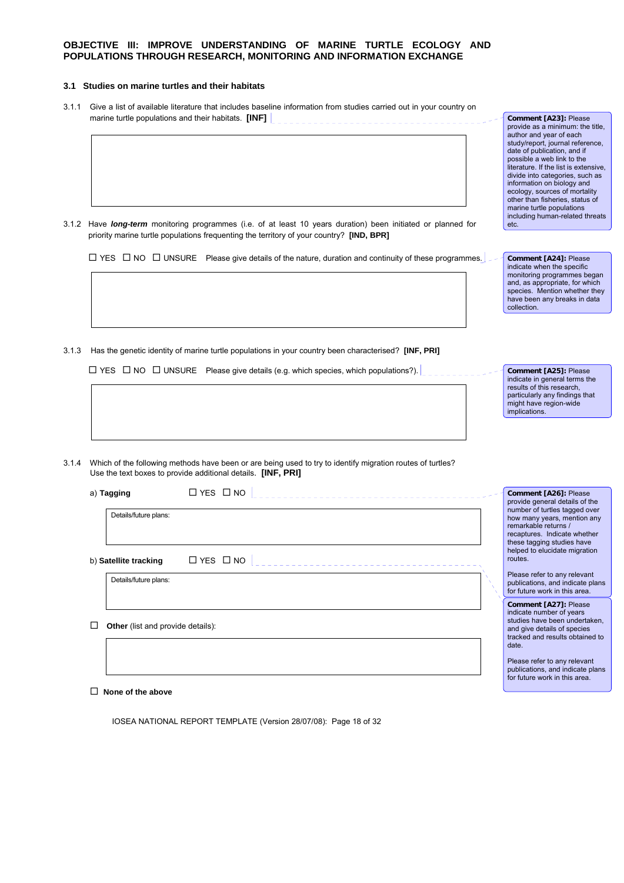## OBJECTIVE III: IMPROVE UNDERSTANDING OF MARINE TURTLE ECOLOGY AND POPULATIONS THROUGH RESEARCH, MONITORING AND INFORMATION EXCHANGE

### 3.1 Studies on marine turtles and their habitats

3.1.1 Give a list of available literature that includes baseline information from studies carried out in your country on marine turtle populations and their habitats. **[INF]**

> **Comment [A23]:** Please provide as a minimum: the title, author and year of each study/report, journal reference, date of publication, and if possible a web link to the literature. If the list is extensive, divide into categories, such as information on biology and ecology, sources of mortality other than fisheries, status of marine turtle populations including human-related threats etc.

3.1.2 Have ***long-term*** monitoring programmes (i.e. of at least 10 years duration) been initiated or planned for priority marine turtle populations frequenting the territory of your country? **[IND, BPR]**

☐ YES ☐ NO ☐ UNSURE Please give details of the nature, duration and continuity of these programmes.

> **Comment [A24]:** Please indicate when the specific monitoring programmes began and, as appropriate, for which species. Mention whether they have been any breaks in data collection.

3.1.3 Has the genetic identity of marine turtle populations in your country been characterised? **[INF, PRI]**

☐ YES ☐ NO ☐ UNSURE Please give details (e.g. which species, which populations?).

> **Comment [A25]:** Please indicate in general terms the results of this research, particularly any findings that might have region-wide implications.

3.1.4 Which of the following methods have been or are being used to try to identify migration routes of turtles? Use the text boxes to provide additional details. **[INF, PRI]**

a) **Tagging** ☐ YES ☐ NO

Details/future plans:

> **Comment [A26]:** Please provide general details of the number of turtles tagged over how many years, mention any remarkable returns / recaptures. Indicate whether these tagging studies have helped to elucidate migration routes.
>
> Please refer to any relevant publications, and indicate plans for future work in this area.

b) **Satellite tracking** ☐ YES ☐ NO

Details/future plans:

> **Comment [A27]:** Please indicate number of years studies have been undertaken, and give details of species tracked and results obtained to date.
>
> Please refer to any relevant publications, and indicate plans for future work in this area.

☐ **Other** (list and provide details):

☐ **None of the above**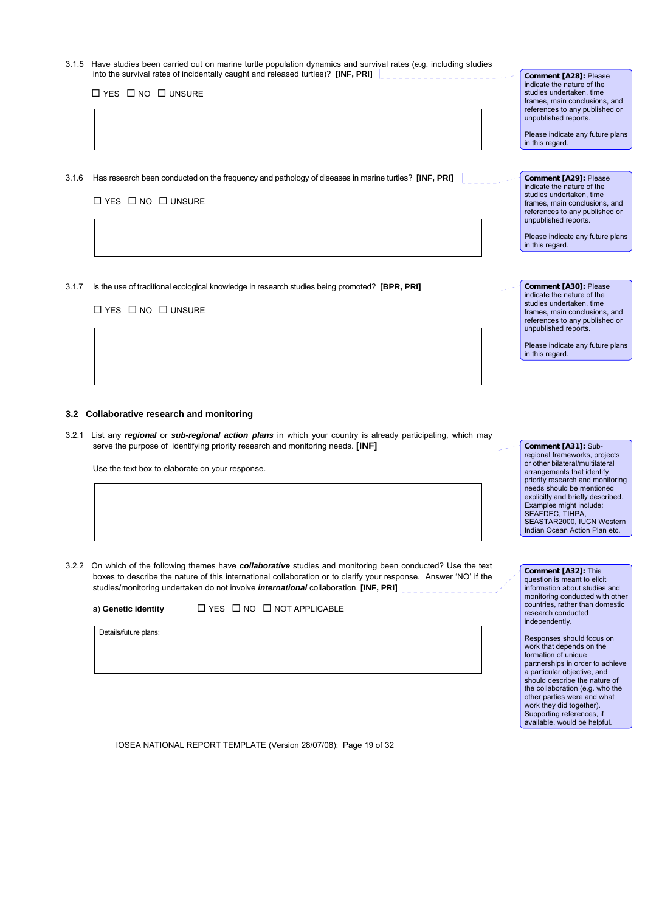3.1.5 Have studies been carried out on marine turtle population dynamics and survival rates (e.g. including studies into the survival rates of incidentally caught and released turtles)? **[INF, PRI]**

☐ YES ☐ NO ☐ UNSURE

> **Comment [A28]:** Please indicate the nature of the studies undertaken, time frames, main conclusions, and references to any published or unpublished reports.
>
> Please indicate any future plans in this regard.

3.1.6 Has research been conducted on the frequency and pathology of diseases in marine turtles? **[INF, PRI]**

☐ YES ☐ NO ☐ UNSURE

> **Comment [A29]:** Please indicate the nature of the studies undertaken, time frames, main conclusions, and references to any published or unpublished reports.
>
> Please indicate any future plans in this regard.

3.1.7 Is the use of traditional ecological knowledge in research studies being promoted? **[BPR, PRI]**

☐ YES ☐ NO ☐ UNSURE

> **Comment [A30]:** Please indicate the nature of the studies undertaken, time frames, main conclusions, and references to any published or unpublished reports.
>
> Please indicate any future plans in this regard.

### 3.2 Collaborative research and monitoring

3.2.1 List any ***regional*** or ***sub-regional action plans*** in which your country is already participating, which may serve the purpose of identifying priority research and monitoring needs. **[INF]**

Use the text box to elaborate on your response.

> **Comment [A31]:** Sub-regional frameworks, projects or other bilateral/multilateral arrangements that identify priority research and monitoring needs should be mentioned explicitly and briefly described. Examples might include: SEAFDEC, TIHPA, SEASTAR2000, IUCN Western Indian Ocean Action Plan etc.

3.2.2 On which of the following themes have ***collaborative*** studies and monitoring been conducted? Use the text boxes to describe the nature of this international collaboration or to clarify your response. Answer 'NO' if the studies/monitoring undertaken do not involve ***international*** collaboration. **[INF, PRI]**

a) **Genetic identity** ☐ YES ☐ NO ☐ NOT APPLICABLE

Details/future plans:

> **Comment [A32]:** This question is meant to elicit information about studies and monitoring conducted with other countries, rather than domestic research conducted independently.
>
> Responses should focus on work that depends on the formation of unique partnerships in order to achieve a particular objective, and should describe the nature of the collaboration (e.g. who the other parties were and what work they did together). Supporting references, if available, would be helpful.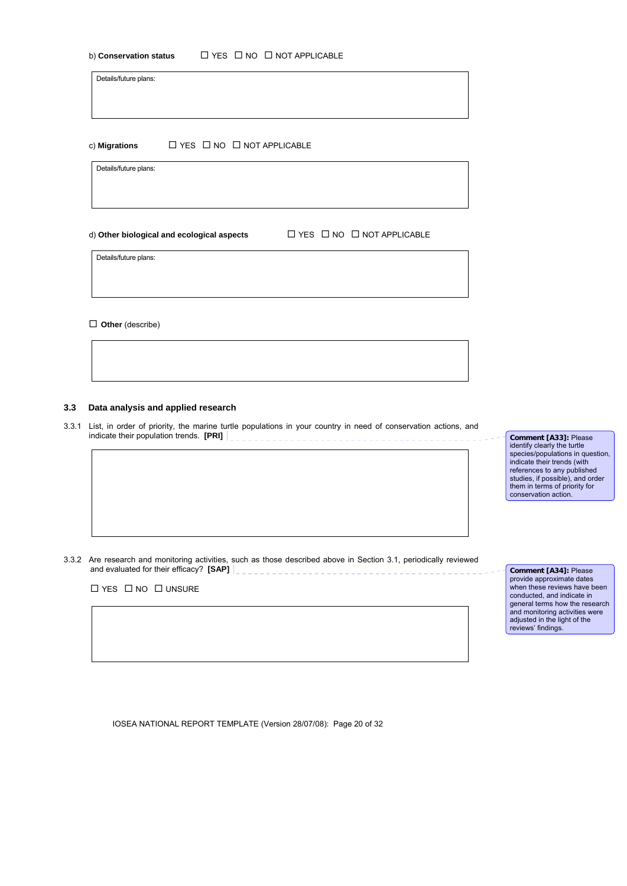b) **Conservation status** ☐ YES ☐ NO ☐ NOT APPLICABLE

Details/future plans:

c) **Migrations** ☐ YES ☐ NO ☐ NOT APPLICABLE

Details/future plans:

d) **Other biological and ecological aspects** ☐ YES ☐ NO ☐ NOT APPLICABLE

Details/future plans:

☐ **Other** (describe)

### 3.3 Data analysis and applied research

3.3.1 List, in order of priority, the marine turtle populations in your country in need of conservation actions, and indicate their population trends. **[PRI]**

**Comment [A33]:** Please identify clearly the turtle species/populations in question, indicate their trends (with references to any published studies, if possible), and order them in terms of priority for conservation action.

3.3.2 Are research and monitoring activities, such as those described above in Section 3.1, periodically reviewed and evaluated for their efficacy? **[SAP]**

☐ YES ☐ NO ☐ UNSURE

**Comment [A34]:** Please provide approximate dates when these reviews have been conducted, and indicate in general terms how the research and monitoring activities were adjusted in the light of the reviews' findings.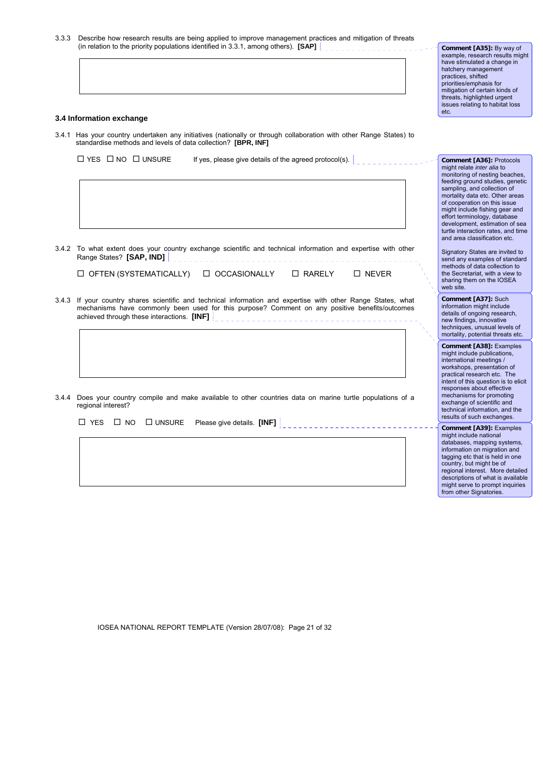3.3.3 Describe how research results are being applied to improve management practices and mitigation of threats (in relation to the priority populations identified in 3.3.1, among others). **[SAP]**

> **Comment [A35]:** By way of example, research results might have stimulated a change in hatchery management practices, shifted priorities/emphasis for mitigation of certain kinds of threats, highlighted urgent issues relating to habitat loss etc.

### 3.4 Information exchange

3.4.1 Has your country undertaken any initiatives (nationally or through collaboration with other Range States) to standardise methods and levels of data collection? **[BPR, INF]**

☐ YES ☐ NO ☐ UNSURE If yes, please give details of the agreed protocol(s).

> **Comment [A36]:** Protocols might relate *inter alia* to monitoring of nesting beaches, feeding ground studies, genetic sampling, and collection of mortality data etc. Other areas of cooperation on this issue might include fishing gear and effort terminology, database development, estimation of sea turtle interaction rates, and time and area classification etc.
>
> Signatory States are invited to send any examples of standard methods of data collection to the Secretariat, with a view to sharing them on the IOSEA web site.

3.4.2 To what extent does your country exchange scientific and technical information and expertise with other Range States? **[SAP, IND]**

☐ OFTEN (SYSTEMATICALLY) ☐ OCCASIONALLY ☐ RARELY ☐ NEVER

> **Comment [A37]:** Such information might include details of ongoing research, new findings, innovative techniques, unusual levels of mortality, potential threats etc.

3.4.3 If your country shares scientific and technical information and expertise with other Range States, what mechanisms have commonly been used for this purpose? Comment on any positive benefits/outcomes achieved through these interactions. **[INF]**

> **Comment [A38]:** Examples might include publications, international meetings / workshops, presentation of practical research etc. The intent of this question is to elicit responses about effective mechanisms for promoting exchange of scientific and technical information, and the results of such exchanges.

3.4.4 Does your country compile and make available to other countries data on marine turtle populations of a regional interest?

☐ YES ☐ NO ☐ UNSURE Please give details. **[INF]**

> **Comment [A39]:** Examples might include national databases, mapping systems, information on migration and tagging etc that is held in one country, but might be of regional interest. More detailed descriptions of what is available might serve to prompt inquiries from other Signatories.

IOSEA NATIONAL REPORT TEMPLATE (Version 28/07/08)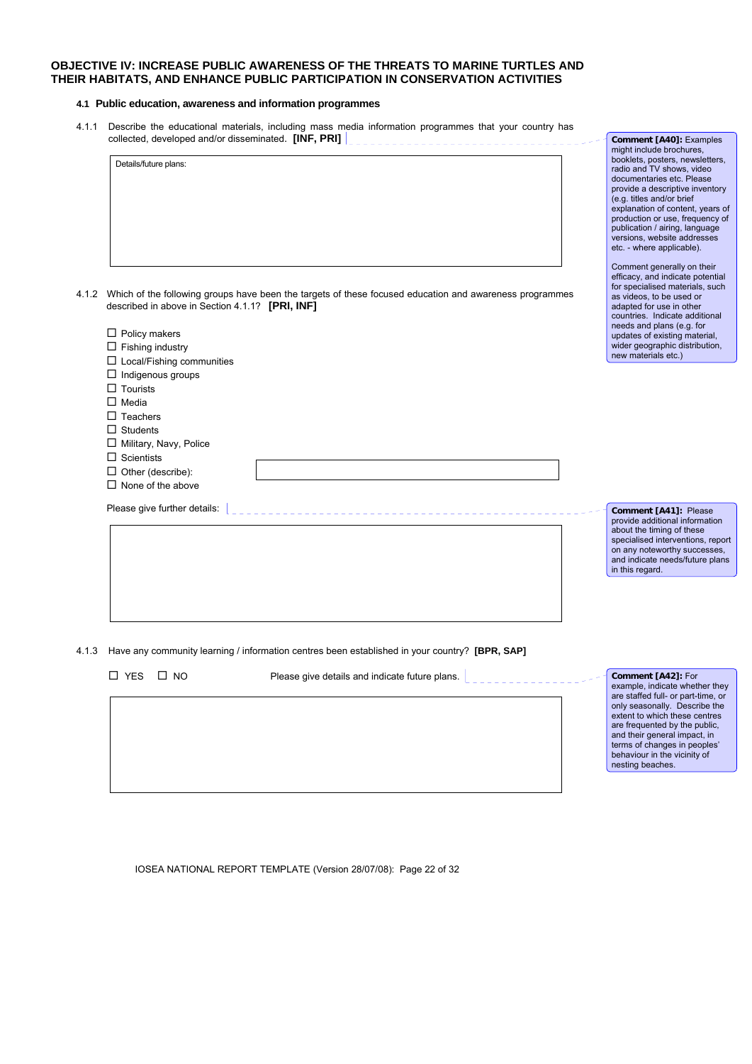## OBJECTIVE IV: INCREASE PUBLIC AWARENESS OF THE THREATS TO MARINE TURTLES AND THEIR HABITATS, AND ENHANCE PUBLIC PARTICIPATION IN CONSERVATION ACTIVITIES

### 4.1 Public education, awareness and information programmes

4.1.1 Describe the educational materials, including mass media information programmes that your country has collected, developed and/or disseminated. **[INF, PRI]**

> **Comment [A40]:** Examples might include brochures, booklets, posters, newsletters, radio and TV shows, video documentaries etc. Please provide a descriptive inventory (e.g. titles and/or brief explanation of content, years of production or use, frequency of publication / airing, language versions, website addresses etc. - where applicable).
>
> Comment generally on their efficacy, and indicate potential for specialised materials, such as videos, to be used or adapted for use in other countries. Indicate additional needs and plans (e.g. for updates of existing material, wider geographic distribution, new materials etc.)

Details/future plans:

4.1.2 Which of the following groups have been the targets of these focused education and awareness programmes described in above in Section 4.1.1? **[PRI, INF]**

- ☐ Policy makers
- ☐ Fishing industry
- ☐ Local/Fishing communities
- ☐ Indigenous groups
- ☐ Tourists
- ☐ Media
- ☐ Teachers
- ☐ Students
- ☐ Military, Navy, Police
- ☐ Scientists
- ☐ Other (describe):
- ☐ None of the above

Please give further details:

> **Comment [A41]:** Please provide additional information about the timing of these specialised interventions, report on any noteworthy successes, and indicate needs/future plans in this regard.

4.1.3 Have any community learning / information centres been established in your country? **[BPR, SAP]**

☐ YES ☐ NO Please give details and indicate future plans.

> **Comment [A42]:** For example, indicate whether they are staffed full- or part-time, or only seasonally. Describe the extent to which these centres are frequented by the public, and their general impact, in terms of changes in peoples' behaviour in the vicinity of nesting beaches.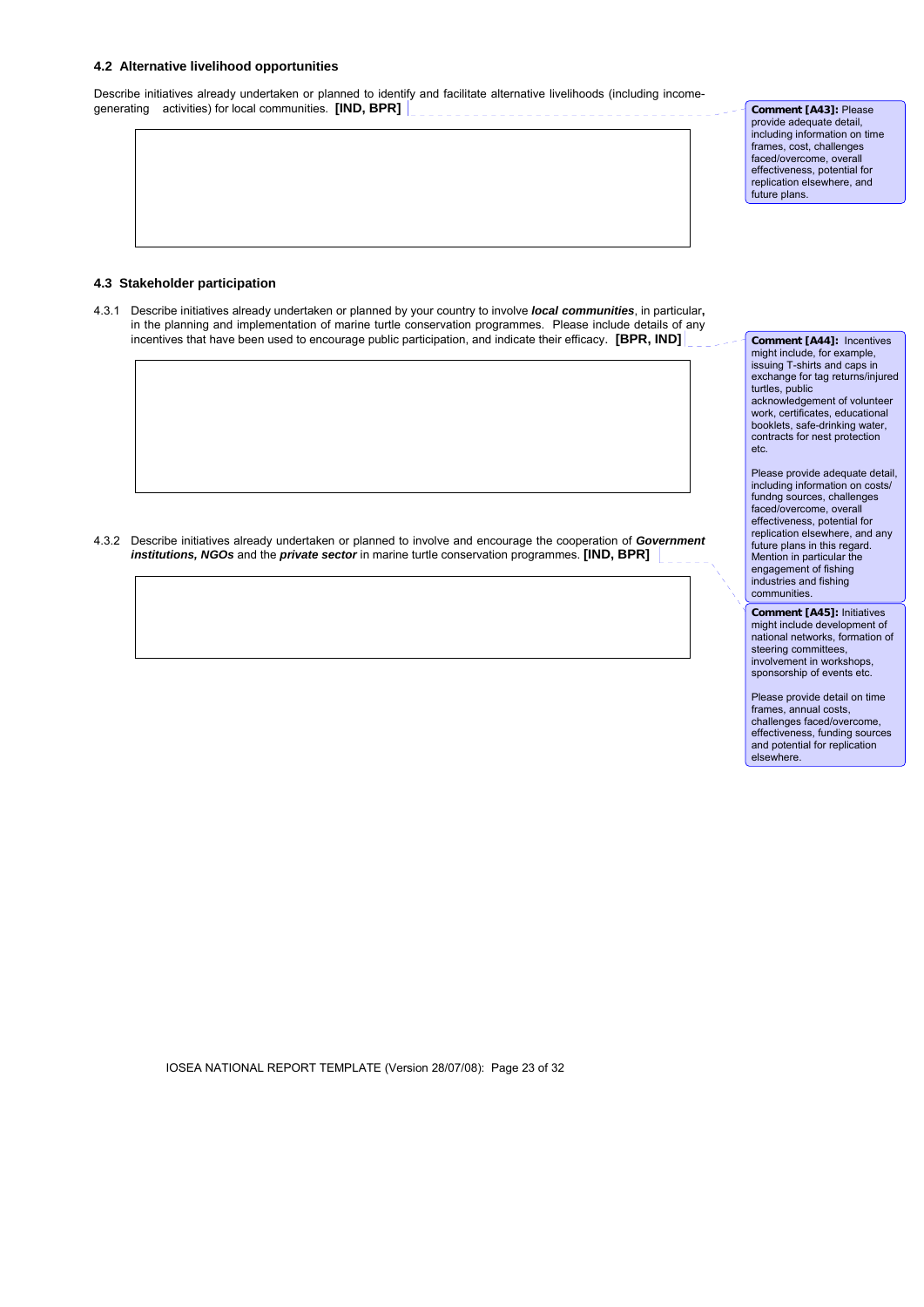### 4.2 Alternative livelihood opportunities

Describe initiatives already undertaken or planned to identify and facilitate alternative livelihoods (including income-generating activities) for local communities. **[IND, BPR]**

**Comment [A43]:** Please provide adequate detail, including information on time frames, cost, challenges faced/overcome, overall effectiveness, potential for replication elsewhere, and future plans.

### 4.3 Stakeholder participation

4.3.1 Describe initiatives already undertaken or planned by your country to involve ***local communities***, in particular**,** in the planning and implementation of marine turtle conservation programmes. Please include details of any incentives that have been used to encourage public participation, and indicate their efficacy. **[BPR, IND]**

**Comment [A44]:** Incentives might include, for example, issuing T-shirts and caps in exchange for tag returns/injured turtles, public acknowledgement of volunteer work, certificates, educational booklets, safe-drinking water, contracts for nest protection etc.

Please provide adequate detail, including information on costs/ fundng sources, challenges faced/overcome, overall effectiveness, potential for replication elsewhere, and any future plans in this regard. Mention in particular the engagement of fishing industries and fishing communities.

4.3.2 Describe initiatives already undertaken or planned to involve and encourage the cooperation of ***Government institutions, NGOs*** and the ***private sector*** in marine turtle conservation programmes. **[IND, BPR]**

**Comment [A45]:** Initiatives might include development of national networks, formation of steering committees, involvement in workshops, sponsorship of events etc.

Please provide detail on time frames, annual costs, challenges faced/overcome, effectiveness, funding sources and potential for replication elsewhere.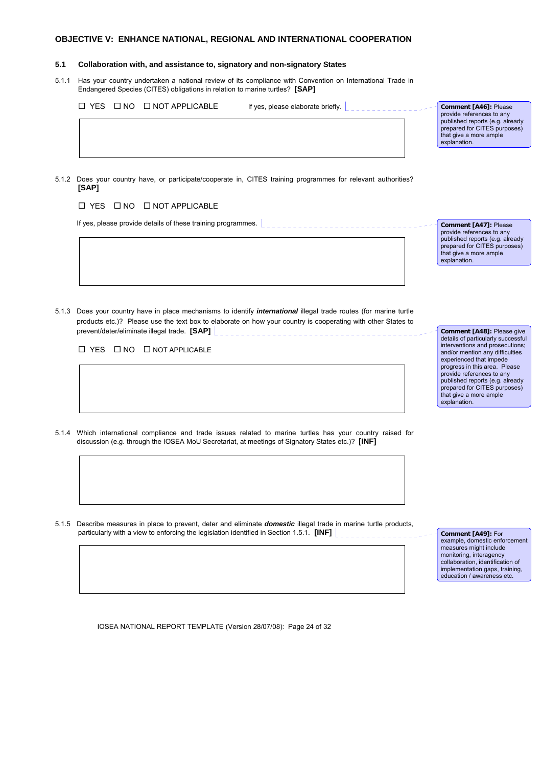## OBJECTIVE V: ENHANCE NATIONAL, REGIONAL AND INTERNATIONAL COOPERATION

### 5.1 Collaboration with, and assistance to, signatory and non-signatory States

5.1.1 Has your country undertaken a national review of its compliance with Convention on International Trade in Endangered Species (CITES) obligations in relation to marine turtles? **[SAP]**

☐ YES ☐ NO ☐ NOT APPLICABLE If yes, please elaborate briefly.

> **Comment [A46]:** Please provide references to any published reports (e.g. already prepared for CITES purposes) that give a more ample explanation.

5.1.2 Does your country have, or participate/cooperate in, CITES training programmes for relevant authorities? **[SAP]**

☐ YES ☐ NO ☐ NOT APPLICABLE

If yes, please provide details of these training programmes.

> **Comment [A47]:** Please provide references to any published reports (e.g. already prepared for CITES purposes) that give a more ample explanation.

5.1.3 Does your country have in place mechanisms to identify ***international*** illegal trade routes (for marine turtle products etc.)? Please use the text box to elaborate on how your country is cooperating with other States to prevent/deter/eliminate illegal trade. **[SAP]**

☐ YES ☐ NO ☐ NOT APPLICABLE

> **Comment [A48]:** Please give details of particularly successful interventions and prosecutions; and/or mention any difficulties experienced that impede progress in this area. Please provide references to any published reports (e.g. already prepared for CITES purposes) that give a more ample explanation.

5.1.4 Which international compliance and trade issues related to marine turtles has your country raised for discussion (e.g. through the IOSEA MoU Secretariat, at meetings of Signatory States etc.)? **[INF]**

5.1.5 Describe measures in place to prevent, deter and eliminate ***domestic*** illegal trade in marine turtle products, particularly with a view to enforcing the legislation identified in Section 1.5.1. **[INF]**

> **Comment [A49]:** For example, domestic enforcement measures might include monitoring, interagency collaboration, identification of implementation gaps, training, education / awareness etc.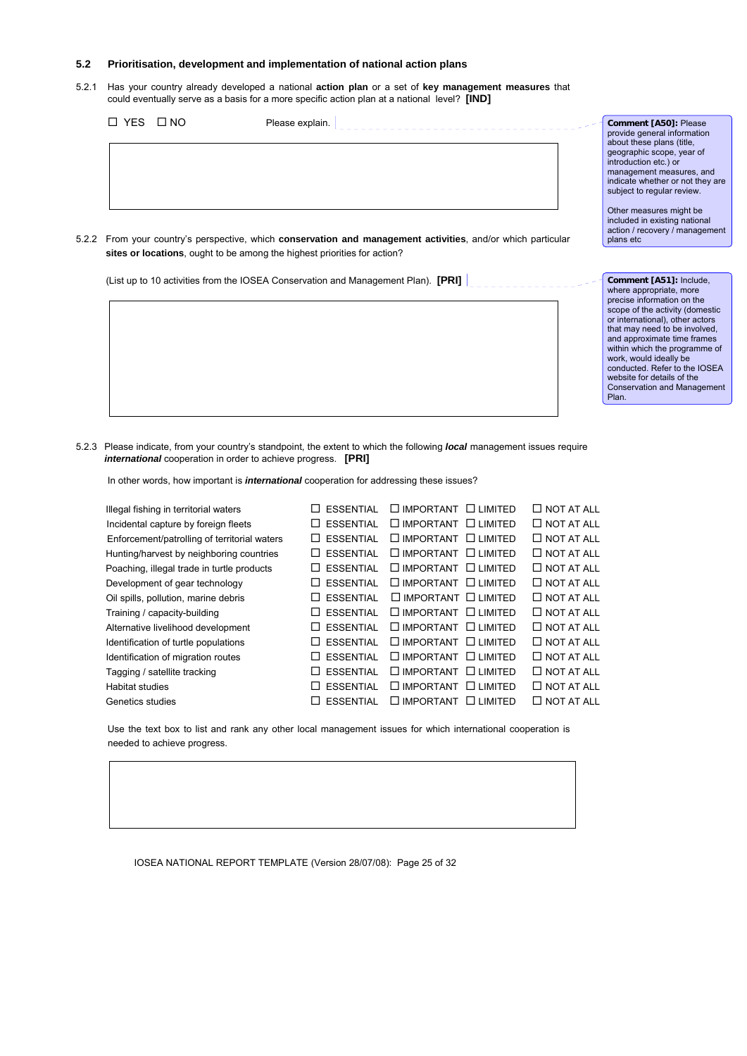### 5.2 Prioritisation, development and implementation of national action plans

5.2.1 Has your country already developed a national **action plan** or a set of **key management measures** that could eventually serve as a basis for a more specific action plan at a national level? **[IND]**

☐ YES ☐ NO Please explain.

> **Comment [A50]:** Please provide general information about these plans (title, geographic scope, year of introduction etc.) or management measures, and indicate whether or not they are subject to regular review.
>
> Other measures might be included in existing national action / recovery / management plans etc

5.2.2 From your country's perspective, which **conservation and management activities**, and/or which particular **sites or locations**, ought to be among the highest priorities for action?

(List up to 10 activities from the IOSEA Conservation and Management Plan). **[PRI]**

> **Comment [A51]:** Include, where appropriate, more precise information on the scope of the activity (domestic or international), other actors that may need to be involved, and approximate time frames within which the programme of work, would ideally be conducted. Refer to the IOSEA website for details of the Conservation and Management Plan.

5.2.3 Please indicate, from your country's standpoint, the extent to which the following ***local*** management issues require ***international*** cooperation in order to achieve progress. **[PRI]**

In other words, how important is ***international*** cooperation for addressing these issues?

| | | | | |
|---|---|---|---|---|
| Illegal fishing in territorial waters | ☐ ESSENTIAL | ☐ IMPORTANT | ☐ LIMITED | ☐ NOT AT ALL |
| Incidental capture by foreign fleets | ☐ ESSENTIAL | ☐ IMPORTANT | ☐ LIMITED | ☐ NOT AT ALL |
| Enforcement/patrolling of territorial waters | ☐ ESSENTIAL | ☐ IMPORTANT | ☐ LIMITED | ☐ NOT AT ALL |
| Hunting/harvest by neighboring countries | ☐ ESSENTIAL | ☐ IMPORTANT | ☐ LIMITED | ☐ NOT AT ALL |
| Poaching, illegal trade in turtle products | ☐ ESSENTIAL | ☐ IMPORTANT | ☐ LIMITED | ☐ NOT AT ALL |
| Development of gear technology | ☐ ESSENTIAL | ☐ IMPORTANT | ☐ LIMITED | ☐ NOT AT ALL |
| Oil spills, pollution, marine debris | ☐ ESSENTIAL | ☐ IMPORTANT | ☐ LIMITED | ☐ NOT AT ALL |
| Training / capacity-building | ☐ ESSENTIAL | ☐ IMPORTANT | ☐ LIMITED | ☐ NOT AT ALL |
| Alternative livelihood development | ☐ ESSENTIAL | ☐ IMPORTANT | ☐ LIMITED | ☐ NOT AT ALL |
| Identification of turtle populations | ☐ ESSENTIAL | ☐ IMPORTANT | ☐ LIMITED | ☐ NOT AT ALL |
| Identification of migration routes | ☐ ESSENTIAL | ☐ IMPORTANT | ☐ LIMITED | ☐ NOT AT ALL |
| Tagging / satellite tracking | ☐ ESSENTIAL | ☐ IMPORTANT | ☐ LIMITED | ☐ NOT AT ALL |
| Habitat studies | ☐ ESSENTIAL | ☐ IMPORTANT | ☐ LIMITED | ☐ NOT AT ALL |
| Genetics studies | ☐ ESSENTIAL | ☐ IMPORTANT | ☐ LIMITED | ☐ NOT AT ALL |

Use the text box to list and rank any other local management issues for which international cooperation is needed to achieve progress.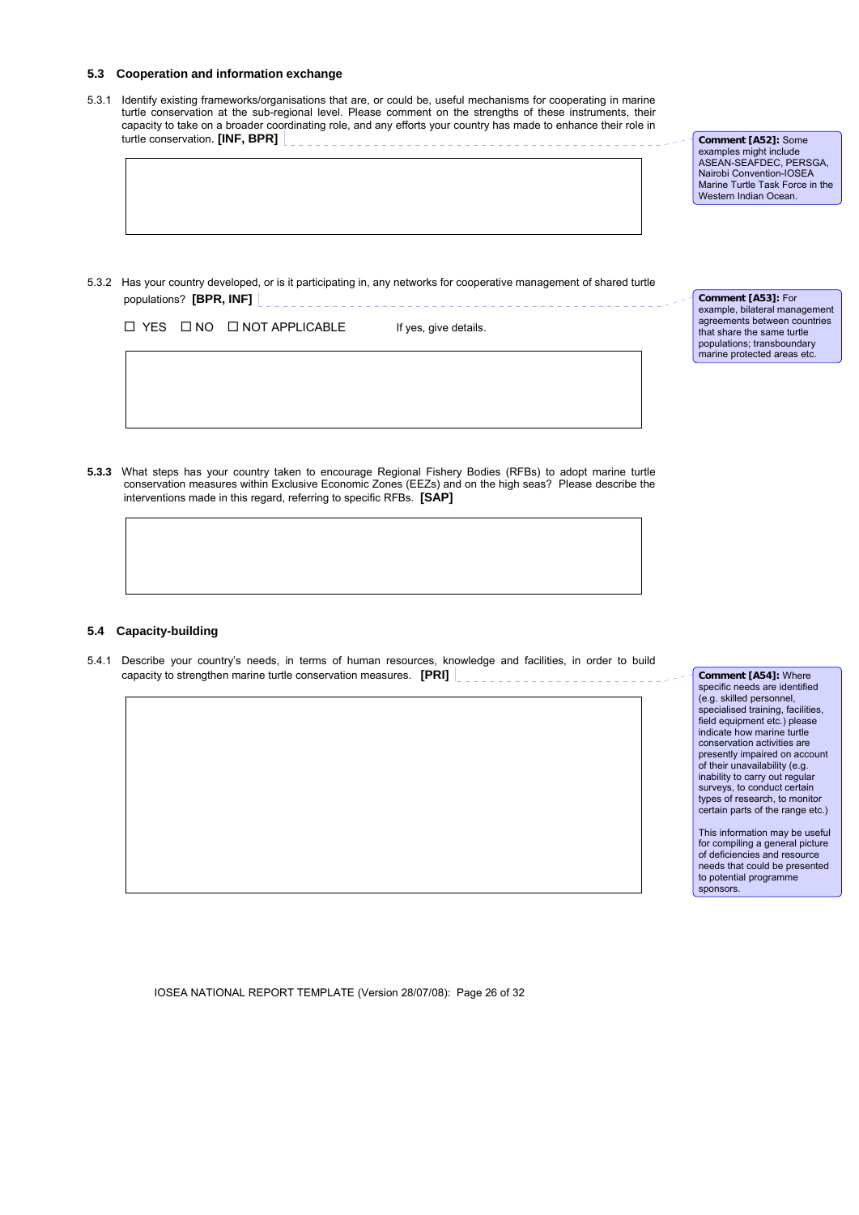### 5.3 Cooperation and information exchange

5.3.1 Identify existing frameworks/organisations that are, or could be, useful mechanisms for cooperating in marine turtle conservation at the sub-regional level. Please comment on the strengths of these instruments, their capacity to take on a broader coordinating role, and any efforts your country has made to enhance their role in turtle conservation. **[INF, BPR]**

> **Comment [A52]:** Some examples might include ASEAN-SEAFDEC, PERSGA, Nairobi Convention-IOSEA Marine Turtle Task Force in the Western Indian Ocean.

5.3.2 Has your country developed, or is it participating in, any networks for cooperative management of shared turtle populations? **[BPR, INF]**

☐ YES ☐ NO ☐ NOT APPLICABLE    If yes, give details.

> **Comment [A53]:** For example, bilateral management agreements between countries that share the same turtle populations; transboundary marine protected areas etc.

**5.3.3** What steps has your country taken to encourage Regional Fishery Bodies (RFBs) to adopt marine turtle conservation measures within Exclusive Economic Zones (EEZs) and on the high seas? Please describe the interventions made in this regard, referring to specific RFBs. **[SAP]**

### 5.4 Capacity-building

5.4.1 Describe your country's needs, in terms of human resources, knowledge and facilities, in order to build capacity to strengthen marine turtle conservation measures. **[PRI]**

> **Comment [A54]:** Where specific needs are identified (e.g. skilled personnel, specialised training, facilities, field equipment etc.) please indicate how marine turtle conservation activities are presently impaired on account of their unavailability (e.g. inability to carry out regular surveys, to conduct certain types of research, to monitor certain parts of the range etc.)
>
> This information may be useful for compiling a general picture of deficiencies and resource needs that could be presented to potential programme sponsors.

IOSEA NATIONAL REPORT TEMPLATE (Version 28/07/08)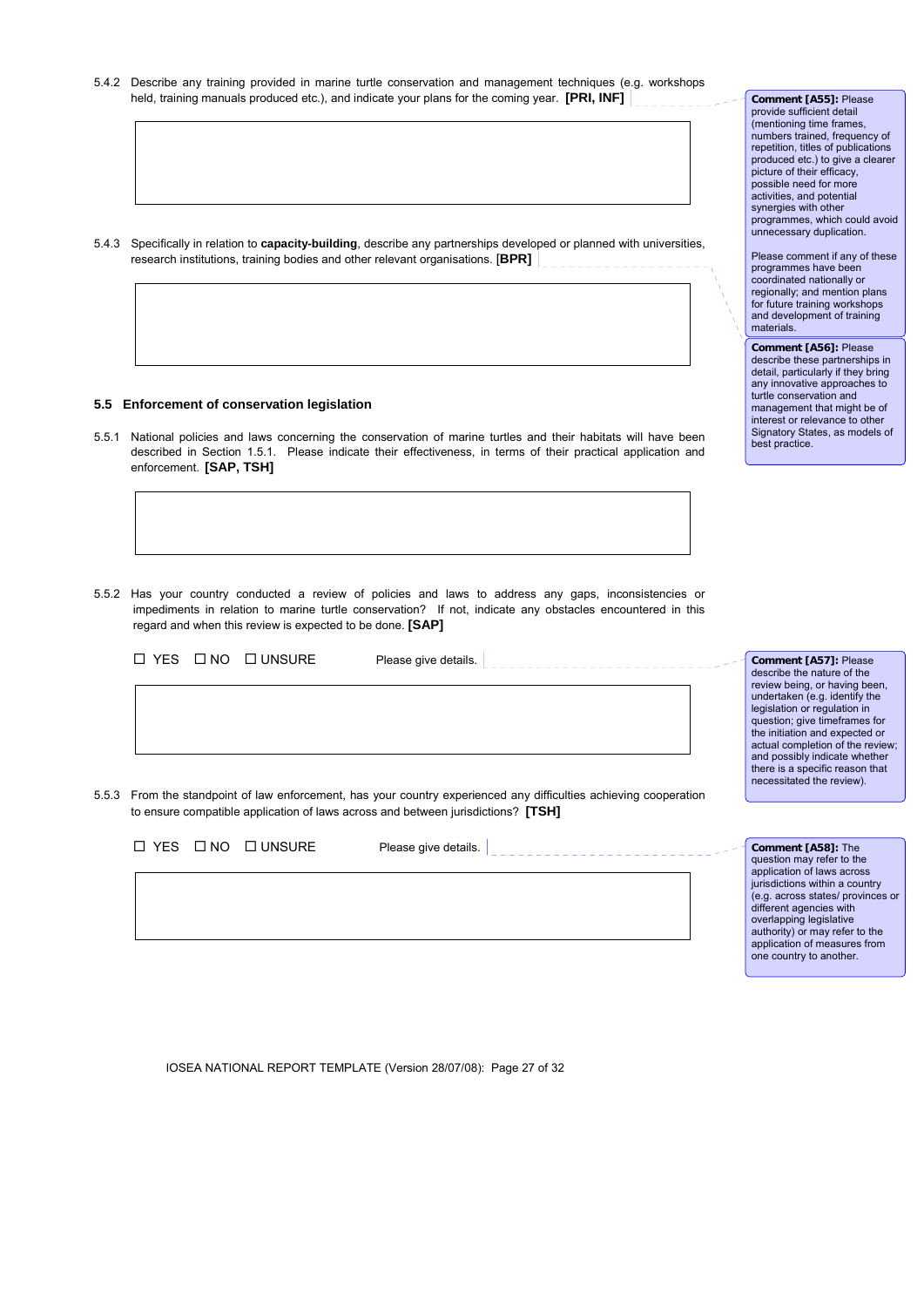5.4.2 Describe any training provided in marine turtle conservation and management techniques (e.g. workshops held, training manuals produced etc.), and indicate your plans for the coming year. **[PRI, INF]**

> **Comment [A55]:** Please provide sufficient detail (mentioning time frames, numbers trained, frequency of repetition, titles of publications produced etc.) to give a clearer picture of their efficacy, possible need for more activities, and potential synergies with other programmes, which could avoid unnecessary duplication.
>
> Please comment if any of these programmes have been coordinated nationally or regionally; and mention plans for future training workshops and development of training materials.

5.4.3 Specifically in relation to **capacity-building**, describe any partnerships developed or planned with universities, research institutions, training bodies and other relevant organisations. [**BPR]**

> **Comment [A56]:** Please describe these partnerships in detail, particularly if they bring any innovative approaches to turtle conservation and management that might be of interest or relevance to other Signatory States, as models of best practice.

### 5.5 Enforcement of conservation legislation

5.5.1 National policies and laws concerning the conservation of marine turtles and their habitats will have been described in Section 1.5.1. Please indicate their effectiveness, in terms of their practical application and enforcement. **[SAP, TSH]**

5.5.2 Has your country conducted a review of policies and laws to address any gaps, inconsistencies or impediments in relation to marine turtle conservation? If not, indicate any obstacles encountered in this regard and when this review is expected to be done. **[SAP]**

☐ YES ☐ NO ☐ UNSURE Please give details.

> **Comment [A57]:** Please describe the nature of the review being, or having been, undertaken (e.g. identify the legislation or regulation in question; give timeframes for the initiation and expected or actual completion of the review; and possibly indicate whether there is a specific reason that necessitated the review).

5.5.3 From the standpoint of law enforcement, has your country experienced any difficulties achieving cooperation to ensure compatible application of laws across and between jurisdictions? **[TSH]**

☐ YES ☐ NO ☐ UNSURE Please give details.

> **Comment [A58]:** The question may refer to the application of laws across jurisdictions within a country (e.g. across states/ provinces or different agencies with overlapping legislative authority) or may refer to the application of measures from one country to another.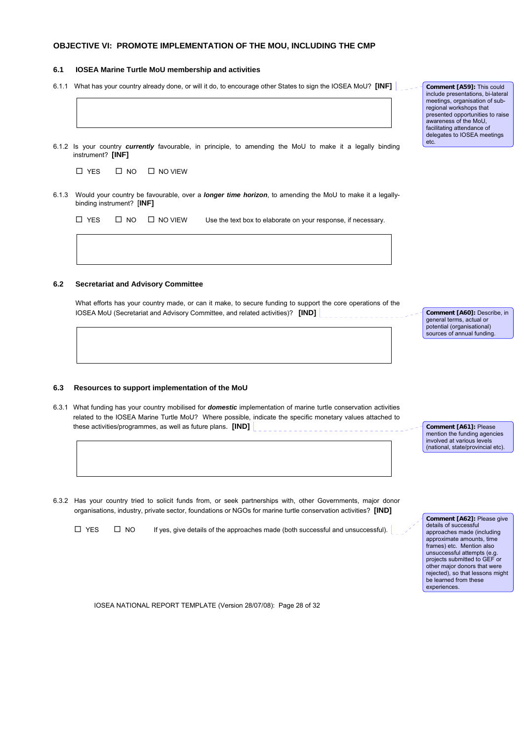## OBJECTIVE VI: PROMOTE IMPLEMENTATION OF THE MOU, INCLUDING THE CMP

### 6.1 IOSEA Marine Turtle MoU membership and activities

6.1.1 What has your country already done, or will it do, to encourage other States to sign the IOSEA MoU? **[INF]**

**Comment [A59]:** This could include presentations, bi-lateral meetings, organisation of sub-regional workshops that presented opportunities to raise awareness of the MoU, facilitating attendance of delegates to IOSEA meetings etc.

6.1.2 Is your country ***currently*** favourable, in principle, to amending the MoU to make it a legally binding instrument? **[INF]**

☐ YES ☐ NO ☐ NO VIEW

6.1.3 Would your country be favourable, over a ***longer time horizon***, to amending the MoU to make it a legally-binding instrument? **[INF]**

☐ YES ☐ NO ☐ NO VIEW Use the text box to elaborate on your response, if necessary.

### 6.2 Secretariat and Advisory Committee

What efforts has your country made, or can it make, to secure funding to support the core operations of the IOSEA MoU (Secretariat and Advisory Committee, and related activities)? **[IND]**

**Comment [A60]:** Describe, in general terms, actual or potential (organisational) sources of annual funding.

### 6.3 Resources to support implementation of the MoU

6.3.1 What funding has your country mobilised for ***domestic*** implementation of marine turtle conservation activities related to the IOSEA Marine Turtle MoU? Where possible, indicate the specific monetary values attached to these activities/programmes, as well as future plans. **[IND]**

**Comment [A61]:** Please mention the funding agencies involved at various levels (national, state/provincial etc).

6.3.2 Has your country tried to solicit funds from, or seek partnerships with, other Governments, major donor organisations, industry, private sector, foundations or NGOs for marine turtle conservation activities? **[IND]**

☐ YES ☐ NO If yes, give details of the approaches made (both successful and unsuccessful).

**Comment [A62]:** Please give details of successful approaches made (including approximate amounts, time frames) etc. Mention also unsuccessful attempts (e.g. projects submitted to GEF or other major donors that were rejected), so that lessons might be learned from these experiences.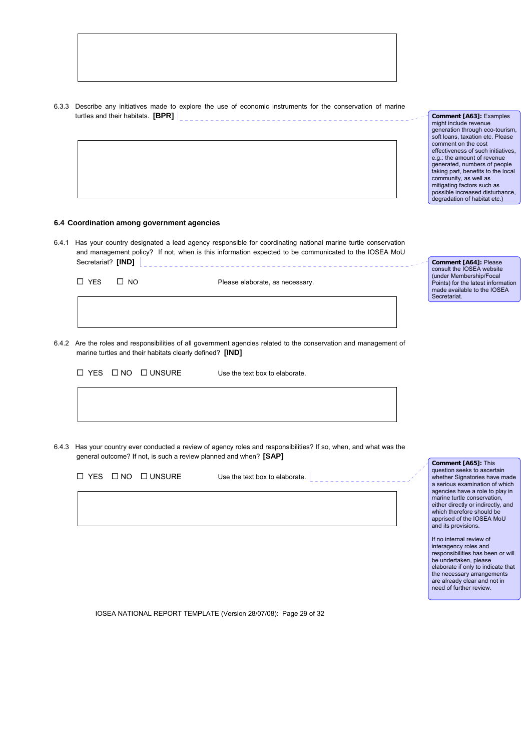6.3.3 Describe any initiatives made to explore the use of economic instruments for the conservation of marine turtles and their habitats. **[BPR]**

**Comment [A63]:** Examples might include revenue generation through eco-tourism, soft loans, taxation etc. Please comment on the cost effectiveness of such initiatives, e.g.: the amount of revenue generated, numbers of people taking part, benefits to the local community, as well as mitigating factors such as possible increased disturbance, degradation of habitat etc.)

### 6.4 Coordination among government agencies

6.4.1 Has your country designated a lead agency responsible for coordinating national marine turtle conservation and management policy? If not, when is this information expected to be communicated to the IOSEA MoU Secretariat? **[IND]**

**Comment [A64]:** Please consult the IOSEA website (under Membership/Focal Points) for the latest information made available to the IOSEA Secretariat.

☐ YES ☐ NO Please elaborate, as necessary.

6.4.2 Are the roles and responsibilities of all government agencies related to the conservation and management of marine turtles and their habitats clearly defined? **[IND]**

☐ YES ☐ NO ☐ UNSURE Use the text box to elaborate.

6.4.3 Has your country ever conducted a review of agency roles and responsibilities? If so, when, and what was the general outcome? If not, is such a review planned and when? **[SAP]**

☐ YES ☐ NO ☐ UNSURE Use the text box to elaborate.

**Comment [A65]:** This question seeks to ascertain whether Signatories have made a serious examination of which agencies have a role to play in marine turtle conservation, either directly or indirectly, and which therefore should be apprised of the IOSEA MoU and its provisions.

If no internal review of interagency roles and responsibilities has been or will be undertaken, please elaborate if only to indicate that the necessary arrangements are already clear and not in need of further review.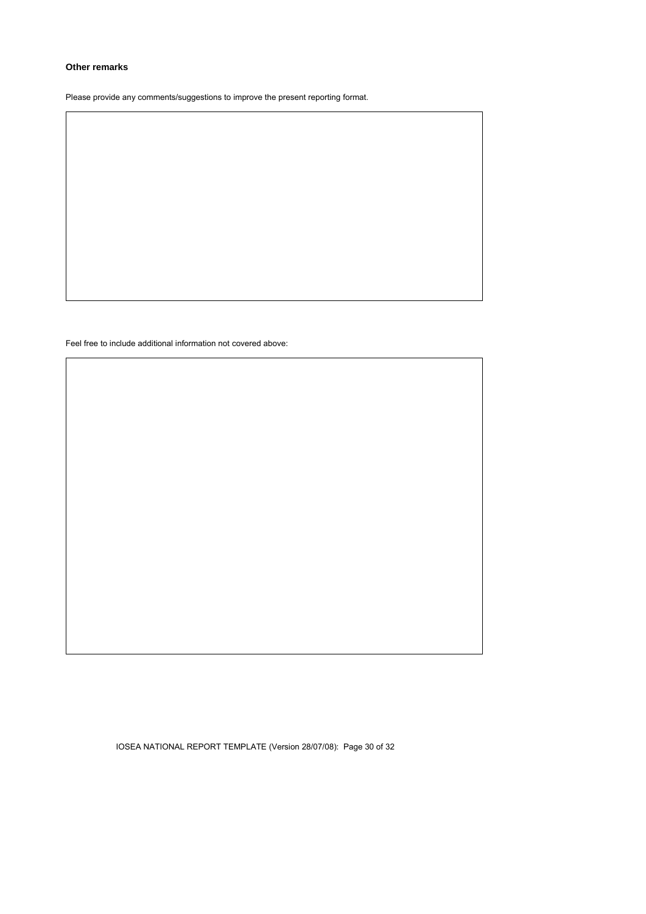**Other remarks**

Please provide any comments/suggestions to improve the present reporting format.

| |
|---|
| |

Feel free to include additional information not covered above:

| |
|---|
| |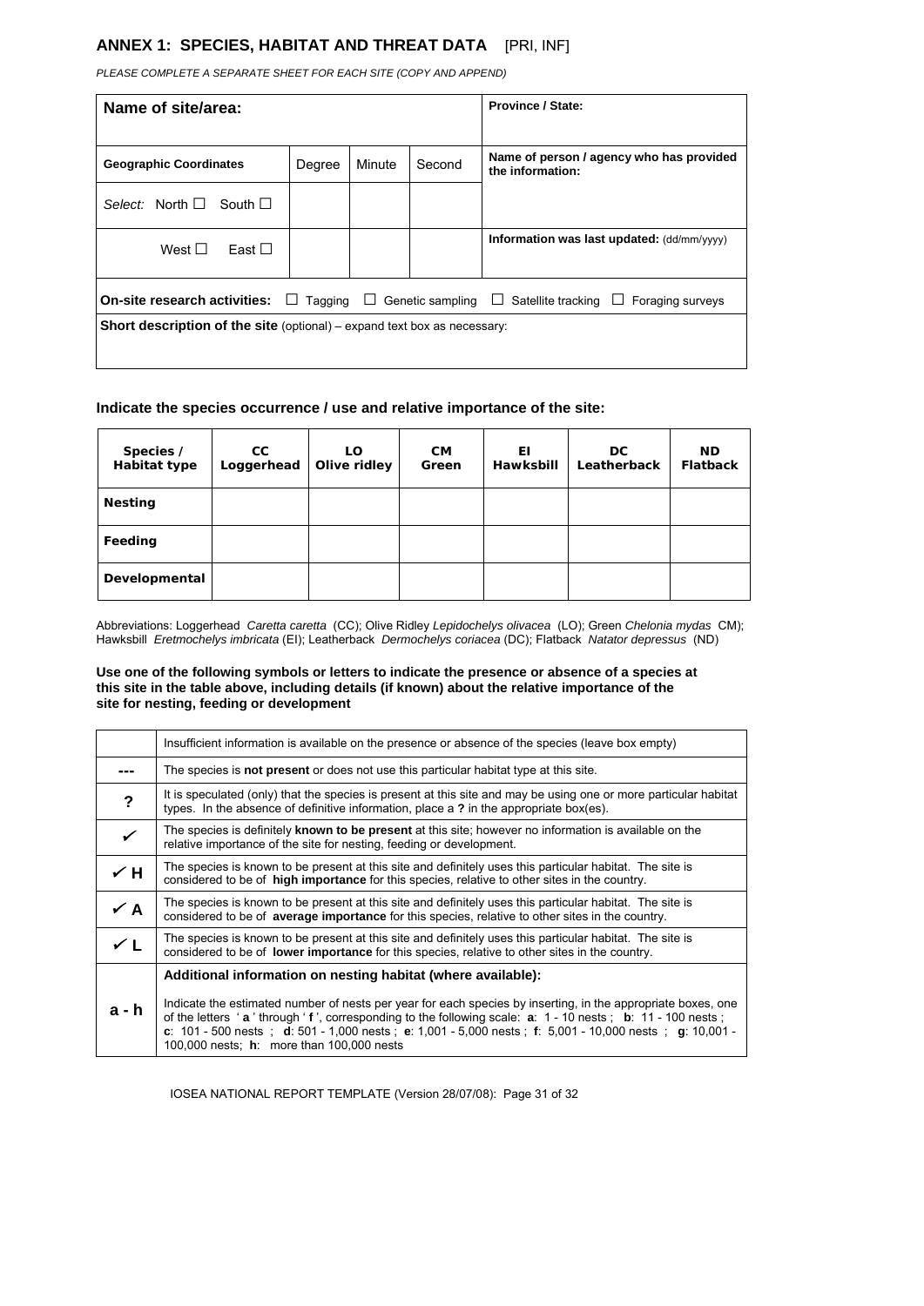## ANNEX 1: SPECIES, HABITAT AND THREAT DATA [PRI, INF]

*PLEASE COMPLETE A SEPARATE SHEET FOR EACH SITE (COPY AND APPEND)*

| **Name of site/area:** | | | | **Province / State:** |
|---|---|---|---|---|
| **Geographic Coordinates** | Degree | Minute | Second | **Name of person / agency who has provided the information:** |
| *Select:* North ☐ South ☐ | | | | |
| West ☐ East ☐ | | | | **Information was last updated:** (dd/mm/yyyy) |
| **On-site research activities:** ☐ Tagging ☐ Genetic sampling ☐ Satellite tracking ☐ Foraging surveys | | | | |
| **Short description of the site** (optional) – expand text box as necessary: | | | | |

### Indicate the species occurrence / use and relative importance of the site:

| Species / Habitat type | CC Loggerhead | LO Olive ridley | CM Green | EI Hawksbill | DC Leatherback | ND Flatback |
|---|---|---|---|---|---|---|
| **Nesting** | | | | | | |
| **Feeding** | | | | | | |
| **Developmental** | | | | | | |

Abbreviations: Loggerhead *Caretta caretta* (CC); Olive Ridley *Lepidochelys olivacea* (LO); Green *Chelonia mydas* CM); Hawksbill *Eretmochelys imbricata* (EI); Leatherback *Dermochelys coriacea* (DC); Flatback *Natator depressus* (ND)

**Use one of the following symbols or letters to indicate the presence or absence of a species at this site in the table above, including details (if known) about the relative importance of the site for nesting, feeding or development**

| | |
|---|---|
| | Insufficient information is available on the presence or absence of the species (leave box empty) |
| **---** | The species is **not present** or does not use this particular habitat type at this site. |
| **?** | It is speculated (only) that the species is present at this site and may be using one or more particular habitat types. In the absence of definitive information, place a **?** in the appropriate box(es). |
| ✓ | The species is definitely **known to be present** at this site; however no information is available on the relative importance of the site for nesting, feeding or development. |
| ✓ **H** | The species is known to be present at this site and definitely uses this particular habitat. The site is considered to be of **high importance** for this species, relative to other sites in the country. |
| ✓ **A** | The species is known to be present at this site and definitely uses this particular habitat. The site is considered to be of **average importance** for this species, relative to other sites in the country. |
| ✓ **L** | The species is known to be present at this site and definitely uses this particular habitat. The site is considered to be of **lower importance** for this species, relative to other sites in the country. |
| **a - h** | **Additional information on nesting habitat (where available):** Indicate the estimated number of nests per year for each species by inserting, in the appropriate boxes, one of the letters ' **a** ' through ' **f** ', corresponding to the following scale: **a**: 1 - 10 nests ; **b**: 11 - 100 nests ; **c**: 101 - 500 nests ; **d**: 501 - 1,000 nests ; **e**: 1,001 - 5,000 nests ; **f**: 5,001 - 10,000 nests ; **g**: 10,001 - 100,000 nests; **h**: more than 100,000 nests |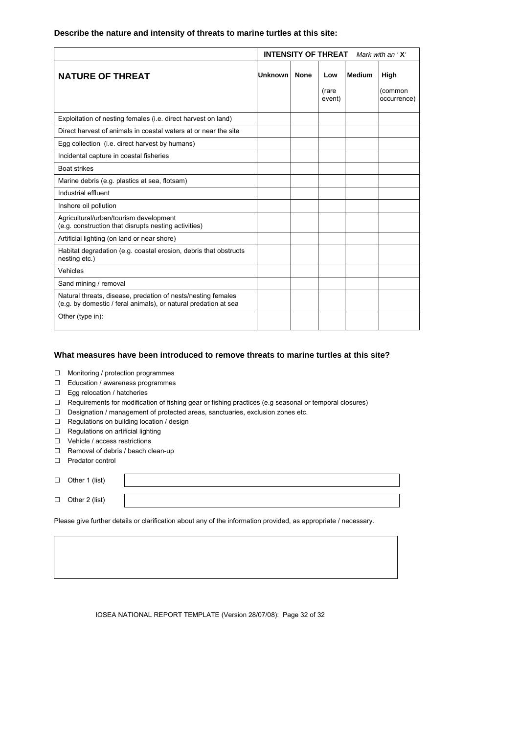**Describe the nature and intensity of threats to marine turtles at this site:**

| | INTENSITY OF THREAT *Mark with an 'X'* | | | | |
|---|---|---|---|---|---|
| **NATURE OF THREAT** | **Unknown** | **None** | **Low** (rare event) | **Medium** | **High** (common occurrence) |
| Exploitation of nesting females (i.e. direct harvest on land) | | | | | |
| Direct harvest of animals in coastal waters at or near the site | | | | | |
| Egg collection (i.e. direct harvest by humans) | | | | | |
| Incidental capture in coastal fisheries | | | | | |
| Boat strikes | | | | | |
| Marine debris (e.g. plastics at sea, flotsam) | | | | | |
| Industrial effluent | | | | | |
| Inshore oil pollution | | | | | |
| Agricultural/urban/tourism development (e.g. construction that disrupts nesting activities) | | | | | |
| Artificial lighting (on land or near shore) | | | | | |
| Habitat degradation (e.g. coastal erosion, debris that obstructs nesting etc.) | | | | | |
| Vehicles | | | | | |
| Sand mining / removal | | | | | |
| Natural threats, disease, predation of nests/nesting females (e.g. by domestic / feral animals), or natural predation at sea | | | | | |
| Other (type in): | | | | | |

**What measures have been introduced to remove threats to marine turtles at this site?**

- ☐ Monitoring / protection programmes
- ☐ Education / awareness programmes
- ☐ Egg relocation / hatcheries
- ☐ Requirements for modification of fishing gear or fishing practices (e.g seasonal or temporal closures)
- ☐ Designation / management of protected areas, sanctuaries, exclusion zones etc.
- ☐ Regulations on building location / design
- ☐ Regulations on artificial lighting
- ☐ Vehicle / access restrictions
- ☐ Removal of debris / beach clean-up
- ☐ Predator control
- ☐ Other 1 (list)
- ☐ Other 2 (list)

Please give further details or clarification about any of the information provided, as appropriate / necessary.